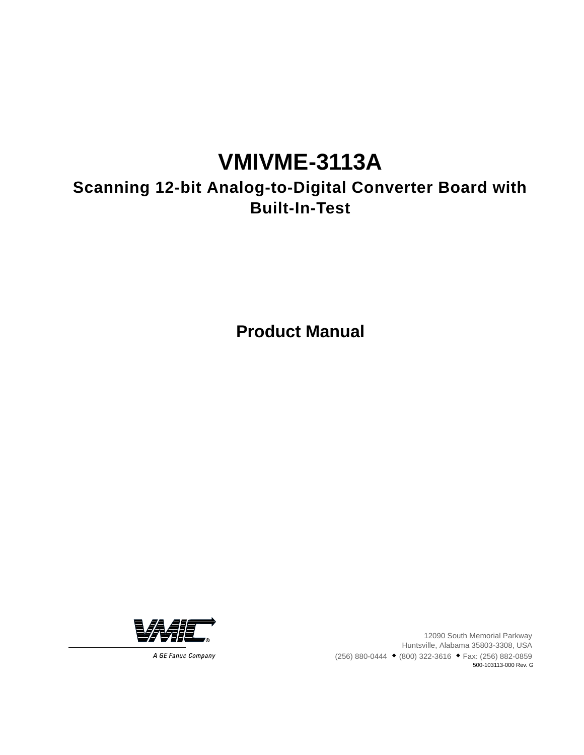# VMIVME-3113A

## Scanning 12-bit Analog-to-Digital Converter Board with Built-In-Test

## Product Manual

VMIC®

A GE Fanuc Company

12090 South Memorial Parkway
Huntsville, Alabama 35803-3308, USA
(256) 880-0444 ◆ (800) 322-3616 ◆ Fax: (256) 882-0859
500-103113-000 Rev. G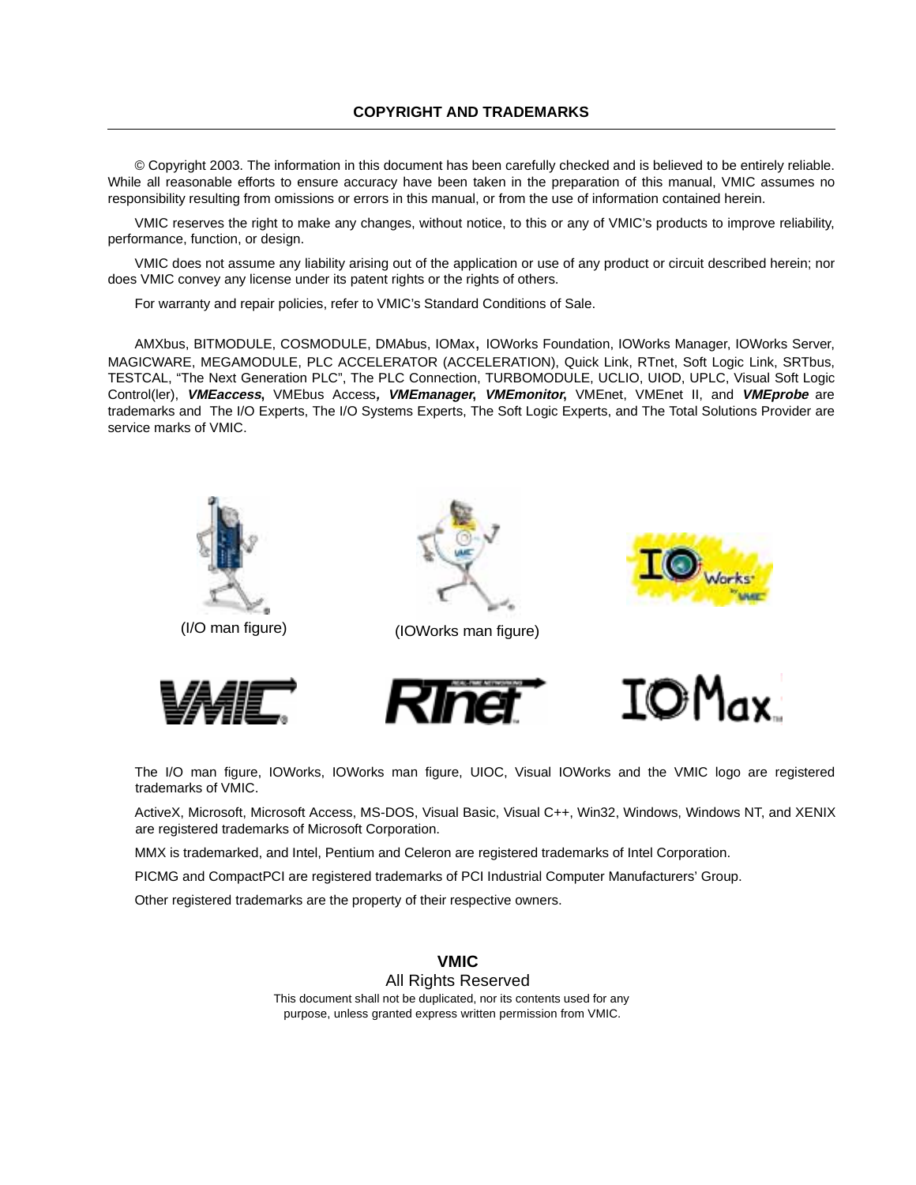## COPYRIGHT AND TRADEMARKS

© Copyright 2003. The information in this document has been carefully checked and is believed to be entirely reliable. While all reasonable efforts to ensure accuracy have been taken in the preparation of this manual, VMIC assumes no responsibility resulting from omissions or errors in this manual, or from the use of information contained herein.

VMIC reserves the right to make any changes, without notice, to this or any of VMIC's products to improve reliability, performance, function, or design.

VMIC does not assume any liability arising out of the application or use of any product or circuit described herein; nor does VMIC convey any license under its patent rights or the rights of others.

For warranty and repair policies, refer to VMIC's Standard Conditions of Sale.

AMXbus, BITMODULE, COSMODULE, DMAbus, IOMax, IOWorks Foundation, IOWorks Manager, IOWorks Server, MAGICWARE, MEGAMODULE, PLC ACCELERATOR (ACCELERATION), Quick Link, RTnet, Soft Logic Link, SRTbus, TESTCAL, "The Next Generation PLC", The PLC Connection, TURBOMODULE, UCLIO, UIOD, UPLC, Visual Soft Logic Control(ler), ***VMEaccess***, VMEbus Access, ***VMEmanager***, ***VMEmonitor***, VMEnet, VMEnet II, and ***VMEprobe*** are trademarks and The I/O Experts, The I/O Systems Experts, The Soft Logic Experts, and The Total Solutions Provider are service marks of VMIC.

(I/O man figure)

(IOWorks man figure)

The I/O man figure, IOWorks, IOWorks man figure, UIOC, Visual IOWorks and the VMIC logo are registered trademarks of VMIC.

ActiveX, Microsoft, Microsoft Access, MS-DOS, Visual Basic, Visual C++, Win32, Windows, Windows NT, and XENIX are registered trademarks of Microsoft Corporation.

MMX is trademarked, and Intel, Pentium and Celeron are registered trademarks of Intel Corporation.

PICMG and CompactPCI are registered trademarks of PCI Industrial Computer Manufacturers' Group.

Other registered trademarks are the property of their respective owners.

**VMIC**

All Rights Reserved

This document shall not be duplicated, nor its contents used for any purpose, unless granted express written permission from VMIC.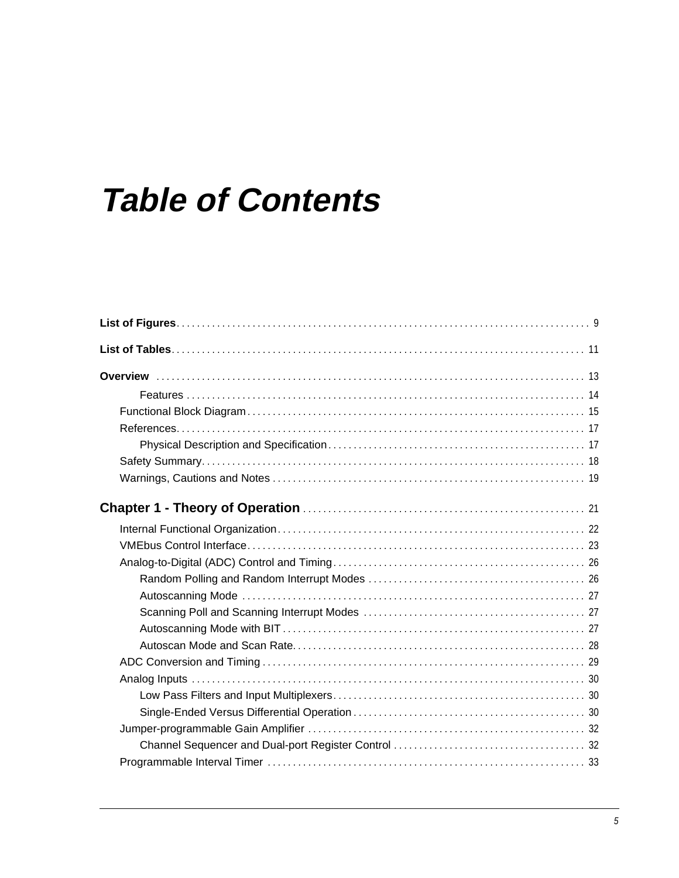# *Table of Contents*

**List of Figures** . . . . . . . . . . . . . . . . . . . . . . . . . . . . . . . . . . . . . . . . . . . . . . . . . . . . . . . . . . . . . . . . . . . . . . . . . 9

**List of Tables** . . . . . . . . . . . . . . . . . . . . . . . . . . . . . . . . . . . . . . . . . . . . . . . . . . . . . . . . . . . . . . . . . . . . . . . . . . 11

**Overview** . . . . . . . . . . . . . . . . . . . . . . . . . . . . . . . . . . . . . . . . . . . . . . . . . . . . . . . . . . . . . . . . . . . . . . . . . . . . 13

- Features . . . . . . . . . . . . . . . . . . . . . . . . . . . . . . . . . . . . . . . . . . . . . . . . . . . . . . . . . . . . . . . . . . . . . . . . 14
- Functional Block Diagram . . . . . . . . . . . . . . . . . . . . . . . . . . . . . . . . . . . . . . . . . . . . . . . . . . . . . . . . . . . . . 15
- References. . . . . . . . . . . . . . . . . . . . . . . . . . . . . . . . . . . . . . . . . . . . . . . . . . . . . . . . . . . . . . . . . . . . . . . . 17
  - Physical Description and Specification . . . . . . . . . . . . . . . . . . . . . . . . . . . . . . . . . . . . . . . . . . . . . . 17
- Safety Summary. . . . . . . . . . . . . . . . . . . . . . . . . . . . . . . . . . . . . . . . . . . . . . . . . . . . . . . . . . . . . . . . . . . 18
- Warnings, Cautions and Notes . . . . . . . . . . . . . . . . . . . . . . . . . . . . . . . . . . . . . . . . . . . . . . . . . . . . . . . . 19

**Chapter 1 - Theory of Operation** . . . . . . . . . . . . . . . . . . . . . . . . . . . . . . . . . . . . . . . . . . . . . . . . . . . . . 21

- Internal Functional Organization. . . . . . . . . . . . . . . . . . . . . . . . . . . . . . . . . . . . . . . . . . . . . . . . . . . . . . . . 22
- VMEbus Control Interface. . . . . . . . . . . . . . . . . . . . . . . . . . . . . . . . . . . . . . . . . . . . . . . . . . . . . . . . . . . . . 23
- Analog-to-Digital (ADC) Control and Timing . . . . . . . . . . . . . . . . . . . . . . . . . . . . . . . . . . . . . . . . . . . . . . 26
  - Random Polling and Random Interrupt Modes . . . . . . . . . . . . . . . . . . . . . . . . . . . . . . . . . . . . . . . . . 26
  - Autoscanning Mode . . . . . . . . . . . . . . . . . . . . . . . . . . . . . . . . . . . . . . . . . . . . . . . . . . . . . . . . . . . . . . 27
  - Scanning Poll and Scanning Interrupt Modes . . . . . . . . . . . . . . . . . . . . . . . . . . . . . . . . . . . . . . . . . . 27
  - Autoscanning Mode with BIT . . . . . . . . . . . . . . . . . . . . . . . . . . . . . . . . . . . . . . . . . . . . . . . . . . . . . . . 27
  - Autoscan Mode and Scan Rate. . . . . . . . . . . . . . . . . . . . . . . . . . . . . . . . . . . . . . . . . . . . . . . . . . . . . . 28
- ADC Conversion and Timing . . . . . . . . . . . . . . . . . . . . . . . . . . . . . . . . . . . . . . . . . . . . . . . . . . . . . . . . . . . 29
- Analog Inputs . . . . . . . . . . . . . . . . . . . . . . . . . . . . . . . . . . . . . . . . . . . . . . . . . . . . . . . . . . . . . . . . . . . . . . . 30
  - Low Pass Filters and Input Multiplexers. . . . . . . . . . . . . . . . . . . . . . . . . . . . . . . . . . . . . . . . . . . . . . . 30
  - Single-Ended Versus Differential Operation . . . . . . . . . . . . . . . . . . . . . . . . . . . . . . . . . . . . . . . . . . . 30
- Jumper-programmable Gain Amplifier . . . . . . . . . . . . . . . . . . . . . . . . . . . . . . . . . . . . . . . . . . . . . . . . . . . 32
  - Channel Sequencer and Dual-port Register Control . . . . . . . . . . . . . . . . . . . . . . . . . . . . . . . . . . . . 32
- Programmable Interval Timer . . . . . . . . . . . . . . . . . . . . . . . . . . . . . . . . . . . . . . . . . . . . . . . . . . . . . . . . . . 33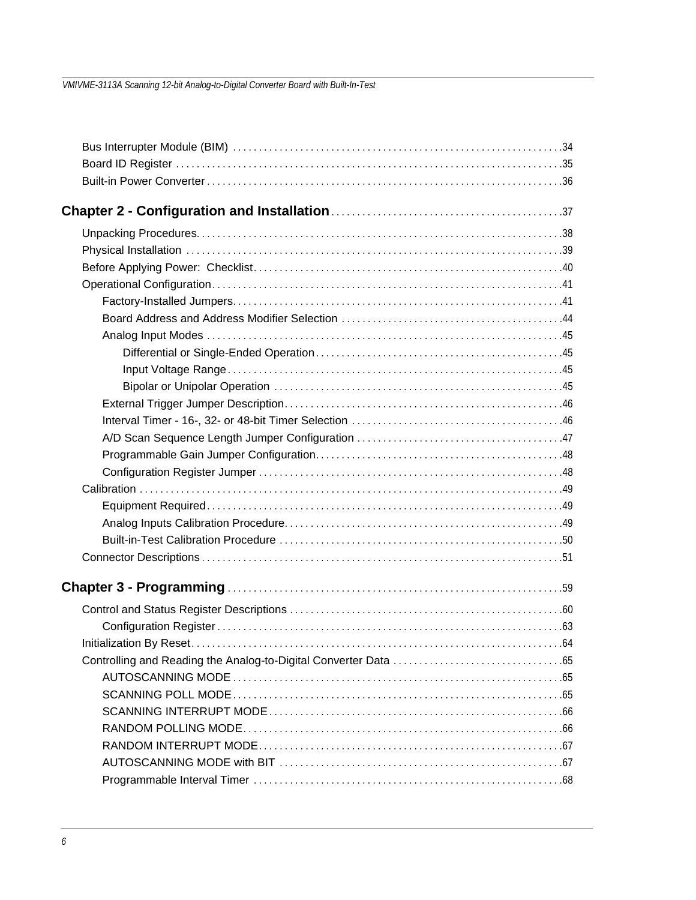Bus Interrupter Module (BIM) . . . . . . . . . . . . . . . . . . . . . . . . . . . . . . . . . . . . . . . . . . . . . . . . . . . . . . . . . . . . . . .34
Board ID Register . . . . . . . . . . . . . . . . . . . . . . . . . . . . . . . . . . . . . . . . . . . . . . . . . . . . . . . . . . . . . . . . . . . . . . . . . . .35
Built-in Power Converter . . . . . . . . . . . . . . . . . . . . . . . . . . . . . . . . . . . . . . . . . . . . . . . . . . . . . . . . . . . . . . . . . . . . .36

**Chapter 2 - Configuration and Installation** . . . . . . . . . . . . . . . . . . . . . . . . . . . . . . . . . . . . . . . . . . . .37

Unpacking Procedures. . . . . . . . . . . . . . . . . . . . . . . . . . . . . . . . . . . . . . . . . . . . . . . . . . . . . . . . . . . . . . . . . . . . . . .38
Physical Installation . . . . . . . . . . . . . . . . . . . . . . . . . . . . . . . . . . . . . . . . . . . . . . . . . . . . . . . . . . . . . . . . . . . . . . . .39
Before Applying Power: Checklist. . . . . . . . . . . . . . . . . . . . . . . . . . . . . . . . . . . . . . . . . . . . . . . . . . . . . . . . . . . . .40
Operational Configuration. . . . . . . . . . . . . . . . . . . . . . . . . . . . . . . . . . . . . . . . . . . . . . . . . . . . . . . . . . . . . . . . . . . .41
    Factory-Installed Jumpers. . . . . . . . . . . . . . . . . . . . . . . . . . . . . . . . . . . . . . . . . . . . . . . . . . . . . . . . . . . . . . . .41
    Board Address and Address Modifier Selection . . . . . . . . . . . . . . . . . . . . . . . . . . . . . . . . . . . . . . . . . . .44
    Analog Input Modes . . . . . . . . . . . . . . . . . . . . . . . . . . . . . . . . . . . . . . . . . . . . . . . . . . . . . . . . . . . . . . . . . . . .45
        Differential or Single-Ended Operation. . . . . . . . . . . . . . . . . . . . . . . . . . . . . . . . . . . . . . . . . . . . . . . .45
        Input Voltage Range. . . . . . . . . . . . . . . . . . . . . . . . . . . . . . . . . . . . . . . . . . . . . . . . . . . . . . . . . . . . . . . . .45
        Bipolar or Unipolar Operation . . . . . . . . . . . . . . . . . . . . . . . . . . . . . . . . . . . . . . . . . . . . . . . . . . . . . . .45
    External Trigger Jumper Description. . . . . . . . . . . . . . . . . . . . . . . . . . . . . . . . . . . . . . . . . . . . . . . . . . . . .46
    Interval Timer - 16-, 32- or 48-bit Timer Selection . . . . . . . . . . . . . . . . . . . . . . . . . . . . . . . . . . . . . . . . .46
    A/D Scan Sequence Length Jumper Configuration . . . . . . . . . . . . . . . . . . . . . . . . . . . . . . . . . . . . . . . .47
    Programmable Gain Jumper Configuration. . . . . . . . . . . . . . . . . . . . . . . . . . . . . . . . . . . . . . . . . . . . . . . .48
    Configuration Register Jumper . . . . . . . . . . . . . . . . . . . . . . . . . . . . . . . . . . . . . . . . . . . . . . . . . . . . . . . . . .48
Calibration . . . . . . . . . . . . . . . . . . . . . . . . . . . . . . . . . . . . . . . . . . . . . . . . . . . . . . . . . . . . . . . . . . . . . . . . . . . . . . . . .49
    Equipment Required. . . . . . . . . . . . . . . . . . . . . . . . . . . . . . . . . . . . . . . . . . . . . . . . . . . . . . . . . . . . . . . . . . . .49
    Analog Inputs Calibration Procedure. . . . . . . . . . . . . . . . . . . . . . . . . . . . . . . . . . . . . . . . . . . . . . . . . . . . . .49
    Built-in-Test Calibration Procedure . . . . . . . . . . . . . . . . . . . . . . . . . . . . . . . . . . . . . . . . . . . . . . . . . . . . . . .50
Connector Descriptions . . . . . . . . . . . . . . . . . . . . . . . . . . . . . . . . . . . . . . . . . . . . . . . . . . . . . . . . . . . . . . . . . . . . . .51

**Chapter 3 - Programming** . . . . . . . . . . . . . . . . . . . . . . . . . . . . . . . . . . . . . . . . . . . . . . . . . . . . . . . . . . . . . . . .59

Control and Status Register Descriptions . . . . . . . . . . . . . . . . . . . . . . . . . . . . . . . . . . . . . . . . . . . . . . . . . . . . .60
    Configuration Register . . . . . . . . . . . . . . . . . . . . . . . . . . . . . . . . . . . . . . . . . . . . . . . . . . . . . . . . . . . . . . . . . .63
Initialization By Reset. . . . . . . . . . . . . . . . . . . . . . . . . . . . . . . . . . . . . . . . . . . . . . . . . . . . . . . . . . . . . . . . . . . . . . . .64
Controlling and Reading the Analog-to-Digital Converter Data . . . . . . . . . . . . . . . . . . . . . . . . . . . . . . . . .65
    AUTOSCANNING MODE . . . . . . . . . . . . . . . . . . . . . . . . . . . . . . . . . . . . . . . . . . . . . . . . . . . . . . . . . . . . . . . .65
    SCANNING POLL MODE. . . . . . . . . . . . . . . . . . . . . . . . . . . . . . . . . . . . . . . . . . . . . . . . . . . . . . . . . . . . . . . .65
    SCANNING INTERRUPT MODE. . . . . . . . . . . . . . . . . . . . . . . . . . . . . . . . . . . . . . . . . . . . . . . . . . . . . . . . . .66
    RANDOM POLLING MODE. . . . . . . . . . . . . . . . . . . . . . . . . . . . . . . . . . . . . . . . . . . . . . . . . . . . . . . . . . . . . .66
    RANDOM INTERRUPT MODE. . . . . . . . . . . . . . . . . . . . . . . . . . . . . . . . . . . . . . . . . . . . . . . . . . . . . . . . . . . .67
    AUTOSCANNING MODE with BIT . . . . . . . . . . . . . . . . . . . . . . . . . . . . . . . . . . . . . . . . . . . . . . . . . . . . . . .67
    Programmable Interval Timer . . . . . . . . . . . . . . . . . . . . . . . . . . . . . . . . . . . . . . . . . . . . . . . . . . . . . . . . . . . .68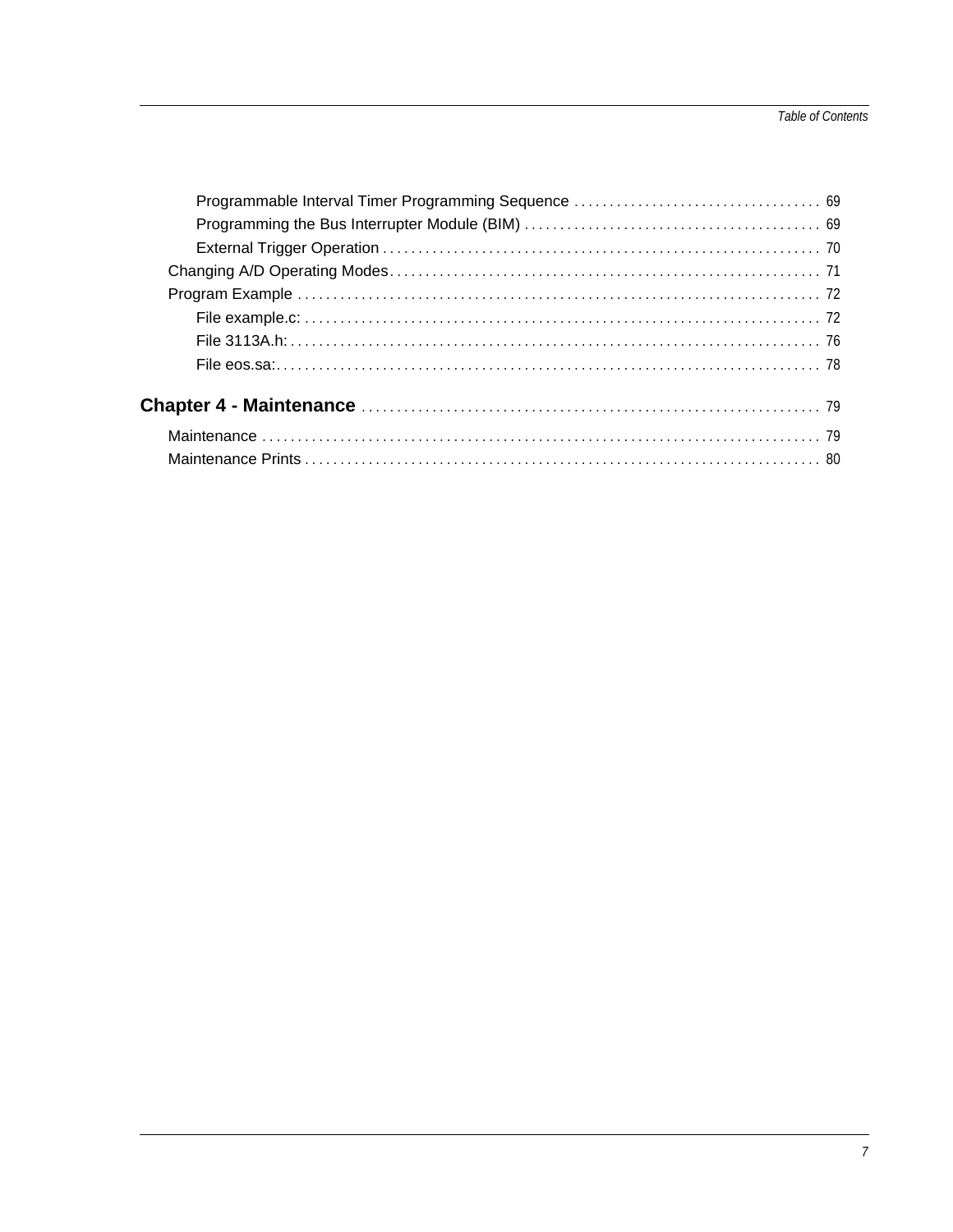Programmable Interval Timer Programming Sequence . . . . . . . . . . . . . . . . . . . . . . . . . . . . . . . . . . 69
Programming the Bus Interrupter Module (BIM) . . . . . . . . . . . . . . . . . . . . . . . . . . . . . . . . . . . . . . . . 69
External Trigger Operation . . . . . . . . . . . . . . . . . . . . . . . . . . . . . . . . . . . . . . . . . . . . . . . . . . . . . . . . . . . 70
Changing A/D Operating Modes . . . . . . . . . . . . . . . . . . . . . . . . . . . . . . . . . . . . . . . . . . . . . . . . . . . . . . . . . . 71
Program Example . . . . . . . . . . . . . . . . . . . . . . . . . . . . . . . . . . . . . . . . . . . . . . . . . . . . . . . . . . . . . . . . . . . . . . . 72
File example.c: . . . . . . . . . . . . . . . . . . . . . . . . . . . . . . . . . . . . . . . . . . . . . . . . . . . . . . . . . . . . . . . . . . . . . . . 72
File 3113A.h: . . . . . . . . . . . . . . . . . . . . . . . . . . . . . . . . . . . . . . . . . . . . . . . . . . . . . . . . . . . . . . . . . . . . . . . . . 76
File eos.sa: . . . . . . . . . . . . . . . . . . . . . . . . . . . . . . . . . . . . . . . . . . . . . . . . . . . . . . . . . . . . . . . . . . . . . . . . . . . 78

**Chapter 4 - Maintenance** . . . . . . . . . . . . . . . . . . . . . . . . . . . . . . . . . . . . . . . . . . . . . . . . . . . . . . . . . . . . . . . . 79

Maintenance . . . . . . . . . . . . . . . . . . . . . . . . . . . . . . . . . . . . . . . . . . . . . . . . . . . . . . . . . . . . . . . . . . . . . . . . . . . . . 79
Maintenance Prints . . . . . . . . . . . . . . . . . . . . . . . . . . . . . . . . . . . . . . . . . . . . . . . . . . . . . . . . . . . . . . . . . . . . . . . 80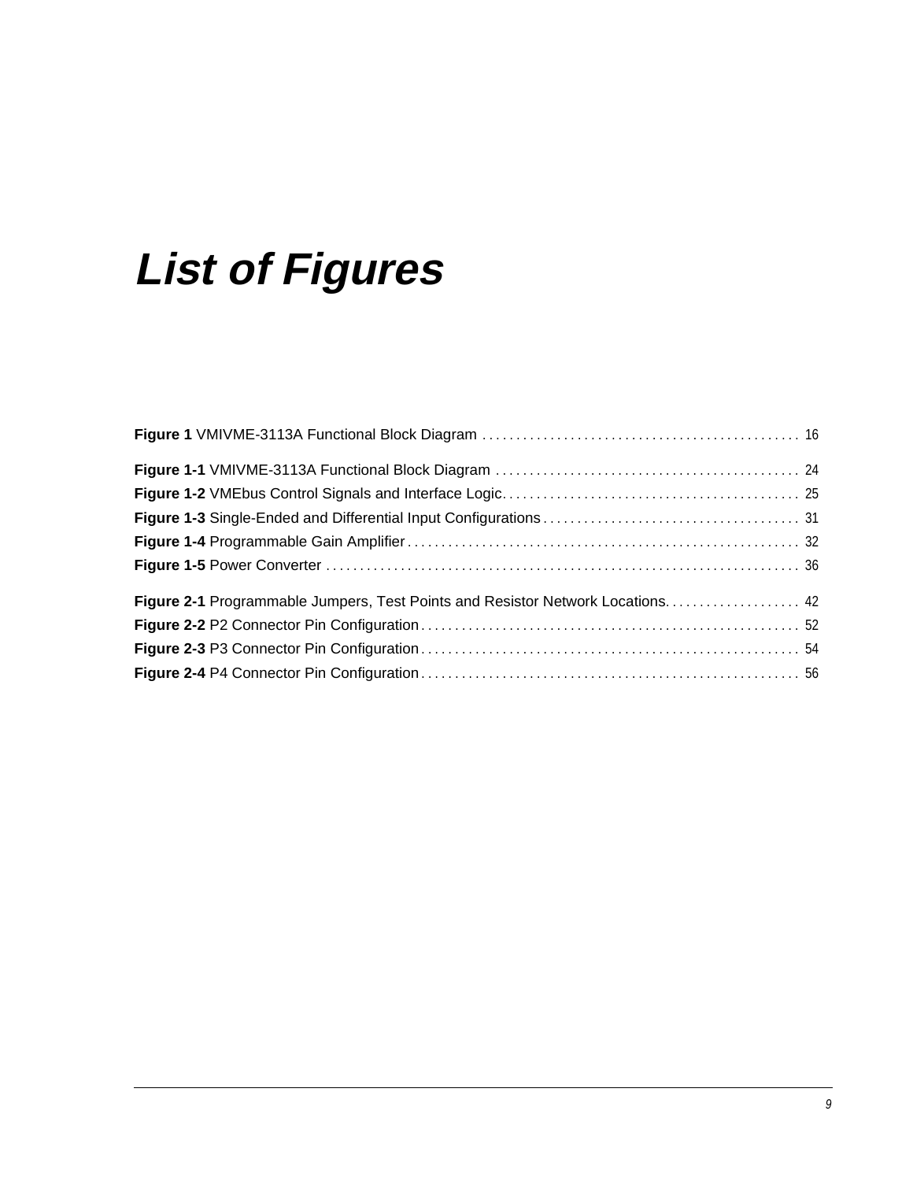# List of Figures

**Figure 1** VMIVME-3113A Functional Block Diagram . . . . . . . . . . . . . . . . . . . . . . . . . . . . . . . . . . . . . . . . . . . . . . 16

**Figure 1-1** VMIVME-3113A Functional Block Diagram . . . . . . . . . . . . . . . . . . . . . . . . . . . . . . . . . . . . . . . . . . . . 24
**Figure 1-2** VMEbus Control Signals and Interface Logic. . . . . . . . . . . . . . . . . . . . . . . . . . . . . . . . . . . . . . . . . . . 25
**Figure 1-3** Single-Ended and Differential Input Configurations . . . . . . . . . . . . . . . . . . . . . . . . . . . . . . . . . . . . . 31
**Figure 1-4** Programmable Gain Amplifier . . . . . . . . . . . . . . . . . . . . . . . . . . . . . . . . . . . . . . . . . . . . . . . . . . . . . . . . 32
**Figure 1-5** Power Converter . . . . . . . . . . . . . . . . . . . . . . . . . . . . . . . . . . . . . . . . . . . . . . . . . . . . . . . . . . . . . . . . . . . 36

**Figure 2-1** Programmable Jumpers, Test Points and Resistor Network Locations. . . . . . . . . . . . . . . . . . . . 42
**Figure 2-2** P2 Connector Pin Configuration . . . . . . . . . . . . . . . . . . . . . . . . . . . . . . . . . . . . . . . . . . . . . . . . . . . . . . 52
**Figure 2-3** P3 Connector Pin Configuration . . . . . . . . . . . . . . . . . . . . . . . . . . . . . . . . . . . . . . . . . . . . . . . . . . . . . . 54
**Figure 2-4** P4 Connector Pin Configuration . . . . . . . . . . . . . . . . . . . . . . . . . . . . . . . . . . . . . . . . . . . . . . . . . . . . . . 56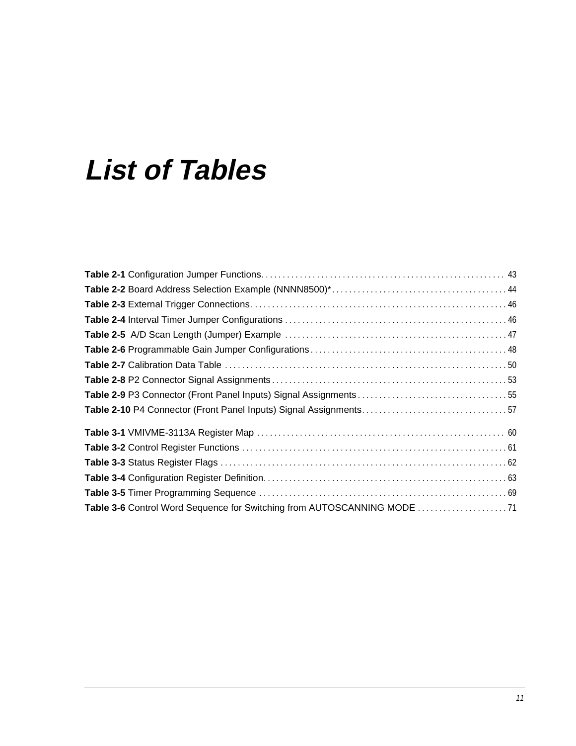# List of Tables

**Table 2-1** Configuration Jumper Functions. . . . . . . . . . . . . . . . . . . . . . . . . . . . . . . . . . . . . . . . . . . . . . . . . . . . . . . . 43
**Table 2-2** Board Address Selection Example (NNNN8500)*. . . . . . . . . . . . . . . . . . . . . . . . . . . . . . . . . . . . . . . . . 44
**Table 2-3** External Trigger Connections. . . . . . . . . . . . . . . . . . . . . . . . . . . . . . . . . . . . . . . . . . . . . . . . . . . . . . . . . . . 46
**Table 2-4** Interval Timer Jumper Configurations . . . . . . . . . . . . . . . . . . . . . . . . . . . . . . . . . . . . . . . . . . . . . . . . . . . 46
**Table 2-5** A/D Scan Length (Jumper) Example . . . . . . . . . . . . . . . . . . . . . . . . . . . . . . . . . . . . . . . . . . . . . . . . . . . 47
**Table 2-6** Programmable Gain Jumper Configurations . . . . . . . . . . . . . . . . . . . . . . . . . . . . . . . . . . . . . . . . . . . . . 48
**Table 2-7** Calibration Data Table . . . . . . . . . . . . . . . . . . . . . . . . . . . . . . . . . . . . . . . . . . . . . . . . . . . . . . . . . . . . . . . . . 50
**Table 2-8** P2 Connector Signal Assignments . . . . . . . . . . . . . . . . . . . . . . . . . . . . . . . . . . . . . . . . . . . . . . . . . . . . . . 53
**Table 2-9** P3 Connector (Front Panel Inputs) Signal Assignments . . . . . . . . . . . . . . . . . . . . . . . . . . . . . . . . . . 55
**Table 2-10** P4 Connector (Front Panel Inputs) Signal Assignments. . . . . . . . . . . . . . . . . . . . . . . . . . . . . . . . . . 57

**Table 3-1** VMIVME-3113A Register Map . . . . . . . . . . . . . . . . . . . . . . . . . . . . . . . . . . . . . . . . . . . . . . . . . . . . . . . . . 60
**Table 3-2** Control Register Functions . . . . . . . . . . . . . . . . . . . . . . . . . . . . . . . . . . . . . . . . . . . . . . . . . . . . . . . . . . . . . 61
**Table 3-3** Status Register Flags . . . . . . . . . . . . . . . . . . . . . . . . . . . . . . . . . . . . . . . . . . . . . . . . . . . . . . . . . . . . . . . . . . 62
**Table 3-4** Configuration Register Definition. . . . . . . . . . . . . . . . . . . . . . . . . . . . . . . . . . . . . . . . . . . . . . . . . . . . . . . . 63
**Table 3-5** Timer Programming Sequence . . . . . . . . . . . . . . . . . . . . . . . . . . . . . . . . . . . . . . . . . . . . . . . . . . . . . . . . . 69
**Table 3-6** Control Word Sequence for Switching from AUTOSCANNING MODE . . . . . . . . . . . . . . . . . . . . . 71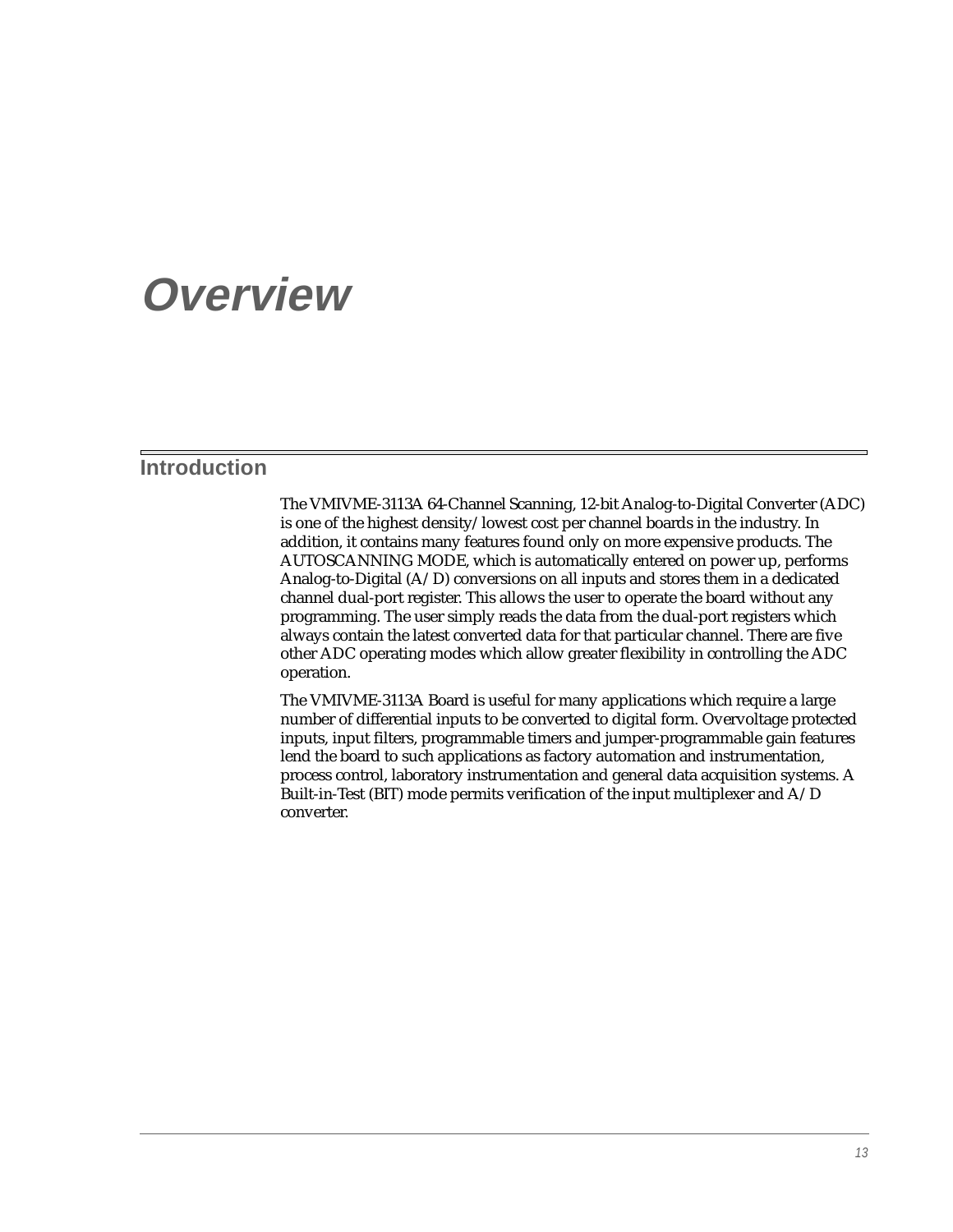# Overview

## Introduction

The VMIVME-3113A 64-Channel Scanning, 12-bit Analog-to-Digital Converter (ADC) is one of the highest density/lowest cost per channel boards in the industry. In addition, it contains many features found only on more expensive products. The AUTOSCANNING MODE, which is automatically entered on power up, performs Analog-to-Digital (A/D) conversions on all inputs and stores them in a dedicated channel dual-port register. This allows the user to operate the board without any programming. The user simply reads the data from the dual-port registers which always contain the latest converted data for that particular channel. There are five other ADC operating modes which allow greater flexibility in controlling the ADC operation.

The VMIVME-3113A Board is useful for many applications which require a large number of differential inputs to be converted to digital form. Overvoltage protected inputs, input filters, programmable timers and jumper-programmable gain features lend the board to such applications as factory automation and instrumentation, process control, laboratory instrumentation and general data acquisition systems. A Built-in-Test (BIT) mode permits verification of the input multiplexer and A/D converter.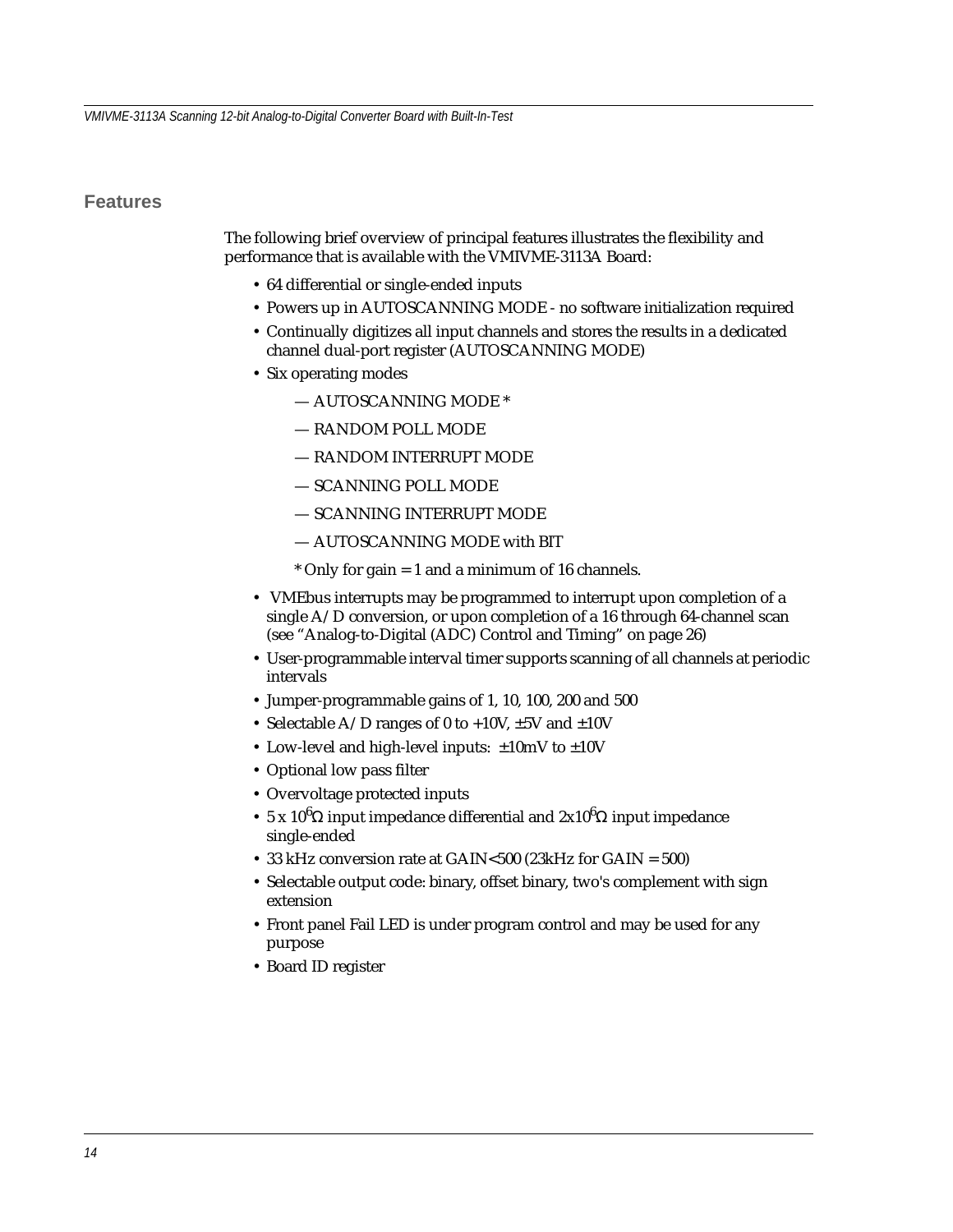## Features

The following brief overview of principal features illustrates the flexibility and performance that is available with the VMIVME-3113A Board:

- 64 differential or single-ended inputs
- Powers up in AUTOSCANNING MODE - no software initialization required
- Continually digitizes all input channels and stores the results in a dedicated channel dual-port register (AUTOSCANNING MODE)
- Six operating modes
  - — AUTOSCANNING MODE *
  - — RANDOM POLL MODE
  - — RANDOM INTERRUPT MODE
  - — SCANNING POLL MODE
  - — SCANNING INTERRUPT MODE
  - — AUTOSCANNING MODE with BIT

  * Only for gain = 1 and a minimum of 16 channels.
- VMEbus interrupts may be programmed to interrupt upon completion of a single A/D conversion, or upon completion of a 16 through 64-channel scan (see “Analog-to-Digital (ADC) Control and Timing” on page 26)
- User-programmable interval timer supports scanning of all channels at periodic intervals
- Jumper-programmable gains of 1, 10, 100, 200 and 500
- Selectable A/D ranges of 0 to +10V, ±5V and ±10V
- Low-level and high-level inputs: ±10mV to ±10V
- Optional low pass filter
- Overvoltage protected inputs
- $5 \times 10^6 \Omega$ input impedance differential and $2 \times 10^6 \Omega$ input impedance single-ended
- 33 kHz conversion rate at GAIN<500 (23kHz for GAIN = 500)
- Selectable output code: binary, offset binary, two's complement with sign extension
- Front panel Fail LED is under program control and may be used for any purpose
- Board ID register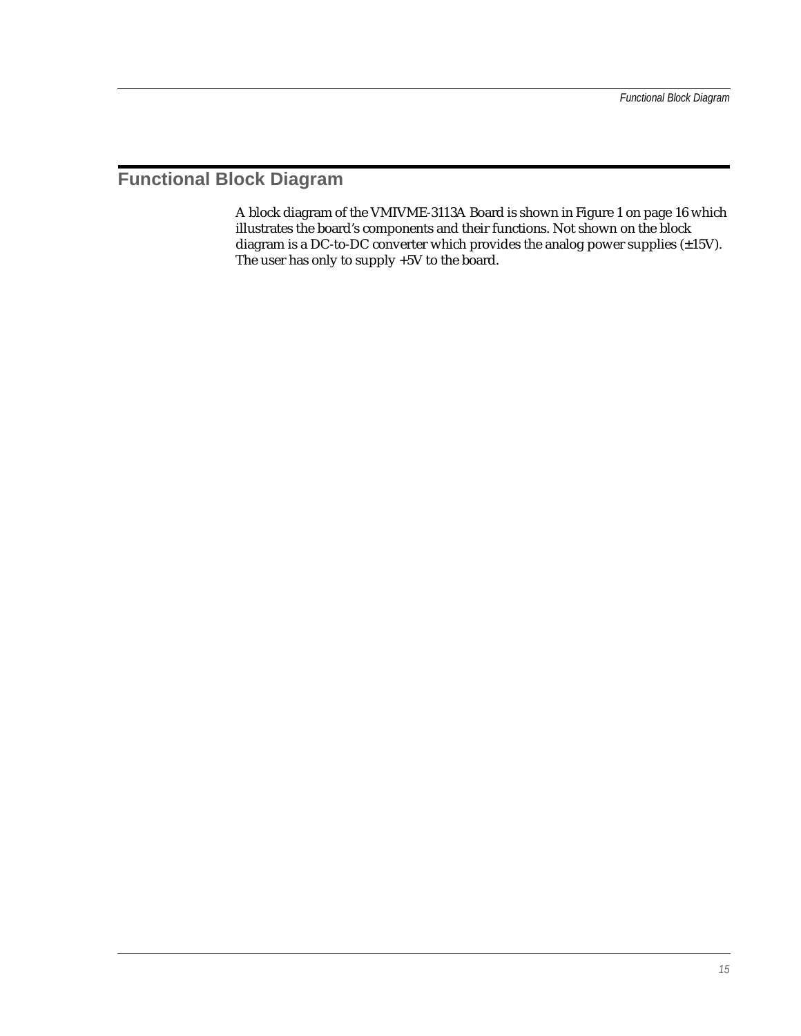## Functional Block Diagram

A block diagram of the VMIVME-3113A Board is shown in Figure 1 on page 16 which illustrates the board's components and their functions. Not shown on the block diagram is a DC-to-DC converter which provides the analog power supplies (±15V). The user has only to supply +5V to the board.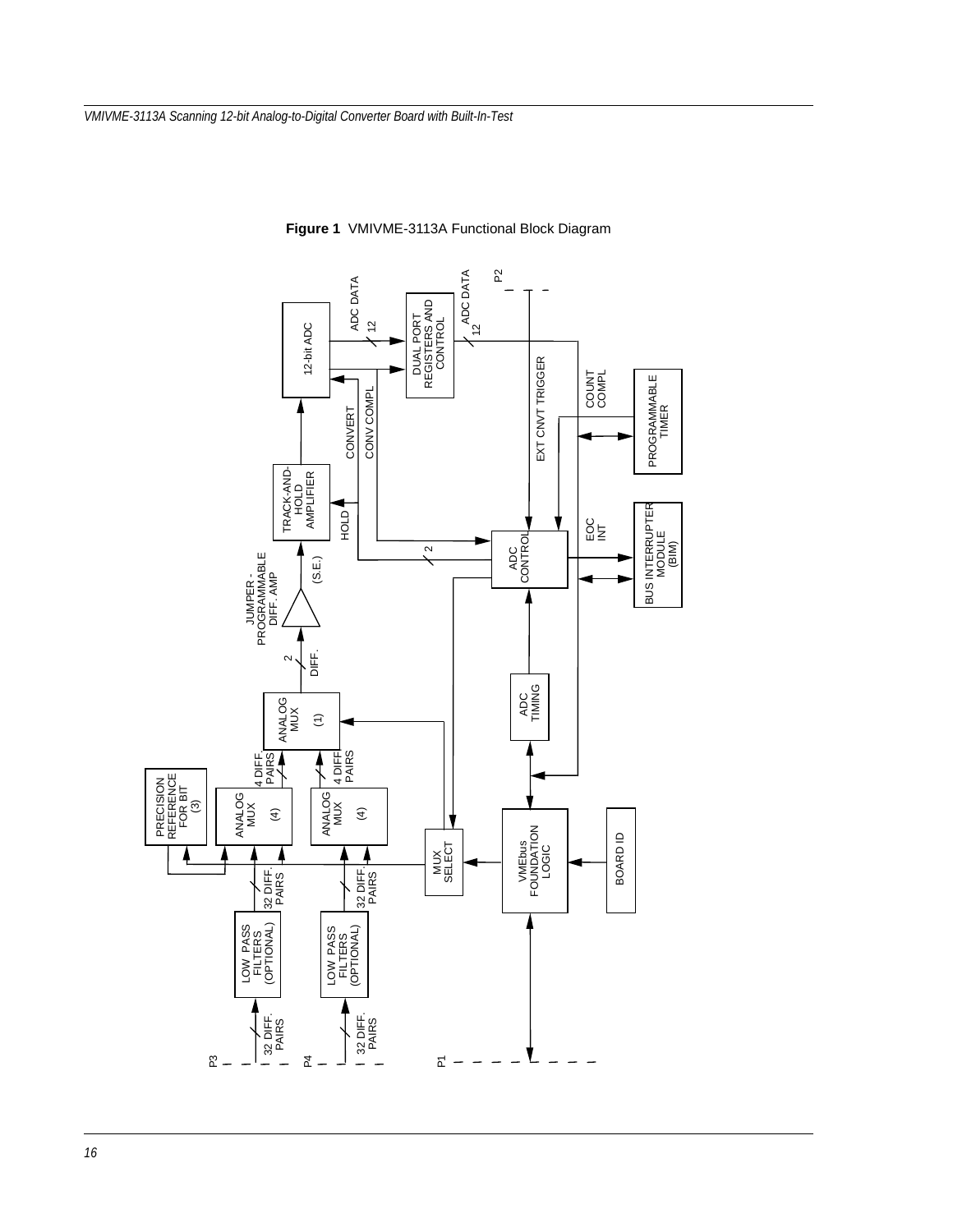**Figure 1** VMIVME-3113A Functional Block Diagram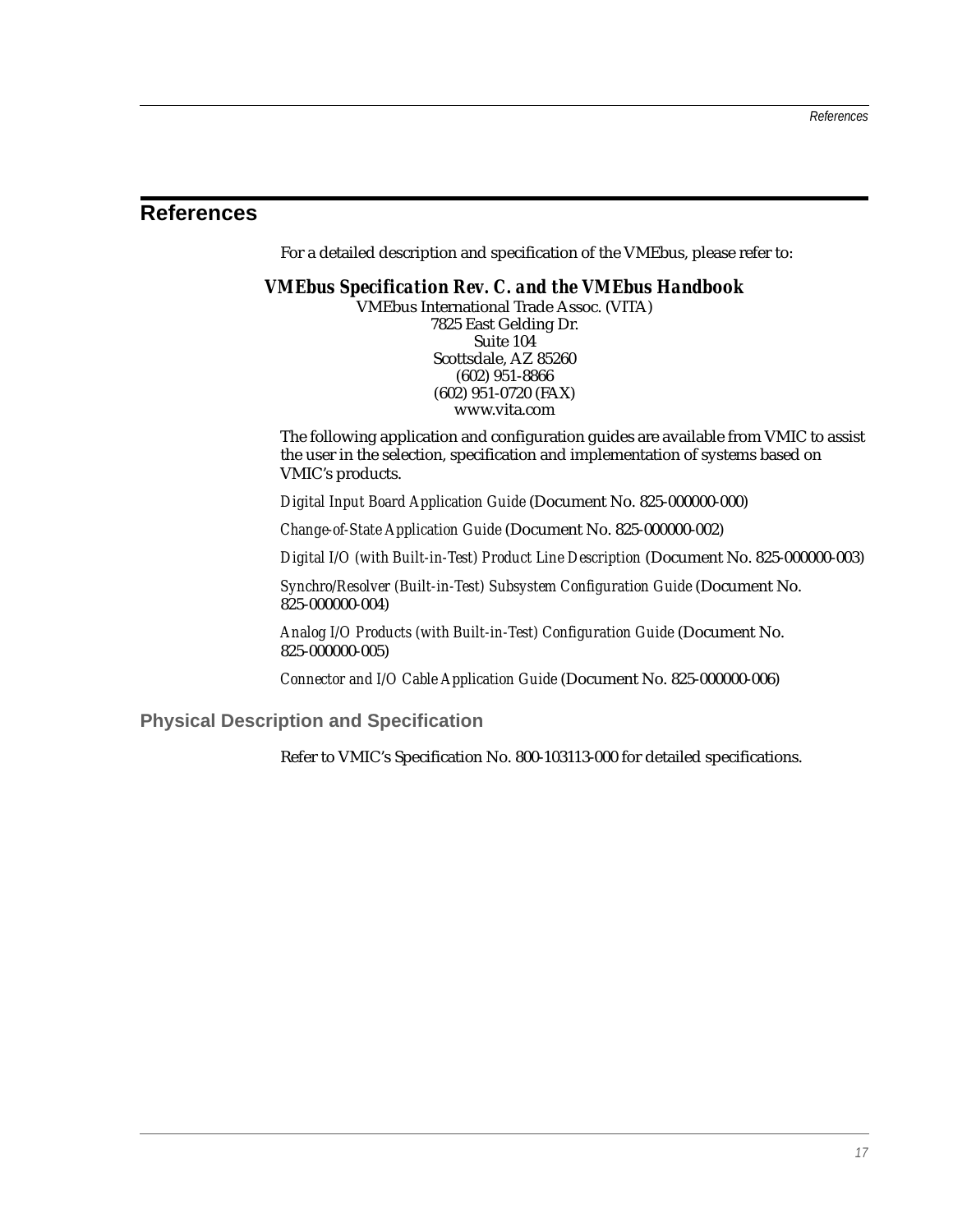# References

For a detailed description and specification of the VMEbus, please refer to:

***VMEbus Specification Rev. C. and the VMEbus Handbook***

VMEbus International Trade Assoc. (VITA)
7825 East Gelding Dr.
Suite 104
Scottsdale, AZ 85260
(602) 951-8866
(602) 951-0720 (FAX)
www.vita.com

The following application and configuration guides are available from VMIC to assist the user in the selection, specification and implementation of systems based on VMIC's products.

*Digital Input Board Application Guide* (Document No. 825-000000-000)

*Change-of-State Application Guide* (Document No. 825-000000-002)

*Digital I/O (with Built-in-Test) Product Line Description* (Document No. 825-000000-003)

*Synchro/Resolver (Built-in-Test) Subsystem Configuration Guide* (Document No. 825-000000-004)

*Analog I/O Products (with Built-in-Test) Configuration Guide* (Document No. 825-000000-005)

*Connector and I/O Cable Application Guide* (Document No. 825-000000-006)

## Physical Description and Specification

Refer to VMIC's Specification No. 800-103113-000 for detailed specifications.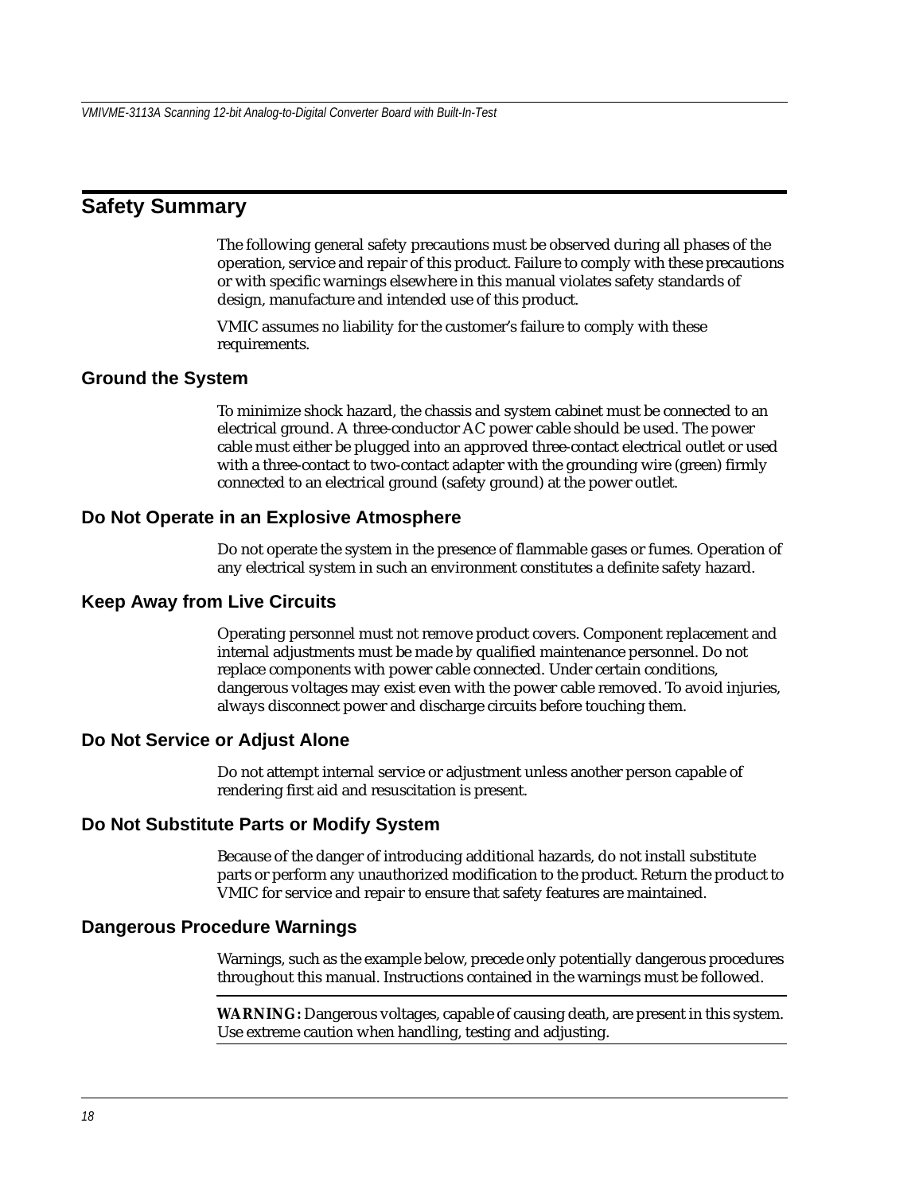# Safety Summary

The following general safety precautions must be observed during all phases of the operation, service and repair of this product. Failure to comply with these precautions or with specific warnings elsewhere in this manual violates safety standards of design, manufacture and intended use of this product.

VMIC assumes no liability for the customer's failure to comply with these requirements.

## Ground the System

To minimize shock hazard, the chassis and system cabinet must be connected to an electrical ground. A three-conductor AC power cable should be used. The power cable must either be plugged into an approved three-contact electrical outlet or used with a three-contact to two-contact adapter with the grounding wire (green) firmly connected to an electrical ground (safety ground) at the power outlet.

## Do Not Operate in an Explosive Atmosphere

Do not operate the system in the presence of flammable gases or fumes. Operation of any electrical system in such an environment constitutes a definite safety hazard.

## Keep Away from Live Circuits

Operating personnel must not remove product covers. Component replacement and internal adjustments must be made by qualified maintenance personnel. Do not replace components with power cable connected. Under certain conditions, dangerous voltages may exist even with the power cable removed. To avoid injuries, always disconnect power and discharge circuits before touching them.

## Do Not Service or Adjust Alone

Do not attempt internal service or adjustment unless another person capable of rendering first aid and resuscitation is present.

## Do Not Substitute Parts or Modify System

Because of the danger of introducing additional hazards, do not install substitute parts or perform any unauthorized modification to the product. Return the product to VMIC for service and repair to ensure that safety features are maintained.

## Dangerous Procedure Warnings

Warnings, such as the example below, precede only potentially dangerous procedures throughout this manual. Instructions contained in the warnings must be followed.

---

**WARNING:** Dangerous voltages, capable of causing death, are present in this system. Use extreme caution when handling, testing and adjusting.

---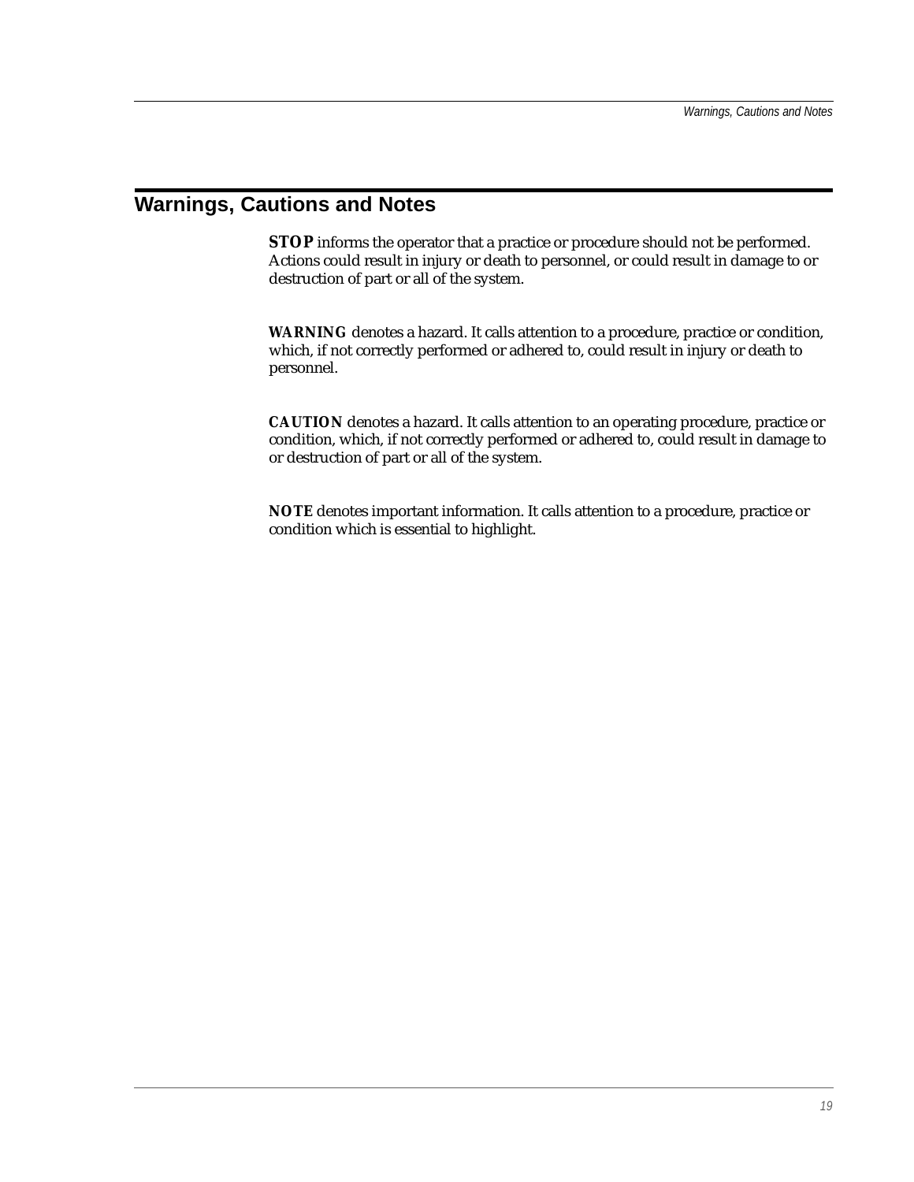# Warnings, Cautions and Notes

**STOP** informs the operator that a practice or procedure should not be performed. Actions could result in injury or death to personnel, or could result in damage to or destruction of part or all of the system.

**WARNING** denotes a hazard. It calls attention to a procedure, practice or condition, which, if not correctly performed or adhered to, could result in injury or death to personnel.

**CAUTION** denotes a hazard. It calls attention to an operating procedure, practice or condition, which, if not correctly performed or adhered to, could result in damage to or destruction of part or all of the system.

**NOTE** denotes important information. It calls attention to a procedure, practice or condition which is essential to highlight.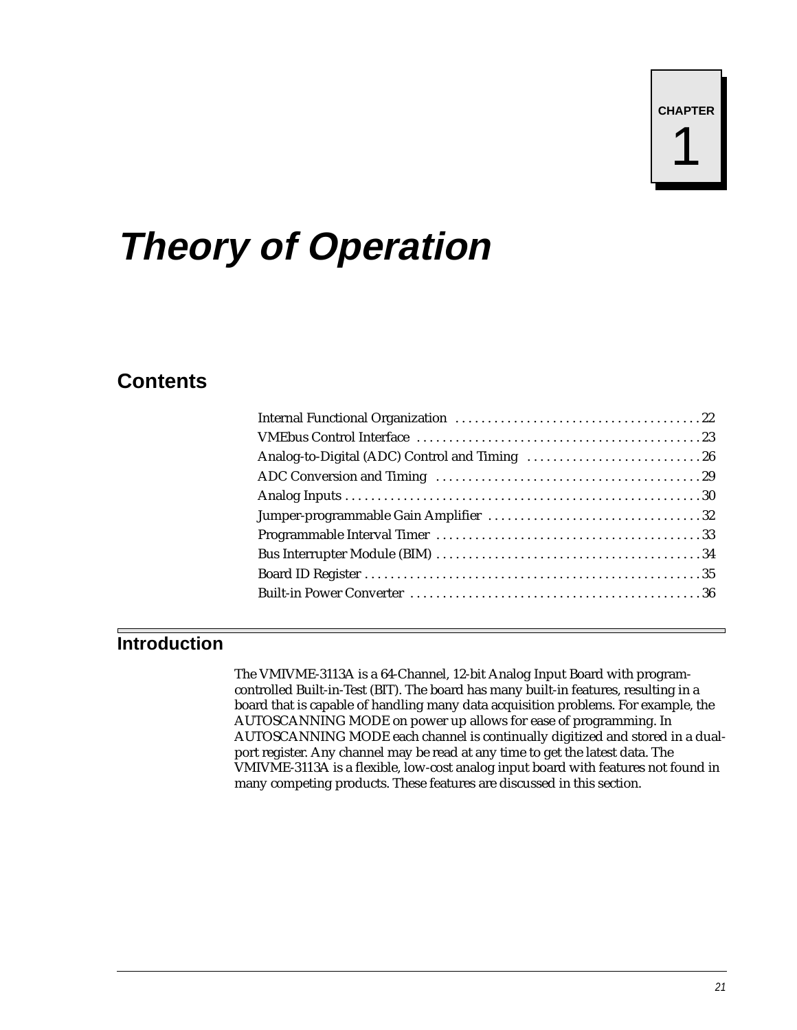CHAPTER 1

# Theory of Operation

## Contents

Internal Functional Organization . . . . . . . . . . . . . . . . . . . . . . . . . . . . . . . . . . . . . . 22
VMEbus Control Interface . . . . . . . . . . . . . . . . . . . . . . . . . . . . . . . . . . . . . . . . . . . 23
Analog-to-Digital (ADC) Control and Timing . . . . . . . . . . . . . . . . . . . . . . . . . . . 26
ADC Conversion and Timing . . . . . . . . . . . . . . . . . . . . . . . . . . . . . . . . . . . . . . . . 29
Analog Inputs . . . . . . . . . . . . . . . . . . . . . . . . . . . . . . . . . . . . . . . . . . . . . . . . . . . . . 30
Jumper-programmable Gain Amplifier . . . . . . . . . . . . . . . . . . . . . . . . . . . . . . . . . 32
Programmable Interval Timer . . . . . . . . . . . . . . . . . . . . . . . . . . . . . . . . . . . . . . . . 33
Bus Interrupter Module (BIM) . . . . . . . . . . . . . . . . . . . . . . . . . . . . . . . . . . . . . . . . 34
Board ID Register . . . . . . . . . . . . . . . . . . . . . . . . . . . . . . . . . . . . . . . . . . . . . . . . . . 35
Built-in Power Converter . . . . . . . . . . . . . . . . . . . . . . . . . . . . . . . . . . . . . . . . . . . . 36

## Introduction

The VMIVME-3113A is a 64-Channel, 12-bit Analog Input Board with program-controlled Built-in-Test (BIT). The board has many built-in features, resulting in a board that is capable of handling many data acquisition problems. For example, the AUTOSCANNING MODE on power up allows for ease of programming. In AUTOSCANNING MODE each channel is continually digitized and stored in a dual-port register. Any channel may be read at any time to get the latest data. The VMIVME-3113A is a flexible, low-cost analog input board with features not found in many competing products. These features are discussed in this section.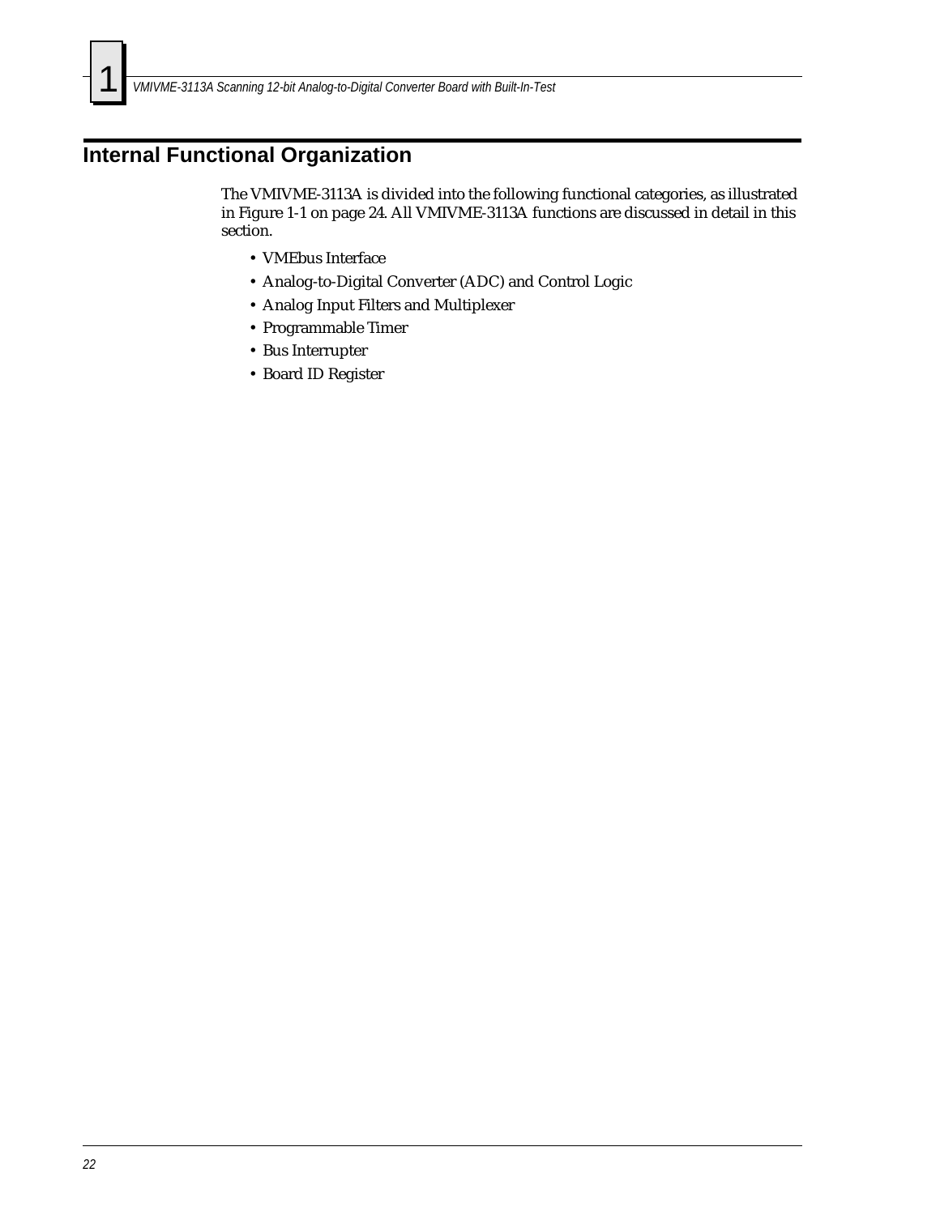## Internal Functional Organization

The VMIVME-3113A is divided into the following functional categories, as illustrated in Figure 1-1 on page 24. All VMIVME-3113A functions are discussed in detail in this section.

- VMEbus Interface
- Analog-to-Digital Converter (ADC) and Control Logic
- Analog Input Filters and Multiplexer
- Programmable Timer
- Bus Interrupter
- Board ID Register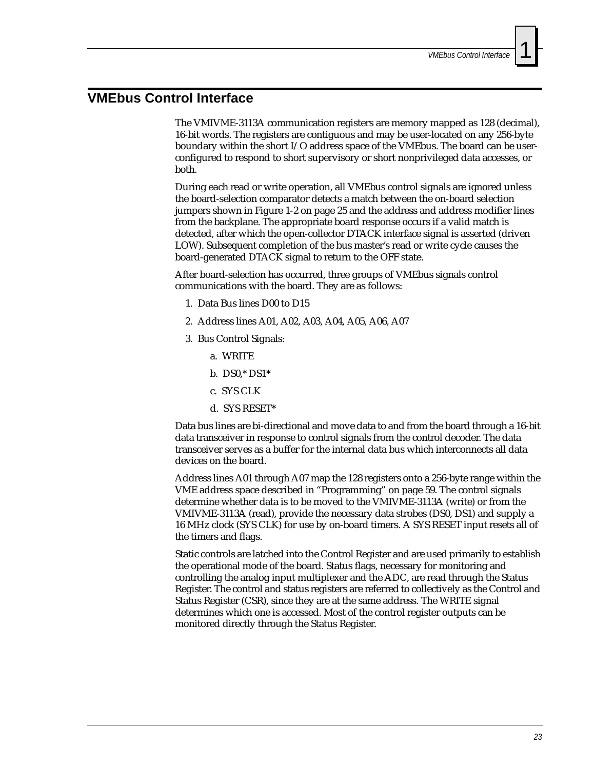## VMEbus Control Interface

The VMIVME-3113A communication registers are memory mapped as 128 (decimal), 16-bit words. The registers are contiguous and may be user-located on any 256-byte boundary within the short I/O address space of the VMEbus. The board can be user-configured to respond to short supervisory or short nonprivileged data accesses, or both.

During each read or write operation, all VMEbus control signals are ignored unless the board-selection comparator detects a match between the on-board selection jumpers shown in Figure 1-2 on page 25 and the address and address modifier lines from the backplane. The appropriate board response occurs if a valid match is detected, after which the open-collector DTACK interface signal is asserted (driven LOW). Subsequent completion of the bus master's read or write cycle causes the board-generated DTACK signal to return to the OFF state.

After board-selection has occurred, three groups of VMEbus signals control communications with the board. They are as follows:

1. Data Bus lines D00 to D15
2. Address lines A01, A02, A03, A04, A05, A06, A07
3. Bus Control Signals:
   a. WRITE
   b. DS0,* DS1*
   c. SYS CLK
   d. SYS RESET*

Data bus lines are bi-directional and move data to and from the board through a 16-bit data transceiver in response to control signals from the control decoder. The data transceiver serves as a buffer for the internal data bus which interconnects all data devices on the board.

Address lines A01 through A07 map the 128 registers onto a 256-byte range within the VME address space described in "Programming" on page 59. The control signals determine whether data is to be moved to the VMIVME-3113A (write) or from the VMIVME-3113A (read), provide the necessary data strobes (DS0, DS1) and supply a 16 MHz clock (SYS CLK) for use by on-board timers. A SYS RESET input resets all of the timers and flags.

Static controls are latched into the Control Register and are used primarily to establish the operational mode of the board. Status flags, necessary for monitoring and controlling the analog input multiplexer and the ADC, are read through the Status Register. The control and status registers are referred to collectively as the Control and Status Register (CSR), since they are at the same address. The WRITE signal determines which one is accessed. Most of the control register outputs can be monitored directly through the Status Register.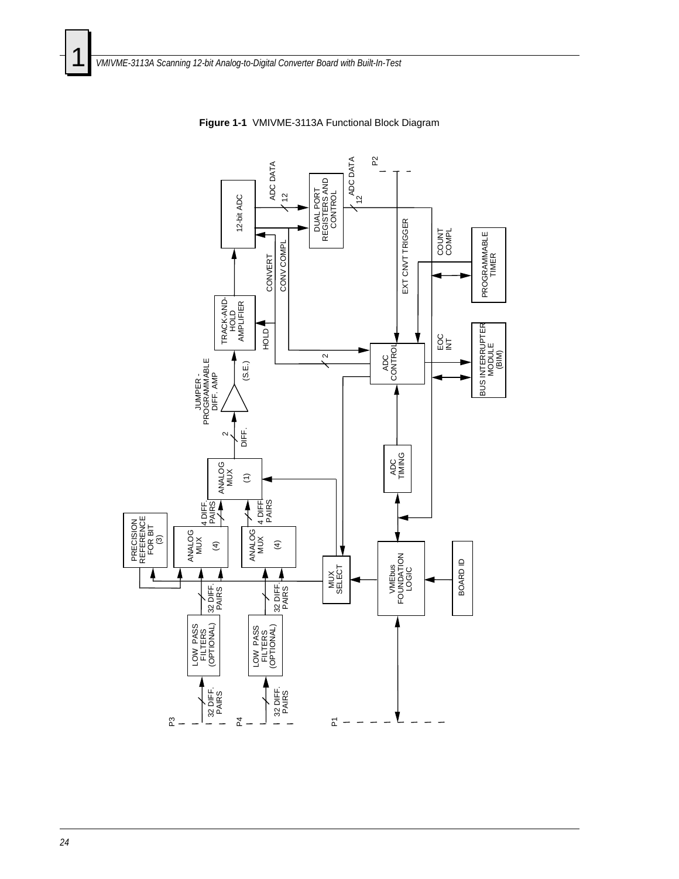**Figure 1-1** VMIVME-3113A Functional Block Diagram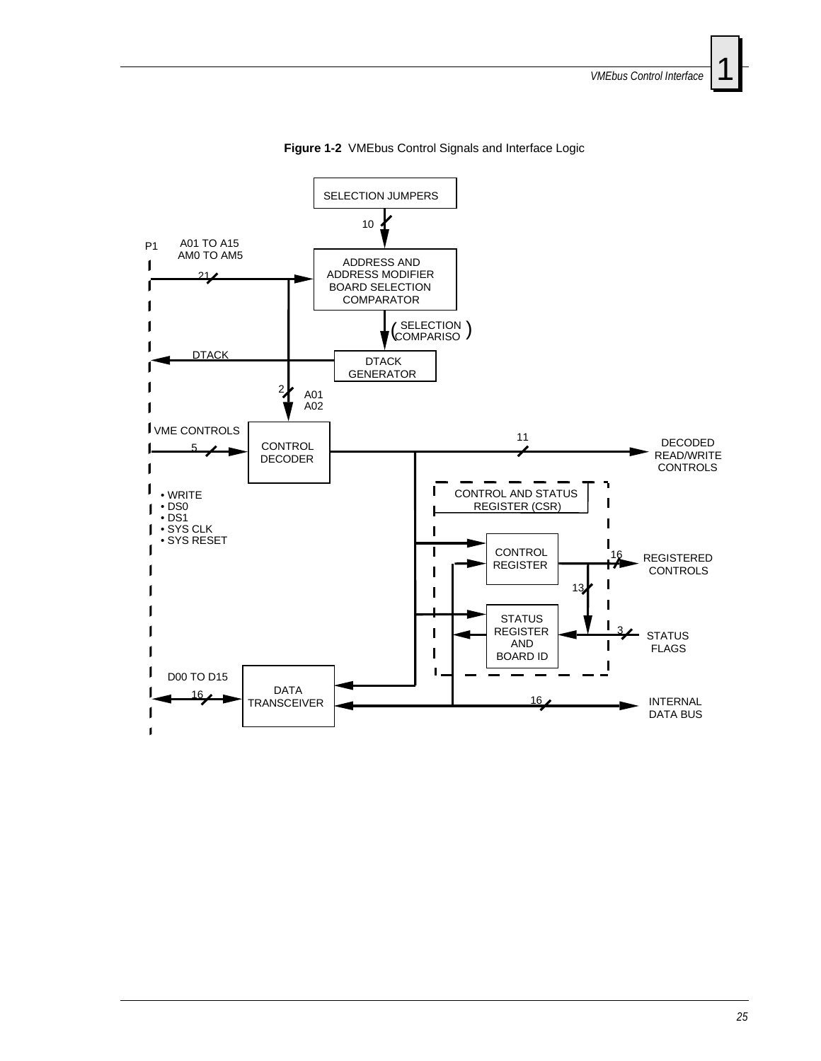**Figure 1-2** VMEbus Control Signals and Interface Logic

SELECTION JUMPERS

10

P1

A01 TO A15
AM0 TO AM5

21

ADDRESS AND
ADDRESS MODIFIER
BOARD SELECTION
COMPARATOR

(SELECTION COMPARISO)

DTACK

DTACK
GENERATOR

2

A01
A02

VME CONTROLS

5

CONTROL
DECODER

11

DECODED
READ/WRITE
CONTROLS

- WRITE
- DS0
- DS1
- SYS CLK
- SYS RESET

CONTROL AND STATUS
REGISTER (CSR)

CONTROL
REGISTER

16

REGISTERED
CONTROLS

13

STATUS
REGISTER
AND
BOARD ID

3

STATUS
FLAGS

D00 TO D15

16

DATA
TRANSCEIVER

16

INTERNAL
DATA BUS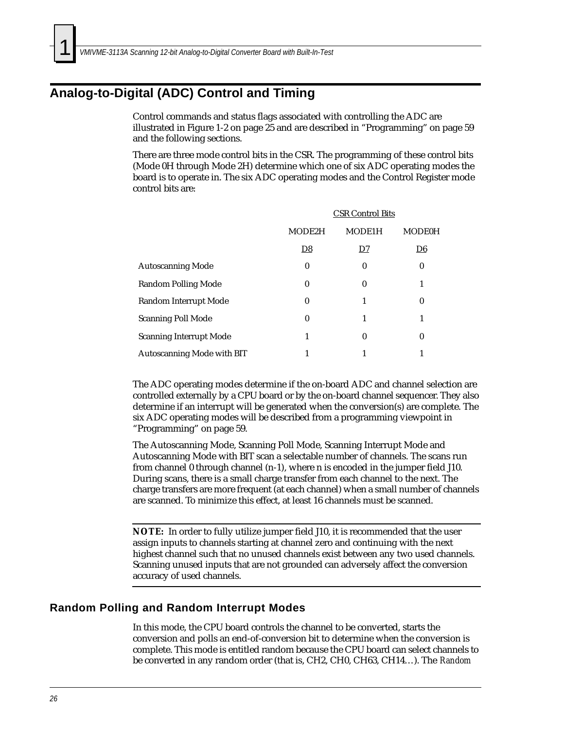## Analog-to-Digital (ADC) Control and Timing

Control commands and status flags associated with controlling the ADC are illustrated in Figure 1-2 on page 25 and are described in "Programming" on page 59 and the following sections.

There are three mode control bits in the CSR. The programming of these control bits (Mode 0H through Mode 2H) determine which one of six ADC operating modes the board is to operate in. The six ADC operating modes and the Control Register mode control bits are:

| | CSR Control Bits | | |
|---|---|---|---|
| | MODE2H | MODE1H | MODE0H |
| | D8 | D7 | D6 |
| Autoscanning Mode | 0 | 0 | 0 |
| Random Polling Mode | 0 | 0 | 1 |
| Random Interrupt Mode | 0 | 1 | 0 |
| Scanning Poll Mode | 0 | 1 | 1 |
| Scanning Interrupt Mode | 1 | 0 | 0 |
| Autoscanning Mode with BIT | 1 | 1 | 1 |

The ADC operating modes determine if the on-board ADC and channel selection are controlled externally by a CPU board or by the on-board channel sequencer. They also determine if an interrupt will be generated when the conversion(s) are complete. The six ADC operating modes will be described from a programming viewpoint in "Programming" on page 59.

The Autoscanning Mode, Scanning Poll Mode, Scanning Interrupt Mode and Autoscanning Mode with BIT scan a selectable number of channels. The scans run from channel 0 through channel (n-1), where n is encoded in the jumper field J10. During scans, there is a small charge transfer from each channel to the next. The charge transfers are more frequent (at each channel) when a small number of channels are scanned. To minimize this effect, at least 16 channels must be scanned.

---

**NOTE:** In order to fully utilize jumper field J10, it is recommended that the user assign inputs to channels starting at channel zero and continuing with the next highest channel such that no unused channels exist between any two used channels. Scanning unused inputs that are not grounded can adversely affect the conversion accuracy of used channels.

---

### Random Polling and Random Interrupt Modes

In this mode, the CPU board controls the channel to be converted, starts the conversion and polls an end-of-conversion bit to determine when the conversion is complete. This mode is entitled random because the CPU board can select channels to be converted in any random order (that is, CH2, CH0, CH63, CH14…). The *Random*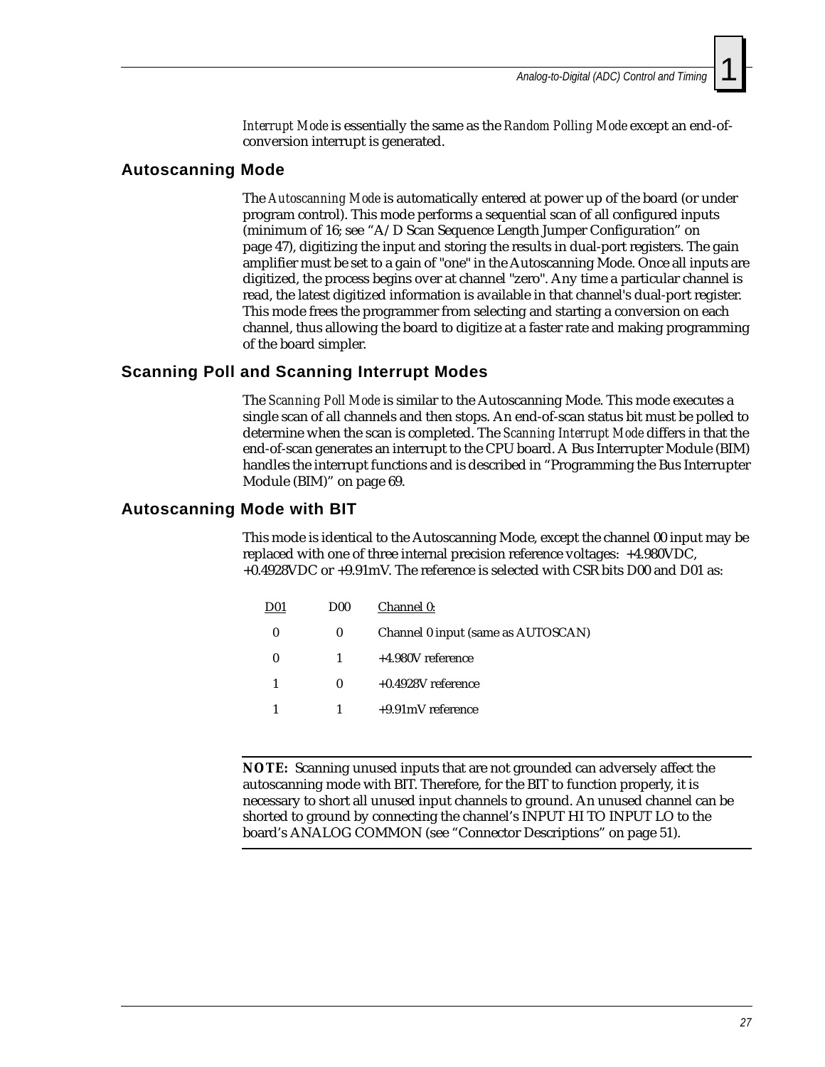*Interrupt Mode* is essentially the same as the *Random Polling Mode* except an end-of-conversion interrupt is generated.

## Autoscanning Mode

The *Autoscanning Mode* is automatically entered at power up of the board (or under program control). This mode performs a sequential scan of all configured inputs (minimum of 16; see “A/D Scan Sequence Length Jumper Configuration” on page 47), digitizing the input and storing the results in dual-port registers. The gain amplifier must be set to a gain of "one" in the Autoscanning Mode. Once all inputs are digitized, the process begins over at channel "zero". Any time a particular channel is read, the latest digitized information is available in that channel's dual-port register. This mode frees the programmer from selecting and starting a conversion on each channel, thus allowing the board to digitize at a faster rate and making programming of the board simpler.

## Scanning Poll and Scanning Interrupt Modes

The *Scanning Poll Mode* is similar to the Autoscanning Mode. This mode executes a single scan of all channels and then stops. An end-of-scan status bit must be polled to determine when the scan is completed. The *Scanning Interrupt Mode* differs in that the end-of-scan generates an interrupt to the CPU board. A Bus Interrupter Module (BIM) handles the interrupt functions and is described in “Programming the Bus Interrupter Module (BIM)” on page 69.

## Autoscanning Mode with BIT

This mode is identical to the Autoscanning Mode, except the channel 00 input may be replaced with one of three internal precision reference voltages: +4.980VDC, +0.4928VDC or +9.91mV. The reference is selected with CSR bits D00 and D01 as:

| D01 | D00 | Channel 0: |
|---|---|---|
| 0 | 0 | Channel 0 input (same as AUTOSCAN) |
| 0 | 1 | +4.980V reference |
| 1 | 0 | +0.4928V reference |
| 1 | 1 | +9.91mV reference |

**NOTE:** Scanning unused inputs that are not grounded can adversely affect the autoscanning mode with BIT. Therefore, for the BIT to function properly, it is necessary to short all unused input channels to ground. An unused channel can be shorted to ground by connecting the channel’s INPUT HI TO INPUT LO to the board’s ANALOG COMMON (see “Connector Descriptions” on page 51).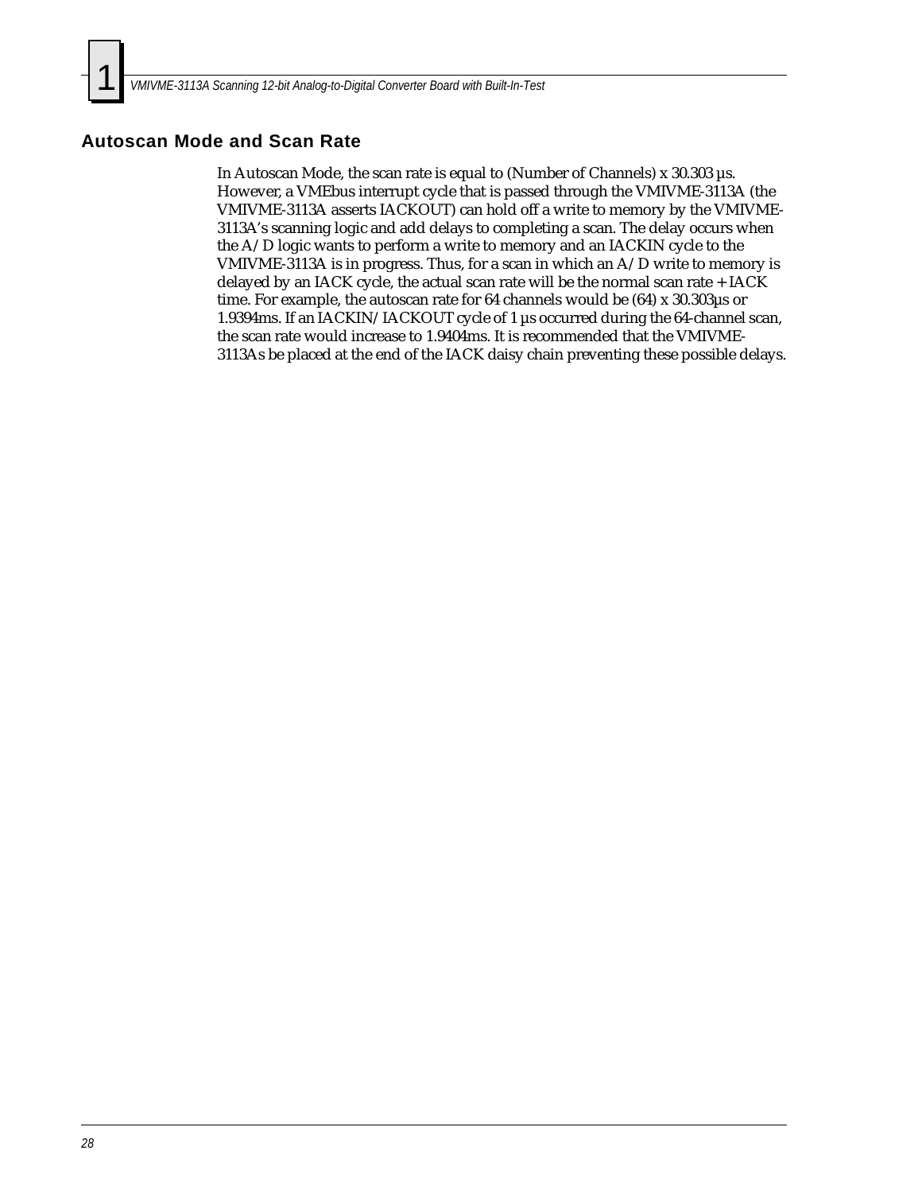## Autoscan Mode and Scan Rate

In Autoscan Mode, the scan rate is equal to (Number of Channels) x 30.303 µs. However, a VMEbus interrupt cycle that is passed through the VMIVME-3113A (the VMIVME-3113A asserts IACKOUT) can hold off a write to memory by the VMIVME-3113A's scanning logic and add delays to completing a scan. The delay occurs when the A/D logic wants to perform a write to memory and an IACKIN cycle to the VMIVME-3113A is in progress. Thus, for a scan in which an A/D write to memory is delayed by an IACK cycle, the actual scan rate will be the normal scan rate + IACK time. For example, the autoscan rate for 64 channels would be (64) x 30.303µs or 1.9394ms. If an IACKIN/IACKOUT cycle of 1 µs occurred during the 64-channel scan, the scan rate would increase to 1.9404ms. It is recommended that the VMIVME-3113As be placed at the end of the IACK daisy chain preventing these possible delays.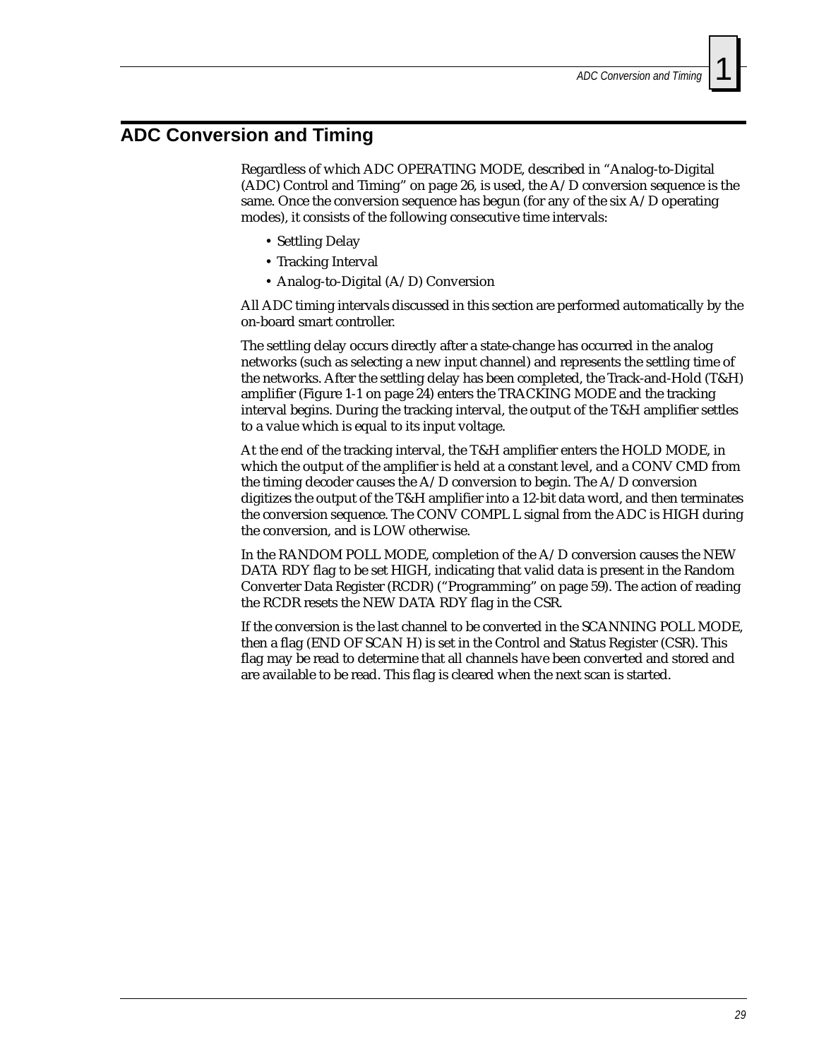## ADC Conversion and Timing

Regardless of which ADC OPERATING MODE, described in "Analog-to-Digital (ADC) Control and Timing" on page 26, is used, the A/D conversion sequence is the same. Once the conversion sequence has begun (for any of the six A/D operating modes), it consists of the following consecutive time intervals:

- Settling Delay
- Tracking Interval
- Analog-to-Digital (A/D) Conversion

All ADC timing intervals discussed in this section are performed automatically by the on-board smart controller.

The settling delay occurs directly after a state-change has occurred in the analog networks (such as selecting a new input channel) and represents the settling time of the networks. After the settling delay has been completed, the Track-and-Hold (T&H) amplifier (Figure 1-1 on page 24) enters the TRACKING MODE and the tracking interval begins. During the tracking interval, the output of the T&H amplifier settles to a value which is equal to its input voltage.

At the end of the tracking interval, the T&H amplifier enters the HOLD MODE, in which the output of the amplifier is held at a constant level, and a CONV CMD from the timing decoder causes the A/D conversion to begin. The A/D conversion digitizes the output of the T&H amplifier into a 12-bit data word, and then terminates the conversion sequence. The CONV COMPL L signal from the ADC is HIGH during the conversion, and is LOW otherwise.

In the RANDOM POLL MODE, completion of the A/D conversion causes the NEW DATA RDY flag to be set HIGH, indicating that valid data is present in the Random Converter Data Register (RCDR) ("Programming" on page 59). The action of reading the RCDR resets the NEW DATA RDY flag in the CSR.

If the conversion is the last channel to be converted in the SCANNING POLL MODE, then a flag (END OF SCAN H) is set in the Control and Status Register (CSR). This flag may be read to determine that all channels have been converted and stored and are available to be read. This flag is cleared when the next scan is started.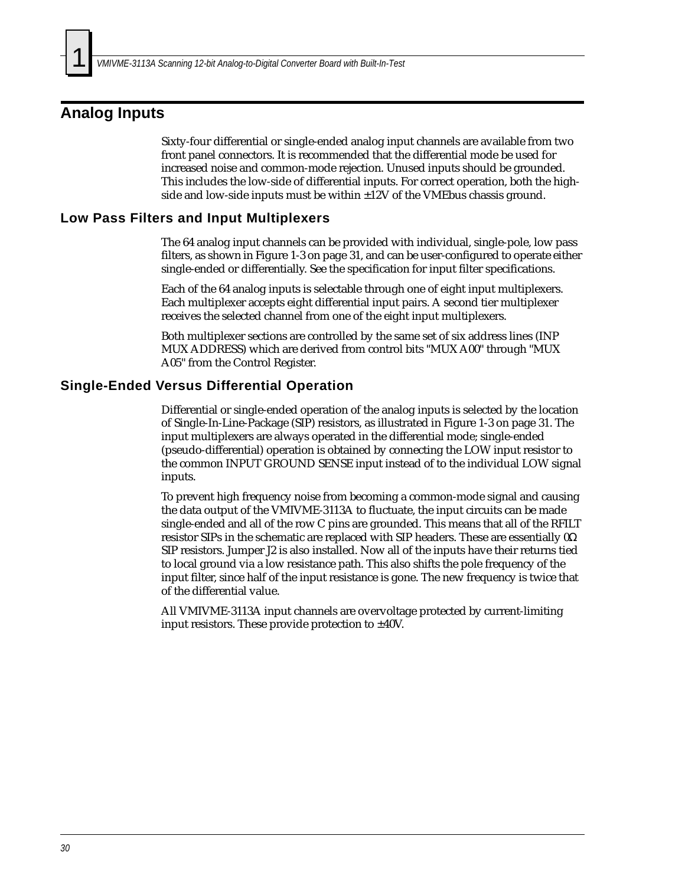## Analog Inputs

Sixty-four differential or single-ended analog input channels are available from two front panel connectors. It is recommended that the differential mode be used for increased noise and common-mode rejection. Unused inputs should be grounded. This includes the low-side of differential inputs. For correct operation, both the high-side and low-side inputs must be within ±12V of the VMEbus chassis ground.

### Low Pass Filters and Input Multiplexers

The 64 analog input channels can be provided with individual, single-pole, low pass filters, as shown in Figure 1-3 on page 31, and can be user-configured to operate either single-ended or differentially. See the specification for input filter specifications.

Each of the 64 analog inputs is selectable through one of eight input multiplexers. Each multiplexer accepts eight differential input pairs. A second tier multiplexer receives the selected channel from one of the eight input multiplexers.

Both multiplexer sections are controlled by the same set of six address lines (INP MUX ADDRESS) which are derived from control bits "MUX A00" through "MUX A05" from the Control Register.

### Single-Ended Versus Differential Operation

Differential or single-ended operation of the analog inputs is selected by the location of Single-In-Line-Package (SIP) resistors, as illustrated in Figure 1-3 on page 31. The input multiplexers are always operated in the differential mode; single-ended (pseudo-differential) operation is obtained by connecting the LOW input resistor to the common INPUT GROUND SENSE input instead of to the individual LOW signal inputs.

To prevent high frequency noise from becoming a common-mode signal and causing the data output of the VMIVME-3113A to fluctuate, the input circuits can be made single-ended and all of the row C pins are grounded. This means that all of the RFILT resistor SIPs in the schematic are replaced with SIP headers. These are essentially 0Ω SIP resistors. Jumper J2 is also installed. Now all of the inputs have their returns tied to local ground via a low resistance path. This also shifts the pole frequency of the input filter, since half of the input resistance is gone. The new frequency is twice that of the differential value.

All VMIVME-3113A input channels are overvoltage protected by current-limiting input resistors. These provide protection to ±40V.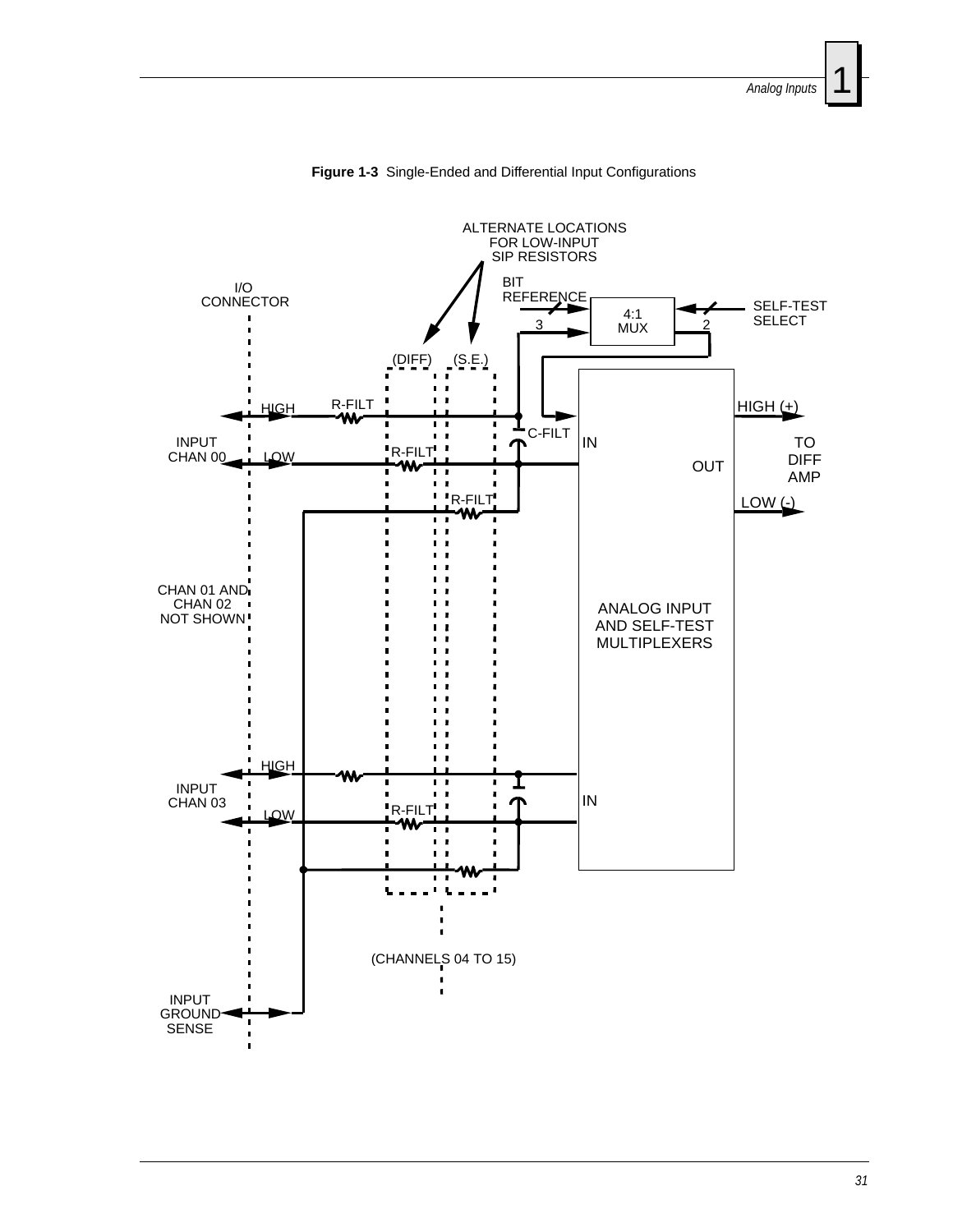**Figure 1-3** Single-Ended and Differential Input Configurations

ALTERNATE LOCATIONS FOR LOW-INPUT SIP RESISTORS

I/O CONNECTOR

BIT REFERENCE

4:1 MUX

SELF-TEST SELECT

3

2

(DIFF)

(S.E.)

HIGH

R-FILT

HIGH (+)

C-FILT

INPUT CHAN 00

LOW

R-FILT

IN

OUT

TO DIFF AMP

R-FILT

LOW (-)

CHAN 01 AND CHAN 02 NOT SHOWN

ANALOG INPUT AND SELF-TEST MULTIPLEXERS

HIGH

INPUT CHAN 03

IN

LOW

R-FILT

(CHANNELS 04 TO 15)

INPUT GROUND SENSE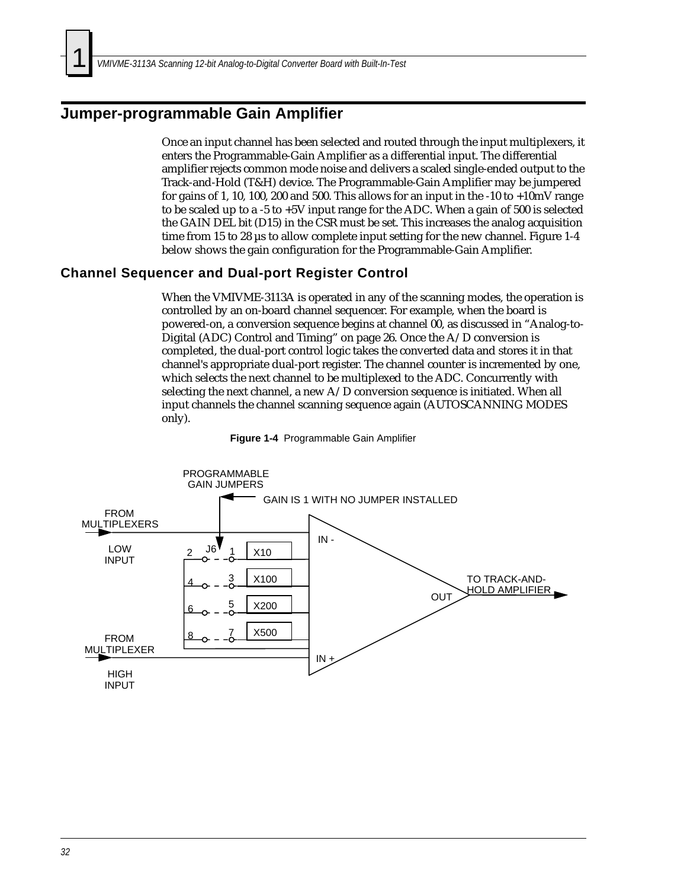## Jumper-programmable Gain Amplifier

Once an input channel has been selected and routed through the input multiplexers, it enters the Programmable-Gain Amplifier as a differential input. The differential amplifier rejects common mode noise and delivers a scaled single-ended output to the Track-and-Hold (T&H) device. The Programmable-Gain Amplifier may be jumpered for gains of 1, 10, 100, 200 and 500. This allows for an input in the -10 to +10mV range to be scaled up to a -5 to +5V input range for the ADC. When a gain of 500 is selected the GAIN DEL bit (D15) in the CSR must be set. This increases the analog acquisition time from 15 to 28 µs to allow complete input setting for the new channel. Figure 1-4 below shows the gain configuration for the Programmable-Gain Amplifier.

### Channel Sequencer and Dual-port Register Control

When the VMIVME-3113A is operated in any of the scanning modes, the operation is controlled by an on-board channel sequencer. For example, when the board is powered-on, a conversion sequence begins at channel 00, as discussed in “Analog-to-Digital (ADC) Control and Timing” on page 26. Once the A/D conversion is completed, the dual-port control logic takes the converted data and stores it in that channel's appropriate dual-port register. The channel counter is incremented by one, which selects the next channel to be multiplexed to the ADC. Concurrently with selecting the next channel, a new A/D conversion sequence is initiated. When all input channels the channel scanning sequence again (AUTOSCANNING MODES only).

**Figure 1-4** Programmable Gain Amplifier

PROGRAMMABLE GAIN JUMPERS

GAIN IS 1 WITH NO JUMPER INSTALLED

FROM MULTIPLEXERS LOW INPUT

J6: 2–1 X10; 4–3 X100; 6–5 X200; 8–7 X500

IN -

IN +

OUT

TO TRACK-AND-HOLD AMPLIFIER

FROM MULTIPLEXER HIGH INPUT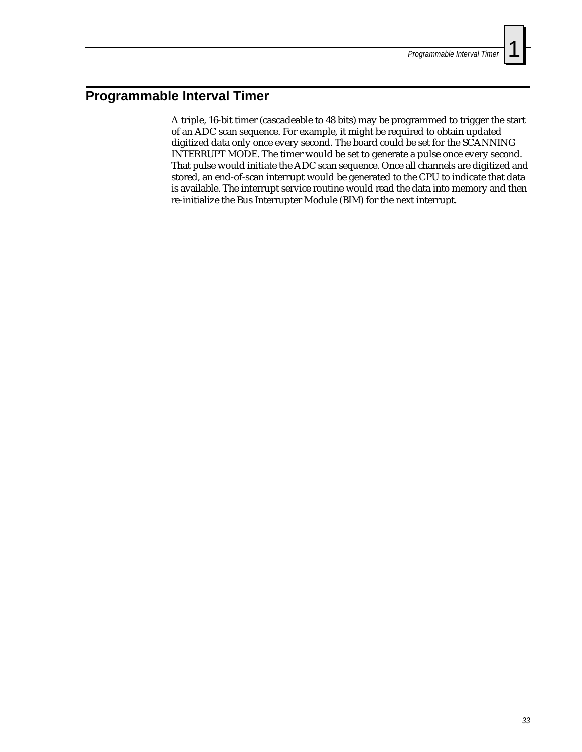## Programmable Interval Timer

A triple, 16-bit timer (cascadeable to 48 bits) may be programmed to trigger the start of an ADC scan sequence. For example, it might be required to obtain updated digitized data only once every second. The board could be set for the SCANNING INTERRUPT MODE. The timer would be set to generate a pulse once every second. That pulse would initiate the ADC scan sequence. Once all channels are digitized and stored, an end-of-scan interrupt would be generated to the CPU to indicate that data is available. The interrupt service routine would read the data into memory and then re-initialize the Bus Interrupter Module (BIM) for the next interrupt.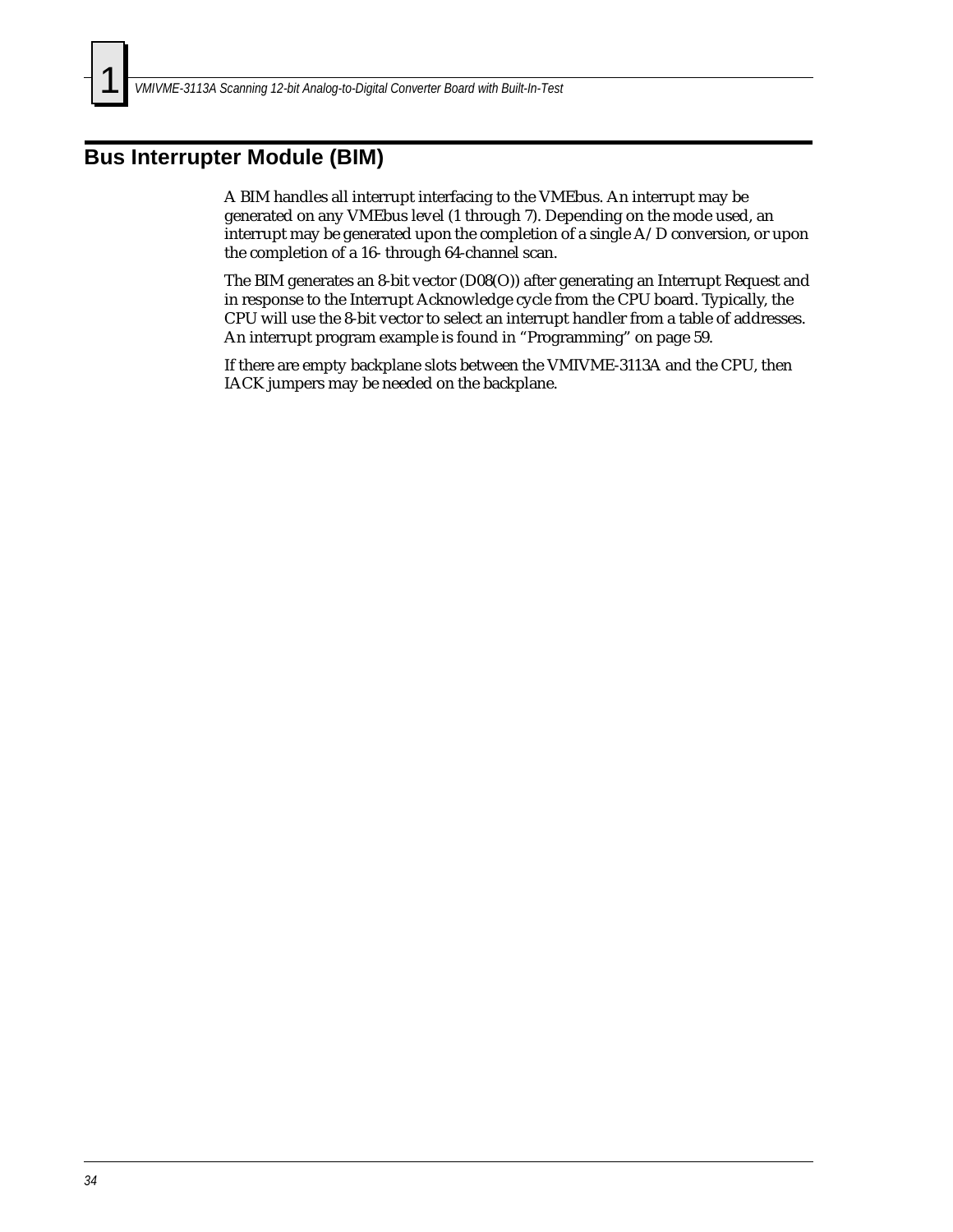## Bus Interrupter Module (BIM)

A BIM handles all interrupt interfacing to the VMEbus. An interrupt may be generated on any VMEbus level (1 through 7). Depending on the mode used, an interrupt may be generated upon the completion of a single A/D conversion, or upon the completion of a 16- through 64-channel scan.

The BIM generates an 8-bit vector (D08(O)) after generating an Interrupt Request and in response to the Interrupt Acknowledge cycle from the CPU board. Typically, the CPU will use the 8-bit vector to select an interrupt handler from a table of addresses. An interrupt program example is found in “Programming” on page 59.

If there are empty backplane slots between the VMIVME-3113A and the CPU, then IACK jumpers may be needed on the backplane.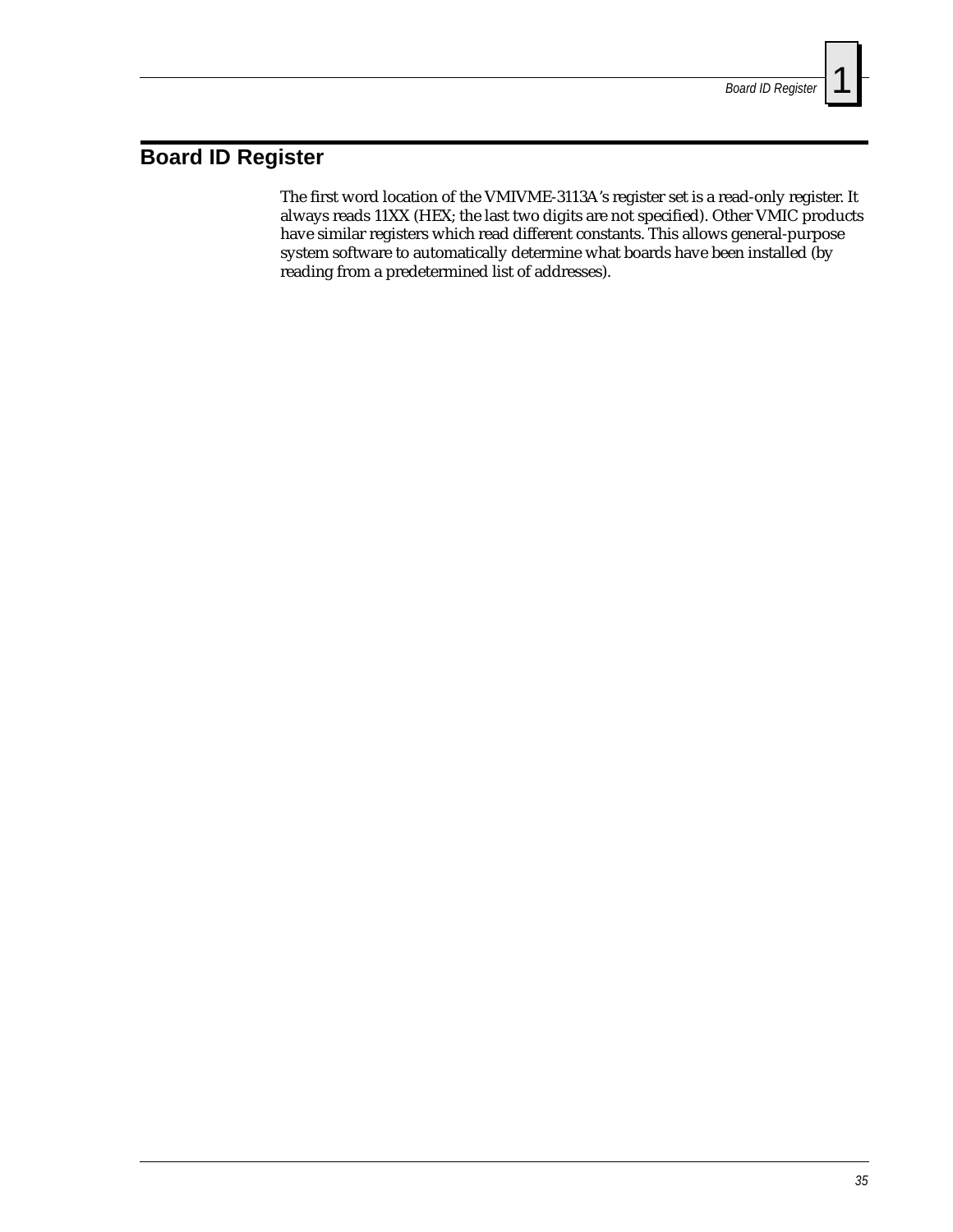# Board ID Register

The first word location of the VMIVME-3113A's register set is a read-only register. It always reads 11XX (HEX; the last two digits are not specified). Other VMIC products have similar registers which read different constants. This allows general-purpose system software to automatically determine what boards have been installed (by reading from a predetermined list of addresses).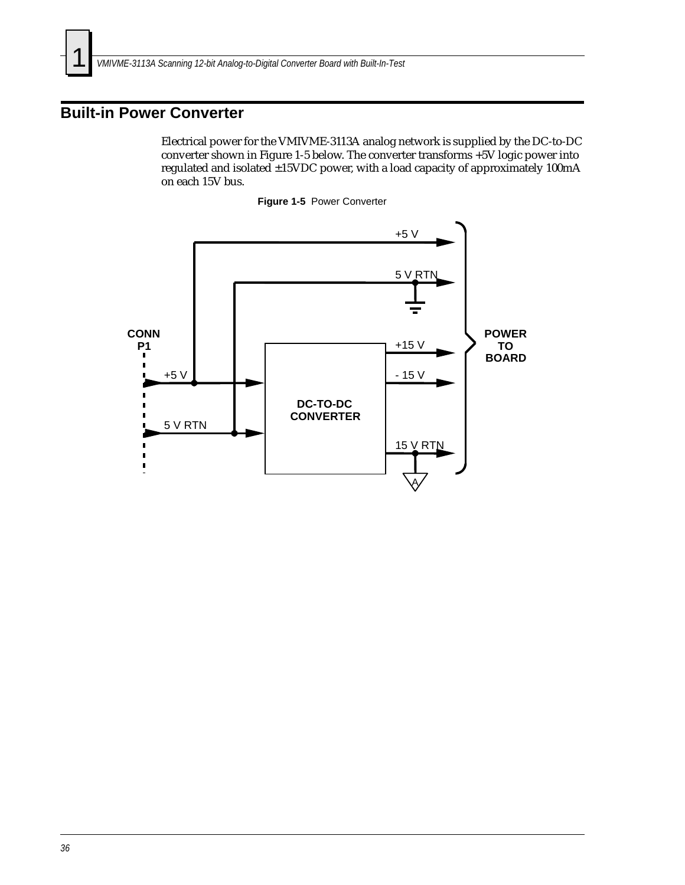## Built-in Power Converter

Electrical power for the VMIVME-3113A analog network is supplied by the DC-to-DC converter shown in Figure 1-5 below. The converter transforms +5V logic power into regulated and isolated ±15VDC power, with a load capacity of approximately 100mA on each 15V bus.

**Figure 1-5** Power Converter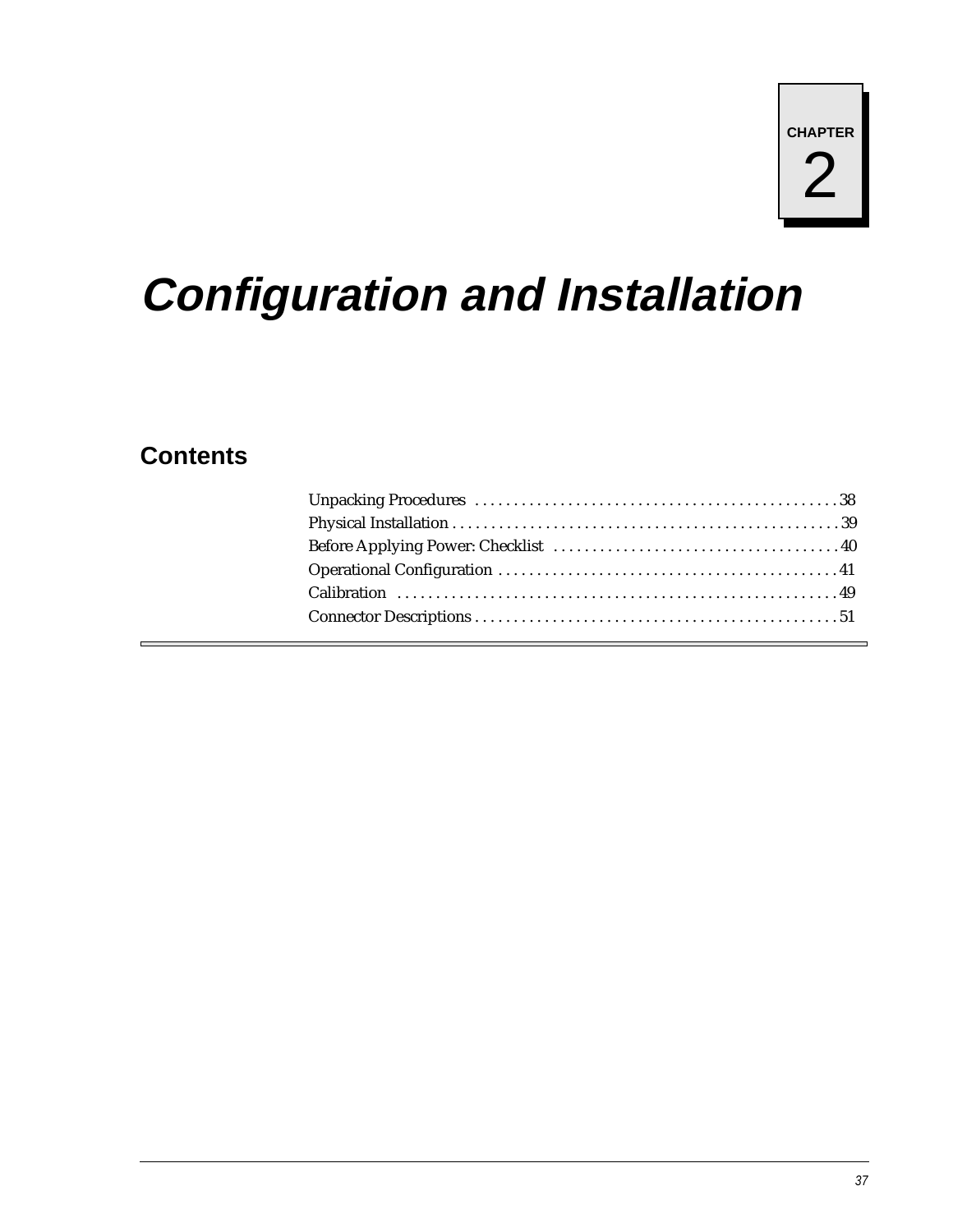CHAPTER 2

# Configuration and Installation

## Contents

Unpacking Procedures . . . . . . . . . . . . . . . . . . . . . . . . . . . . . . . . . . . . . . . . . . . . . . 38
Physical Installation . . . . . . . . . . . . . . . . . . . . . . . . . . . . . . . . . . . . . . . . . . . . . . . . . 39
Before Applying Power: Checklist . . . . . . . . . . . . . . . . . . . . . . . . . . . . . . . . . . . . . 40
Operational Configuration . . . . . . . . . . . . . . . . . . . . . . . . . . . . . . . . . . . . . . . . . . . 41
Calibration . . . . . . . . . . . . . . . . . . . . . . . . . . . . . . . . . . . . . . . . . . . . . . . . . . . . . . . . 49
Connector Descriptions . . . . . . . . . . . . . . . . . . . . . . . . . . . . . . . . . . . . . . . . . . . . . . 51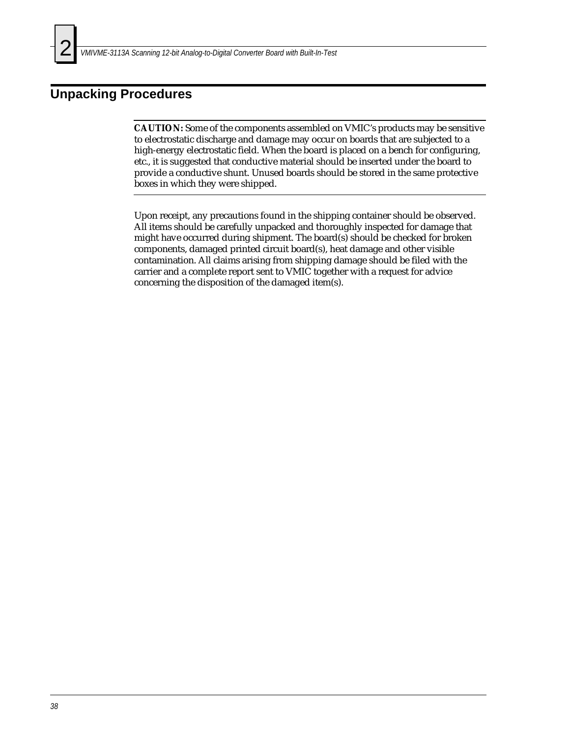## Unpacking Procedures

**CAUTION:** Some of the components assembled on VMIC's products may be sensitive to electrostatic discharge and damage may occur on boards that are subjected to a high-energy electrostatic field. When the board is placed on a bench for configuring, etc., it is suggested that conductive material should be inserted under the board to provide a conductive shunt. Unused boards should be stored in the same protective boxes in which they were shipped.

Upon receipt, any precautions found in the shipping container should be observed. All items should be carefully unpacked and thoroughly inspected for damage that might have occurred during shipment. The board(s) should be checked for broken components, damaged printed circuit board(s), heat damage and other visible contamination. All claims arising from shipping damage should be filed with the carrier and a complete report sent to VMIC together with a request for advice concerning the disposition of the damaged item(s).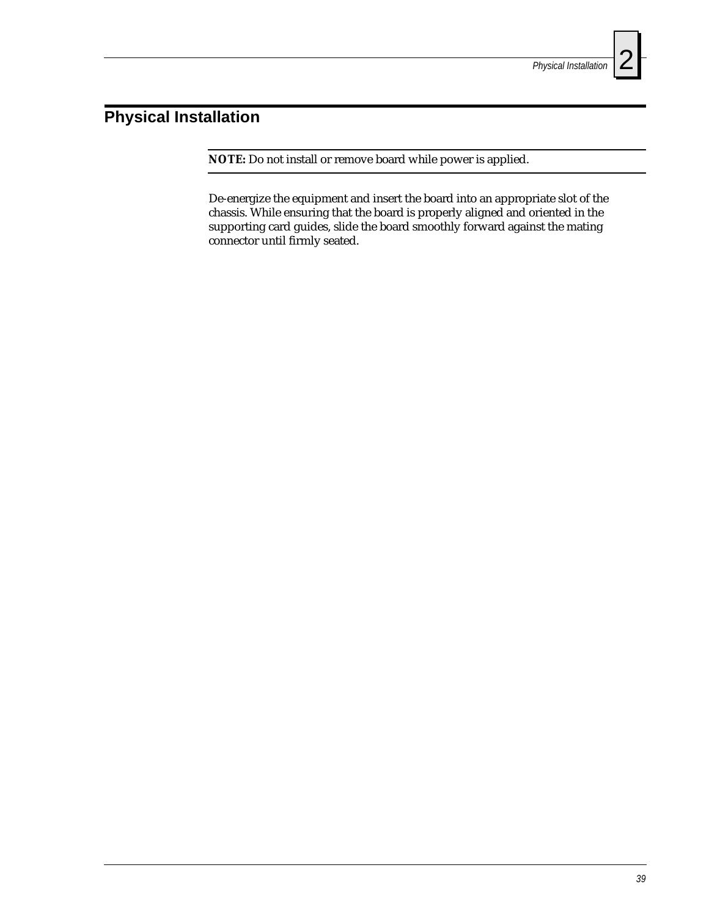## Physical Installation

**NOTE:** Do not install or remove board while power is applied.

De-energize the equipment and insert the board into an appropriate slot of the chassis. While ensuring that the board is properly aligned and oriented in the supporting card guides, slide the board smoothly forward against the mating connector until firmly seated.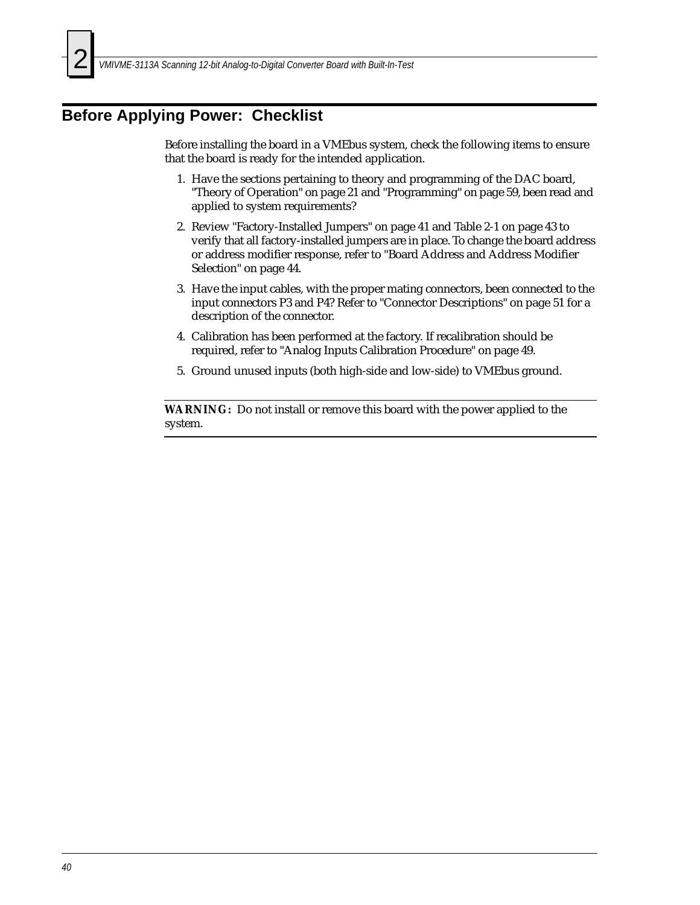## Before Applying Power: Checklist

Before installing the board in a VMEbus system, check the following items to ensure that the board is ready for the intended application.

1. Have the sections pertaining to theory and programming of the DAC board, "Theory of Operation" on page 21 and "Programming" on page 59, been read and applied to system requirements?
2. Review "Factory-Installed Jumpers" on page 41 and Table 2-1 on page 43 to verify that all factory-installed jumpers are in place. To change the board address or address modifier response, refer to "Board Address and Address Modifier Selection" on page 44.
3. Have the input cables, with the proper mating connectors, been connected to the input connectors P3 and P4? Refer to "Connector Descriptions" on page 51 for a description of the connector.
4. Calibration has been performed at the factory. If recalibration should be required, refer to "Analog Inputs Calibration Procedure" on page 49.
5. Ground unused inputs (both high-side and low-side) to VMEbus ground.

---

**WARNING:** Do not install or remove this board with the power applied to the system.

---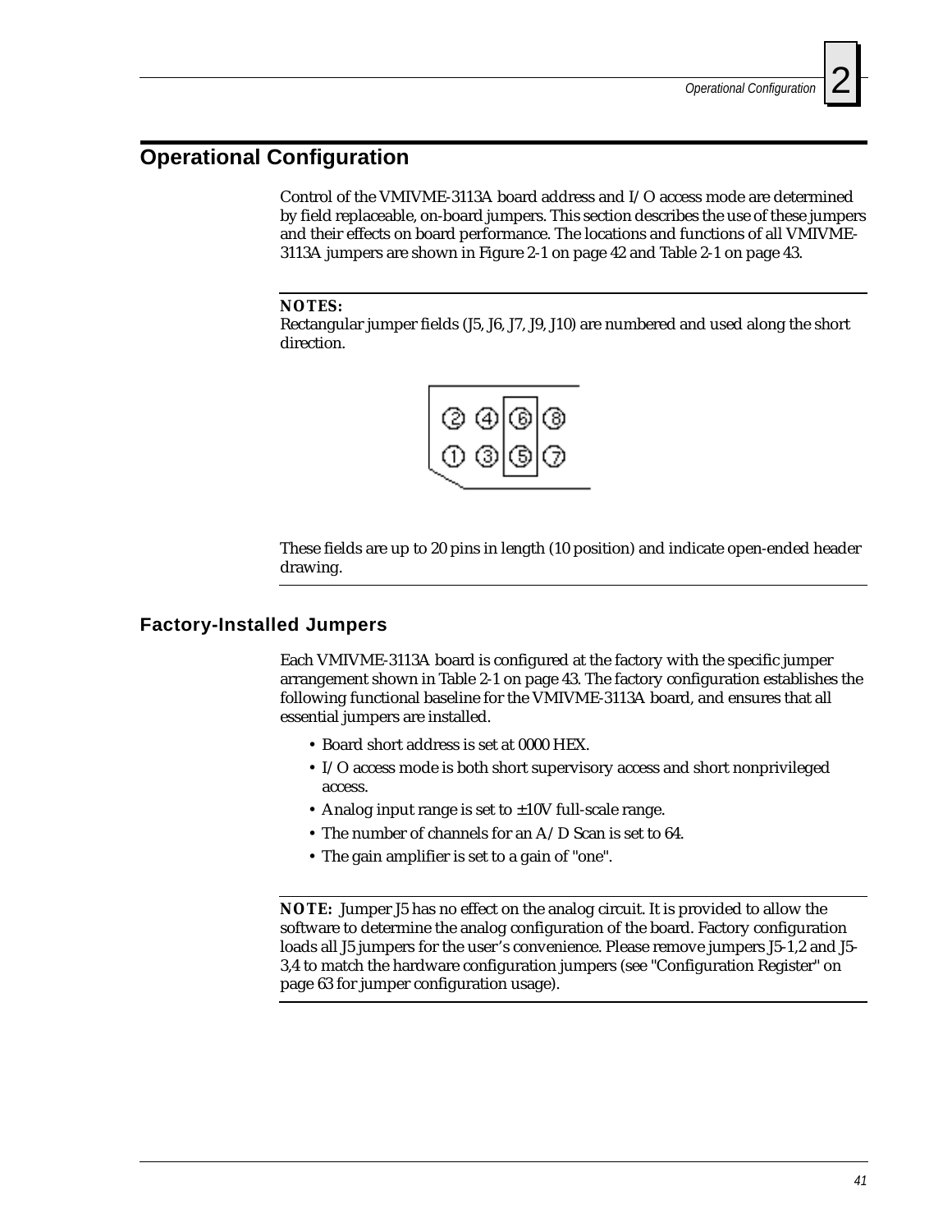# Operational Configuration

Control of the VMIVME-3113A board address and I/O access mode are determined by field replaceable, on-board jumpers. This section describes the use of these jumpers and their effects on board performance. The locations and functions of all VMIVME-3113A jumpers are shown in Figure 2-1 on page 42 and Table 2-1 on page 43.

**NOTES:**
Rectangular jumper fields (J5, J6, J7, J9, J10) are numbered and used along the short direction.

These fields are up to 20 pins in length (10 position) and indicate open-ended header drawing.

## Factory-Installed Jumpers

Each VMIVME-3113A board is configured at the factory with the specific jumper arrangement shown in Table 2-1 on page 43. The factory configuration establishes the following functional baseline for the VMIVME-3113A board, and ensures that all essential jumpers are installed.

- Board short address is set at 0000 HEX.
- I/O access mode is both short supervisory access and short nonprivileged access.
- Analog input range is set to ±10V full-scale range.
- The number of channels for an A/D Scan is set to 64.
- The gain amplifier is set to a gain of "one".

**NOTE:** Jumper J5 has no effect on the analog circuit. It is provided to allow the software to determine the analog configuration of the board. Factory configuration loads all J5 jumpers for the user's convenience. Please remove jumpers J5-1,2 and J5-3,4 to match the hardware configuration jumpers (see "Configuration Register" on page 63 for jumper configuration usage).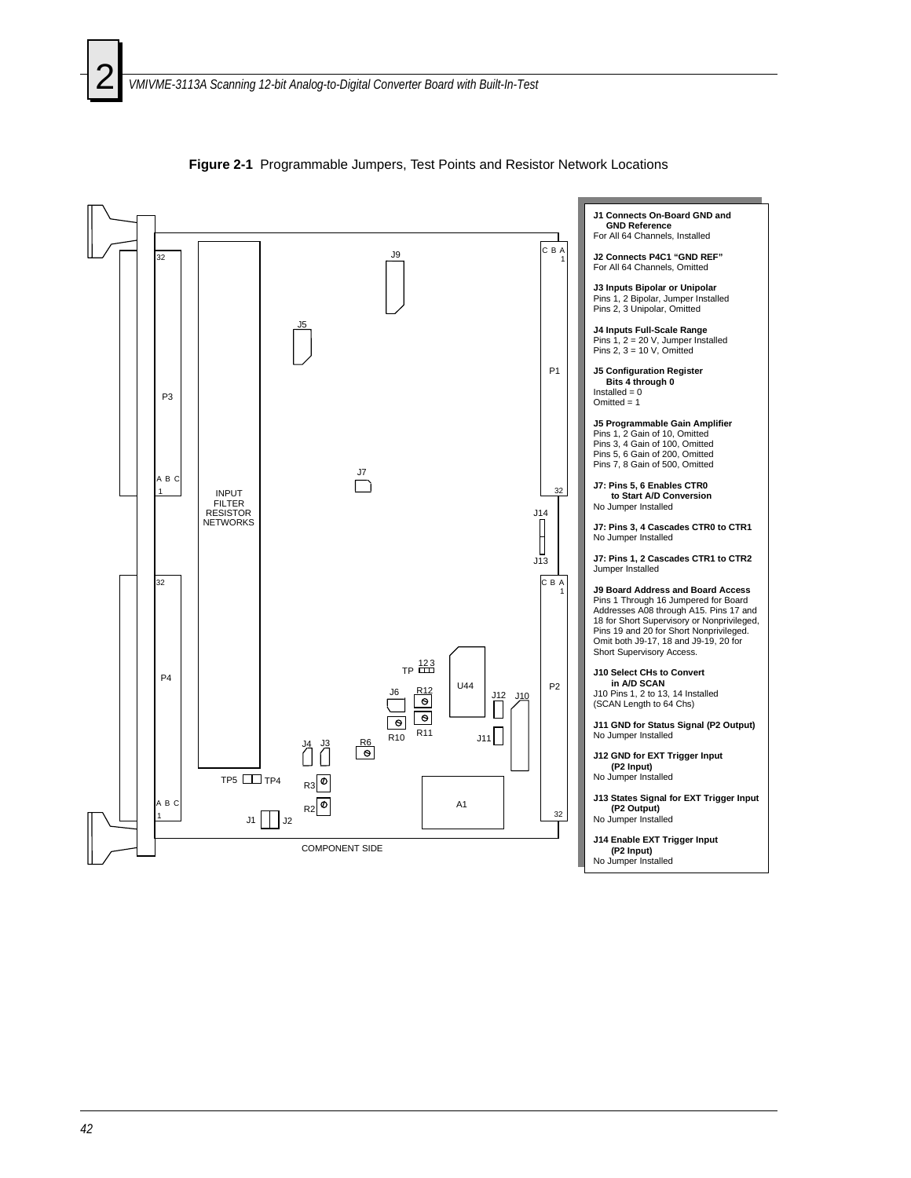**Figure 2-1** Programmable Jumpers, Test Points and Resistor Network Locations

COMPONENT SIDE

**J1 Connects On-Board GND and GND Reference**
For All 64 Channels, Installed

**J2 Connects P4C1 "GND REF"**
For All 64 Channels, Omitted

**J3 Inputs Bipolar or Unipolar**
Pins 1, 2 Bipolar, Jumper Installed
Pins 2, 3 Unipolar, Omitted

**J4 Inputs Full-Scale Range**
Pins 1, 2 = 20 V, Jumper Installed
Pins 2, 3 = 10 V, Omitted

**J5 Configuration Register Bits 4 through 0**
Installed = 0
Omitted = 1

**J5 Programmable Gain Amplifier**
Pins 1, 2 Gain of 10, Omitted
Pins 3, 4 Gain of 100, Omitted
Pins 5, 6 Gain of 200, Omitted
Pins 7, 8 Gain of 500, Omitted

**J7: Pins 5, 6 Enables CTR0 to Start A/D Conversion**
No Jumper Installed

**J7: Pins 3, 4 Cascades CTR0 to CTR1**
No Jumper Installed

**J7: Pins 1, 2 Cascades CTR1 to CTR2**
Jumper Installed

**J9 Board Address and Board Access**
Pins 1 Through 16 Jumpered for Board Addresses A08 through A15. Pins 17 and 18 for Short Supervisory or Nonprivileged, Pins 19 and 20 for Short Nonprivileged. Omit both J9-17, 18 and J9-19, 20 for Short Supervisory Access.

**J10 Select CHs to Convert in A/D SCAN**
J10 Pins 1, 2 to 13, 14 Installed
(SCAN Length to 64 Chs)

**J11 GND for Status Signal (P2 Output)**
No Jumper Installed

**J12 GND for EXT Trigger Input (P2 Input)**
No Jumper Installed

**J13 States Signal for EXT Trigger Input (P2 Output)**
No Jumper Installed

**J14 Enable EXT Trigger Input (P2 Input)**
No Jumper Installed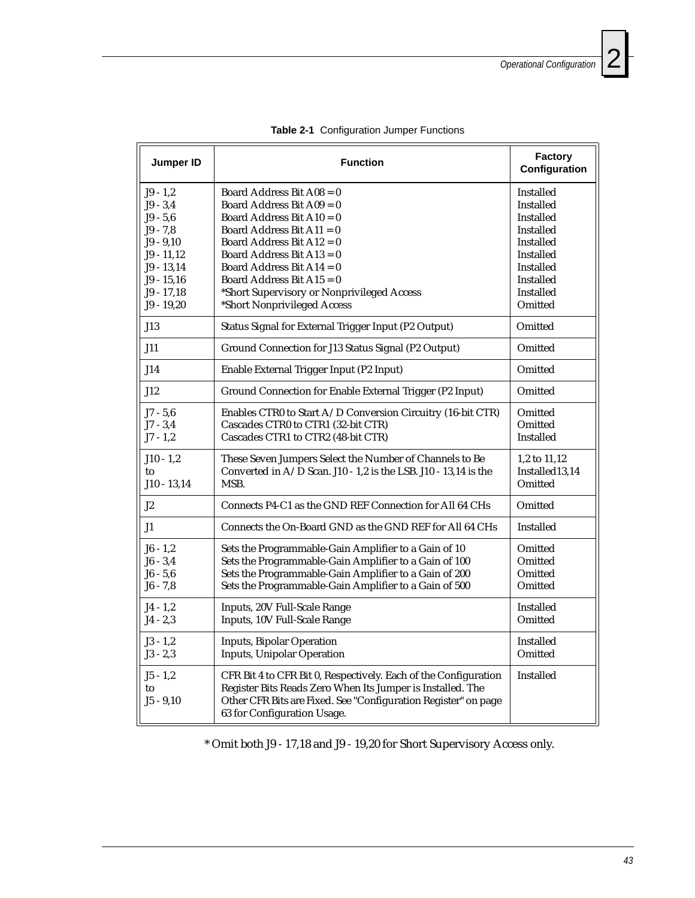**Table 2-1** Configuration Jumper Functions

| Jumper ID | Function | Factory Configuration |
|---|---|---|
| J9 - 1,2<br>J9 - 3,4<br>J9 - 5,6<br>J9 - 7,8<br>J9 - 9,10<br>J9 - 11,12<br>J9 - 13,14<br>J9 - 15,16<br>J9 - 17,18<br>J9 - 19,20 | Board Address Bit A08 = 0<br>Board Address Bit A09 = 0<br>Board Address Bit A10 = 0<br>Board Address Bit A11 = 0<br>Board Address Bit A12 = 0<br>Board Address Bit A13 = 0<br>Board Address Bit A14 = 0<br>Board Address Bit A15 = 0<br>*Short Supervisory or Nonprivileged Access<br>*Short Nonprivileged Access | Installed<br>Installed<br>Installed<br>Installed<br>Installed<br>Installed<br>Installed<br>Installed<br>Installed<br>Omitted |
| J13 | Status Signal for External Trigger Input (P2 Output) | Omitted |
| J11 | Ground Connection for J13 Status Signal (P2 Output) | Omitted |
| J14 | Enable External Trigger Input (P2 Input) | Omitted |
| J12 | Ground Connection for Enable External Trigger (P2 Input) | Omitted |
| J7 - 5,6<br>J7 - 3,4<br>J7 - 1,2 | Enables CTR0 to Start A/D Conversion Circuitry (16-bit CTR)<br>Cascades CTR0 to CTR1 (32-bit CTR)<br>Cascades CTR1 to CTR2 (48-bit CTR) | Omitted<br>Omitted<br>Installed |
| J10 - 1,2<br>to<br>J10 - 13,14 | These Seven Jumpers Select the Number of Channels to Be Converted in A/D Scan. J10 - 1,2 is the LSB. J10 - 13,14 is the MSB. | 1,2 to 11,12<br>Installed13,14<br>Omitted |
| J2 | Connects P4-C1 as the GND REF Connection for All 64 CHs | Omitted |
| J1 | Connects the On-Board GND as the GND REF for All 64 CHs | Installed |
| J6 - 1,2<br>J6 - 3,4<br>J6 - 5,6<br>J6 - 7,8 | Sets the Programmable-Gain Amplifier to a Gain of 10<br>Sets the Programmable-Gain Amplifier to a Gain of 100<br>Sets the Programmable-Gain Amplifier to a Gain of 200<br>Sets the Programmable-Gain Amplifier to a Gain of 500 | Omitted<br>Omitted<br>Omitted<br>Omitted |
| J4 - 1,2<br>J4 - 2,3 | Inputs, 20V Full-Scale Range<br>Inputs, 10V Full-Scale Range | Installed<br>Omitted |
| J3 - 1,2<br>J3 - 2,3 | Inputs, Bipolar Operation<br>Inputs, Unipolar Operation | Installed<br>Omitted |
| J5 - 1,2<br>to<br>J5 - 9,10 | CFR Bit 4 to CFR Bit 0, Respectively. Each of the Configuration Register Bits Reads Zero When Its Jumper is Installed. The Other CFR Bits are Fixed. See "Configuration Register" on page 63 for Configuration Usage. | Installed |

* Omit both J9 - 17,18 and J9 - 19,20 for Short Supervisory Access only.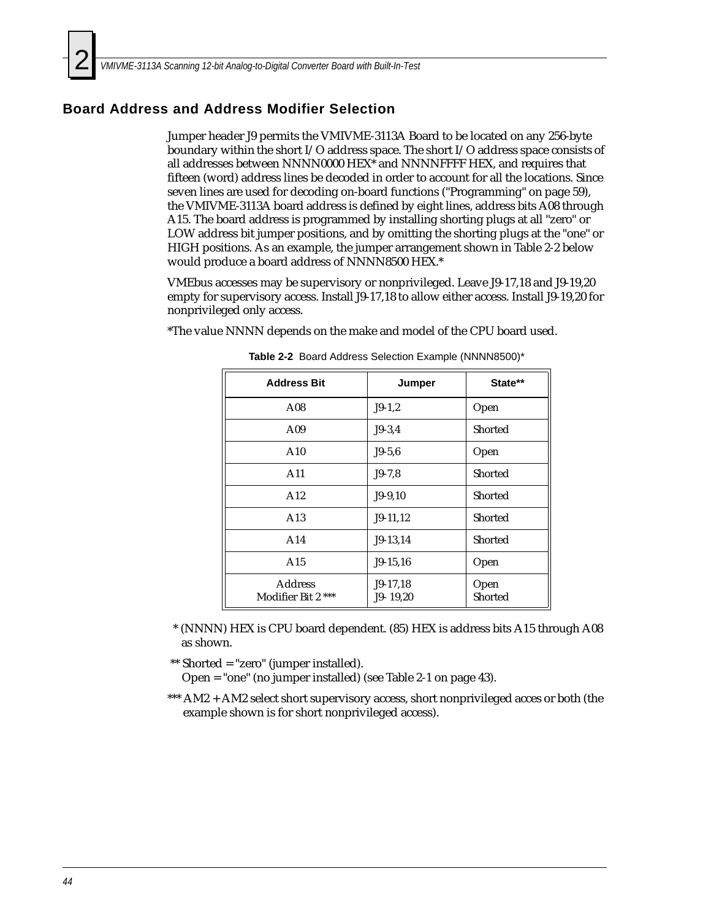## Board Address and Address Modifier Selection

Jumper header J9 permits the VMIVME-3113A Board to be located on any 256-byte boundary within the short I/O address space. The short I/O address space consists of all addresses between NNNN0000 HEX* and NNNNFFFF HEX, and requires that fifteen (word) address lines be decoded in order to account for all the locations. Since seven lines are used for decoding on-board functions ("Programming" on page 59), the VMIVME-3113A board address is defined by eight lines, address bits A08 through A15. The board address is programmed by installing shorting plugs at all "zero" or LOW address bit jumper positions, and by omitting the shorting plugs at the "one" or HIGH positions. As an example, the jumper arrangement shown in Table 2-2 below would produce a board address of NNNN8500 HEX.*

VMEbus accesses may be supervisory or nonprivileged. Leave J9-17,18 and J9-19,20 empty for supervisory access. Install J9-17,18 to allow either access. Install J9-19,20 for nonprivileged only access.

*The value NNNN depends on the make and model of the CPU board used.

**Table 2-2** Board Address Selection Example (NNNN8500)*

| Address Bit | Jumper | State** |
|---|---|---|
| A08 | J9-1,2 | Open |
| A09 | J9-3,4 | Shorted |
| A10 | J9-5,6 | Open |
| A11 | J9-7,8 | Shorted |
| A12 | J9-9,10 | Shorted |
| A13 | J9-11,12 | Shorted |
| A14 | J9-13,14 | Shorted |
| A15 | J9-15,16 | Open |
| Address Modifier Bit 2 *** | J9-17,18<br>J9- 19,20 | Open<br>Shorted |

\* (NNNN) HEX is CPU board dependent. (85) HEX is address bits A15 through A08 as shown.

** Shorted = "zero" (jumper installed).
Open = "one" (no jumper installed) (see Table 2-1 on page 43).

*** AM2 + AM2 select short supervisory access, short nonprivileged acces or both (the example shown is for short nonprivileged access).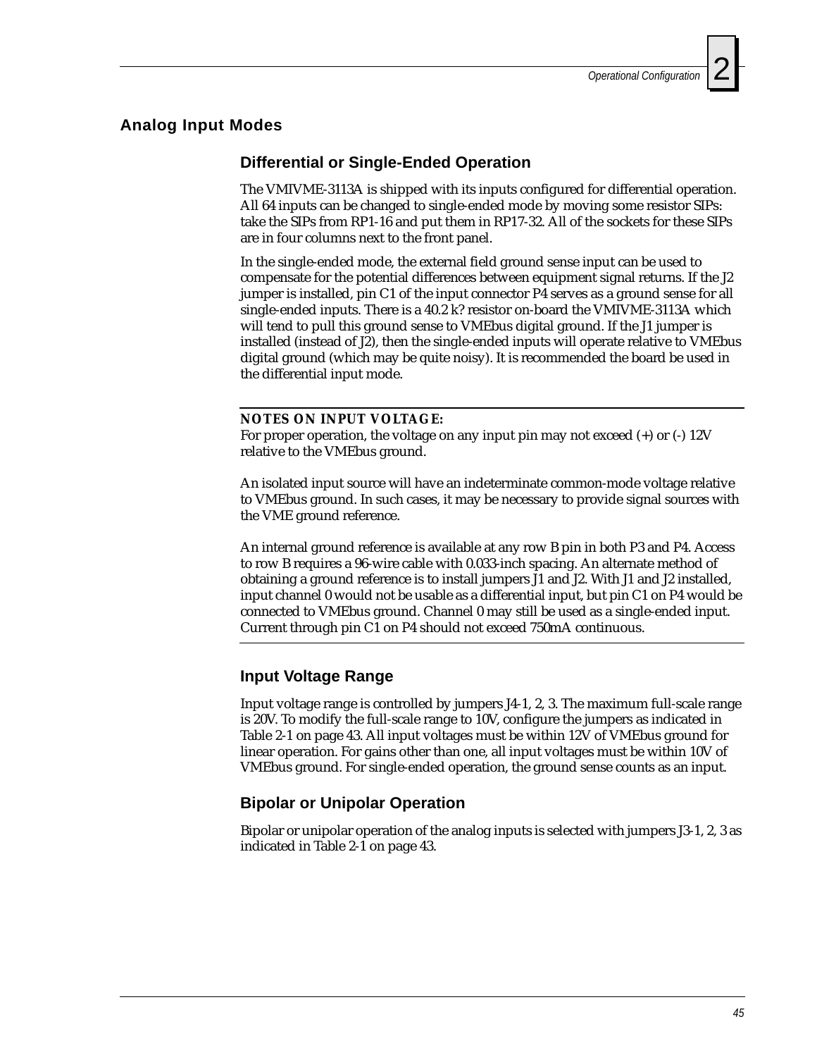## Analog Input Modes

### Differential or Single-Ended Operation

The VMIVME-3113A is shipped with its inputs configured for differential operation. All 64 inputs can be changed to single-ended mode by moving some resistor SIPs: take the SIPs from RP1-16 and put them in RP17-32. All of the sockets for these SIPs are in four columns next to the front panel.

In the single-ended mode, the external field ground sense input can be used to compensate for the potential differences between equipment signal returns. If the J2 jumper is installed, pin C1 of the input connector P4 serves as a ground sense for all single-ended inputs. There is a 40.2 k? resistor on-board the VMIVME-3113A which will tend to pull this ground sense to VMEbus digital ground. If the J1 jumper is installed (instead of J2), then the single-ended inputs will operate relative to VMEbus digital ground (which may be quite noisy). It is recommended the board be used in the differential input mode.

---

**NOTES ON INPUT VOLTAGE:**
For proper operation, the voltage on any input pin may not exceed (+) or (-) 12V relative to the VMEbus ground.

An isolated input source will have an indeterminate common-mode voltage relative to VMEbus ground. In such cases, it may be necessary to provide signal sources with the VME ground reference.

An internal ground reference is available at any row B pin in both P3 and P4. Access to row B requires a 96-wire cable with 0.033-inch spacing. An alternate method of obtaining a ground reference is to install jumpers J1 and J2. With J1 and J2 installed, input channel 0 would not be usable as a differential input, but pin C1 on P4 would be connected to VMEbus ground. Channel 0 may still be used as a single-ended input. Current through pin C1 on P4 should not exceed 750mA continuous.

---

### Input Voltage Range

Input voltage range is controlled by jumpers J4-1, 2, 3. The maximum full-scale range is 20V. To modify the full-scale range to 10V, configure the jumpers as indicated in Table 2-1 on page 43. All input voltages must be within 12V of VMEbus ground for linear operation. For gains other than one, all input voltages must be within 10V of VMEbus ground. For single-ended operation, the ground sense counts as an input.

### Bipolar or Unipolar Operation

Bipolar or unipolar operation of the analog inputs is selected with jumpers J3-1, 2, 3 as indicated in Table 2-1 on page 43.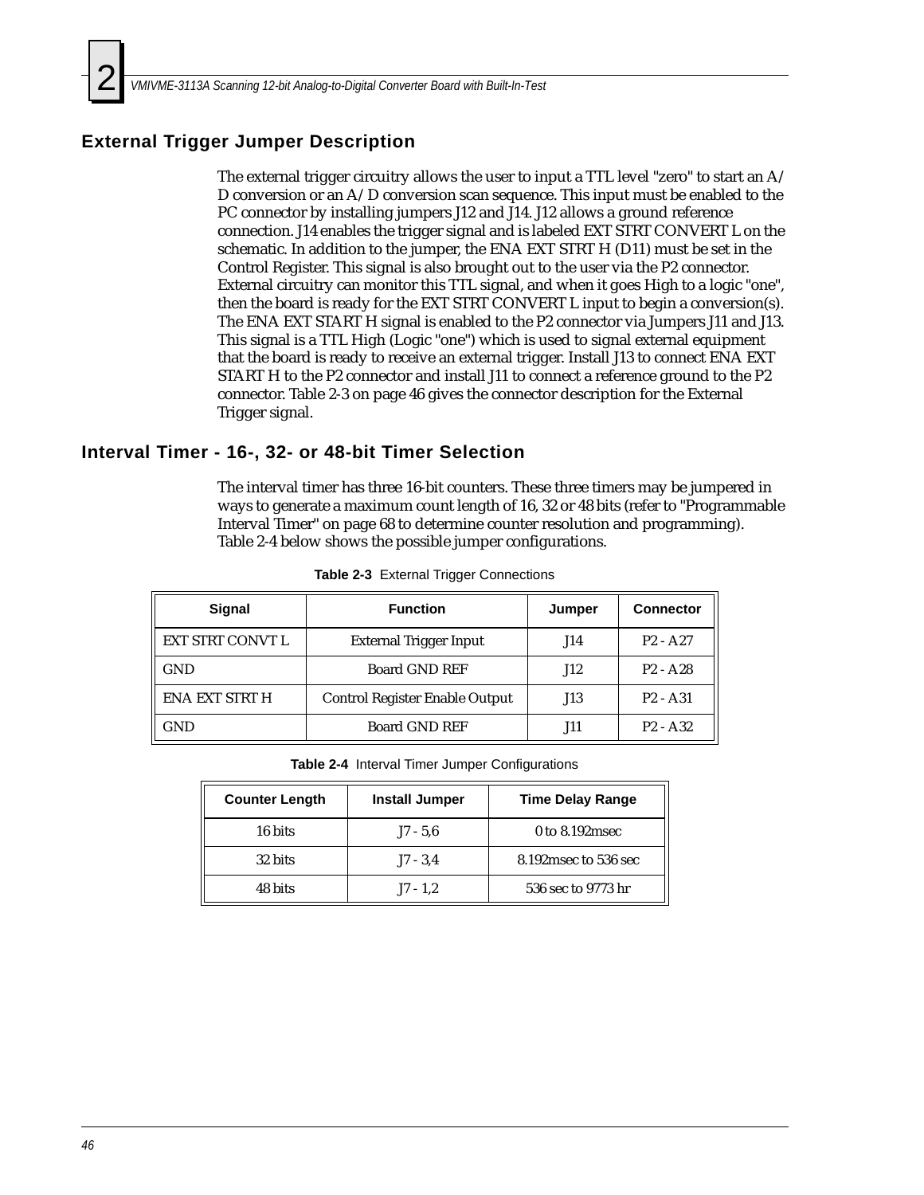## External Trigger Jumper Description

The external trigger circuitry allows the user to input a TTL level "zero" to start an A/D conversion or an A/D conversion scan sequence. This input must be enabled to the PC connector by installing jumpers J12 and J14. J12 allows a ground reference connection. J14 enables the trigger signal and is labeled EXT STRT CONVERT L on the schematic. In addition to the jumper, the ENA EXT STRT H (D11) must be set in the Control Register. This signal is also brought out to the user via the P2 connector. External circuitry can monitor this TTL signal, and when it goes High to a logic "one", then the board is ready for the EXT STRT CONVERT L input to begin a conversion(s). The ENA EXT START H signal is enabled to the P2 connector via Jumpers J11 and J13. This signal is a TTL High (Logic "one") which is used to signal external equipment that the board is ready to receive an external trigger. Install J13 to connect ENA EXT START H to the P2 connector and install J11 to connect a reference ground to the P2 connector. Table 2-3 on page 46 gives the connector description for the External Trigger signal.

## Interval Timer - 16-, 32- or 48-bit Timer Selection

The interval timer has three 16-bit counters. These three timers may be jumpered in ways to generate a maximum count length of 16, 32 or 48 bits (refer to "Programmable Interval Timer" on page 68 to determine counter resolution and programming). Table 2-4 below shows the possible jumper configurations.

**Table 2-3** External Trigger Connections

| Signal | Function | Jumper | Connector |
|---|---|---|---|
| EXT STRT CONVT L | External Trigger Input | J14 | P2 - A27 |
| GND | Board GND REF | J12 | P2 - A28 |
| ENA EXT STRT H | Control Register Enable Output | J13 | P2 - A31 |
| GND | Board GND REF | J11 | P2 - A32 |

**Table 2-4** Interval Timer Jumper Configurations

| Counter Length | Install Jumper | Time Delay Range |
|---|---|---|
| 16 bits | J7 - 5,6 | 0 to 8.192msec |
| 32 bits | J7 - 3,4 | 8.192msec to 536 sec |
| 48 bits | J7 - 1,2 | 536 sec to 9773 hr |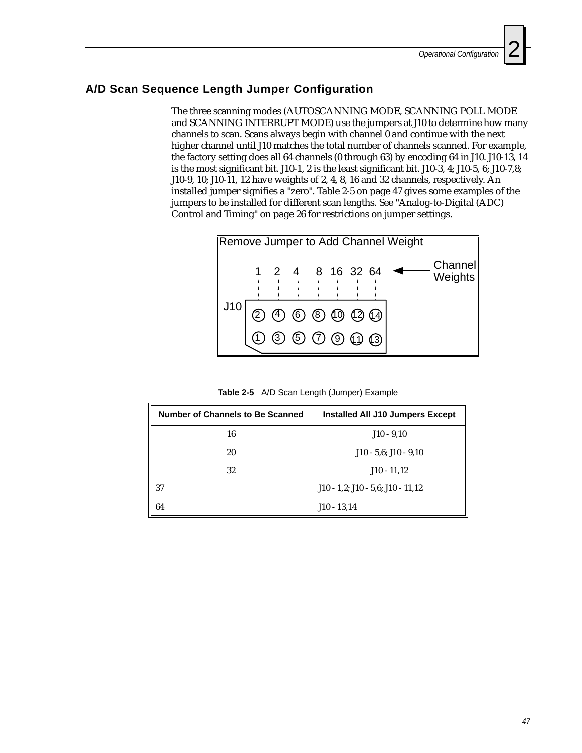## A/D Scan Sequence Length Jumper Configuration

The three scanning modes (AUTOSCANNING MODE, SCANNING POLL MODE and SCANNING INTERRUPT MODE) use the jumpers at J10 to determine how many channels to scan. Scans always begin with channel 0 and continue with the next higher channel until J10 matches the total number of channels scanned. For example, the factory setting does all 64 channels (0 through 63) by encoding 64 in J10. J10-13, 14 is the most significant bit. J10-1, 2 is the least significant bit. J10-3, 4; J10-5, 6; J10-7,8; J10-9, 10; J10-11, 12 have weights of 2, 4, 8, 16 and 32 channels, respectively. An installed jumper signifies a "zero". Table 2-5 on page 47 gives some examples of the jumpers to be installed for different scan lengths. See "Analog-to-Digital (ADC) Control and Timing" on page 26 for restrictions on jumper settings.

Remove Jumper to Add Channel Weight

| Channel Weights | 1 | 2 | 4 | 8 | 16 | 32 | 64 |
|---|---|---|---|---|---|---|---|
| J10 (top row) | 2 | 4 | 6 | 8 | 10 | 12 | 14 |
| J10 (bottom row) | 1 | 3 | 5 | 7 | 9 | 11 | 13 |

**Table 2-5** A/D Scan Length (Jumper) Example

| Number of Channels to Be Scanned | Installed All J10 Jumpers Except |
|---|---|
| 16 | J10 - 9,10 |
| 20 | J10 - 5,6; J10 - 9,10 |
| 32 | J10 - 11,12 |
| 37 | J10 - 1,2; J10 - 5,6; J10 - 11,12 |
| 64 | J10 - 13,14 |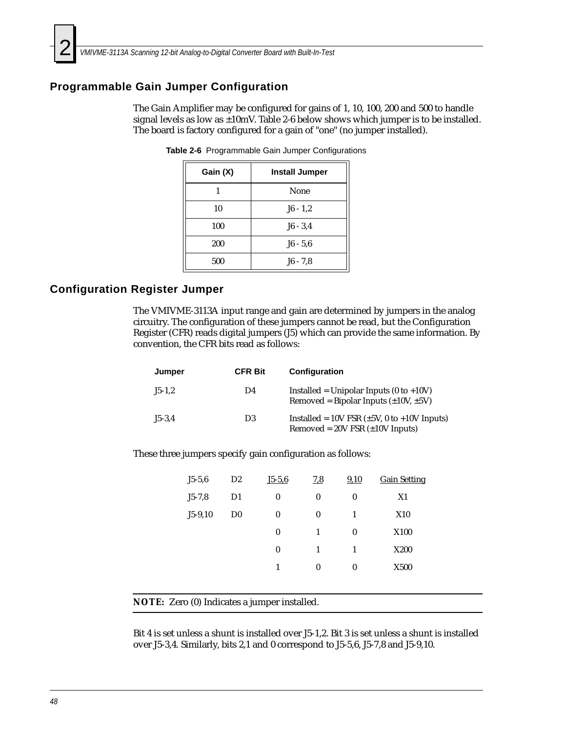## Programmable Gain Jumper Configuration

The Gain Amplifier may be configured for gains of 1, 10, 100, 200 and 500 to handle signal levels as low as ±10mV. Table 2-6 below shows which jumper is to be installed. The board is factory configured for a gain of "one" (no jumper installed).

**Table 2-6** Programmable Gain Jumper Configurations

| Gain (X) | Install Jumper |
|---|---|
| 1 | None |
| 10 | J6 - 1,2 |
| 100 | J6 - 3,4 |
| 200 | J6 - 5,6 |
| 500 | J6 - 7,8 |

## Configuration Register Jumper

The VMIVME-3113A input range and gain are determined by jumpers in the analog circuitry. The configuration of these jumpers cannot be read, but the Configuration Register (CFR) reads digital jumpers (J5) which can provide the same information. By convention, the CFR bits read as follows:

| Jumper | CFR Bit | Configuration |
|---|---|---|
| J5-1,2 | D4 | Installed = Unipolar Inputs (0 to +10V)<br>Removed = Bipolar Inputs (±10V, ±5V) |
| J5-3,4 | D3 | Installed = 10V FSR (±5V, 0 to +10V Inputs)<br>Removed = 20V FSR (±10V Inputs) |

These three jumpers specify gain configuration as follows:

| | | J5-5,6 | 7,8 | 9,10 | Gain Setting |
|---|---|---|---|---|---|
| J5-5,6 | D2 | 0 | 0 | 0 | X1 |
| J5-7,8 | D1 | 0 | 0 | 1 | X10 |
| J5-9,10 | D0 | 0 | 1 | 0 | X100 |
| | | 0 | 1 | 1 | X200 |
| | | 1 | 0 | 0 | X500 |

**NOTE:** Zero (0) Indicates a jumper installed.

Bit 4 is set unless a shunt is installed over J5-1,2. Bit 3 is set unless a shunt is installed over J5-3,4. Similarly, bits 2,1 and 0 correspond to J5-5,6, J5-7,8 and J5-9,10.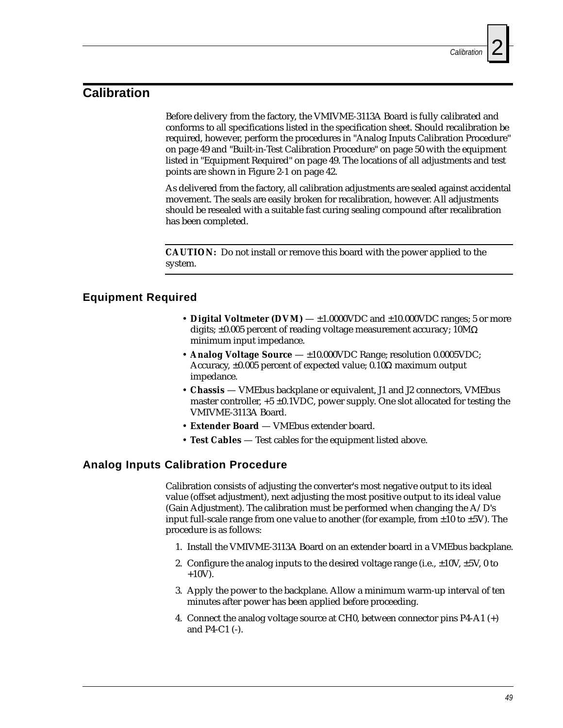# Calibration

Before delivery from the factory, the VMIVME-3113A Board is fully calibrated and conforms to all specifications listed in the specification sheet. Should recalibration be required, however, perform the procedures in "Analog Inputs Calibration Procedure" on page 49 and "Built-in-Test Calibration Procedure" on page 50 with the equipment listed in "Equipment Required" on page 49. The locations of all adjustments and test points are shown in Figure 2-1 on page 42.

As delivered from the factory, all calibration adjustments are sealed against accidental movement. The seals are easily broken for recalibration, however. All adjustments should be resealed with a suitable fast curing sealing compound after recalibration has been completed.

---

**CAUTION:** Do not install or remove this board with the power applied to the system.

---

## Equipment Required

- **Digital Voltmeter (DVM)** — ±1.0000VDC and ±10.000VDC ranges; 5 or more digits; ±0.005 percent of reading voltage measurement accuracy; 10MΩ minimum input impedance.
- **Analog Voltage Source** — ±10.000VDC Range; resolution 0.0005VDC; Accuracy, ±0.005 percent of expected value; 0.10Ω maximum output impedance.
- **Chassis** — VMEbus backplane or equivalent, J1 and J2 connectors, VMEbus master controller, +5 ±0.1VDC, power supply. One slot allocated for testing the VMIVME-3113A Board.
- **Extender Board** — VMEbus extender board.
- **Test Cables** — Test cables for the equipment listed above.

## Analog Inputs Calibration Procedure

Calibration consists of adjusting the converter's most negative output to its ideal value (offset adjustment), next adjusting the most positive output to its ideal value (Gain Adjustment). The calibration must be performed when changing the A/D's input full-scale range from one value to another (for example, from ±10 to ±5V). The procedure is as follows:

1. Install the VMIVME-3113A Board on an extender board in a VMEbus backplane.
2. Configure the analog inputs to the desired voltage range (i.e., ±10V, ±5V, 0 to +10V).
3. Apply the power to the backplane. Allow a minimum warm-up interval of ten minutes after power has been applied before proceeding.
4. Connect the analog voltage source at CH0, between connector pins P4-A1 (+) and P4-C1 (-).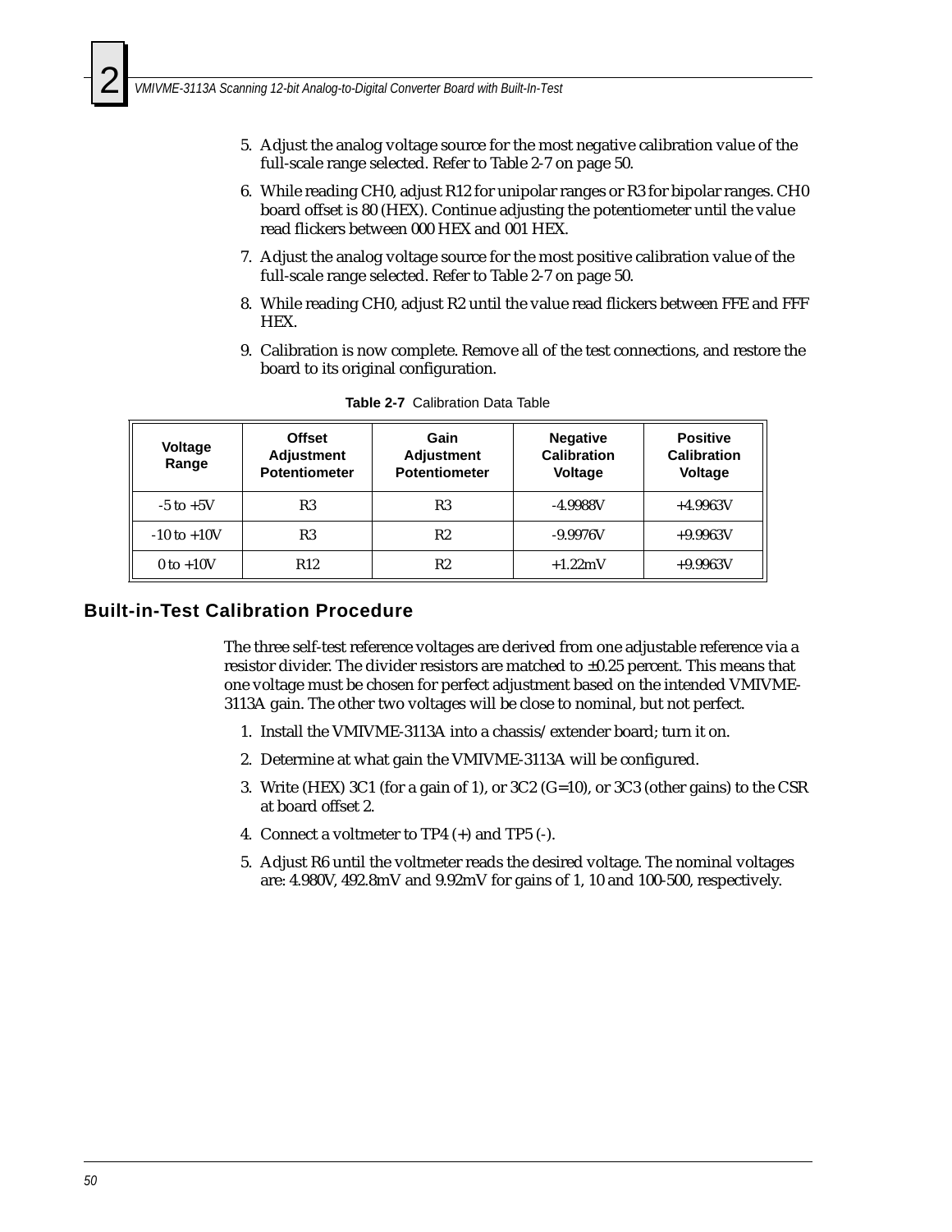5. Adjust the analog voltage source for the most negative calibration value of the full-scale range selected. Refer to Table 2-7 on page 50.

6. While reading CH0, adjust R12 for unipolar ranges or R3 for bipolar ranges. CH0 board offset is 80 (HEX). Continue adjusting the potentiometer until the value read flickers between 000 HEX and 001 HEX.

7. Adjust the analog voltage source for the most positive calibration value of the full-scale range selected. Refer to Table 2-7 on page 50.

8. While reading CH0, adjust R2 until the value read flickers between FFE and FFF HEX.

9. Calibration is now complete. Remove all of the test connections, and restore the board to its original configuration.

**Table 2-7** Calibration Data Table

| Voltage Range | Offset Adjustment Potentiometer | Gain Adjustment Potentiometer | Negative Calibration Voltage | Positive Calibration Voltage |
|---|---|---|---|---|
| -5 to +5V | R3 | R3 | -4.9988V | +4.9963V |
| -10 to +10V | R3 | R2 | -9.9976V | +9.9963V |
| 0 to +10V | R12 | R2 | +1.22mV | +9.9963V |

## Built-in-Test Calibration Procedure

The three self-test reference voltages are derived from one adjustable reference via a resistor divider. The divider resistors are matched to ±0.25 percent. This means that one voltage must be chosen for perfect adjustment based on the intended VMIVME-3113A gain. The other two voltages will be close to nominal, but not perfect.

1. Install the VMIVME-3113A into a chassis/extender board; turn it on.

2. Determine at what gain the VMIVME-3113A will be configured.

3. Write (HEX) 3C1 (for a gain of 1), or 3C2 (G=10), or 3C3 (other gains) to the CSR at board offset 2.

4. Connect a voltmeter to TP4 (+) and TP5 (-).

5. Adjust R6 until the voltmeter reads the desired voltage. The nominal voltages are: 4.980V, 492.8mV and 9.92mV for gains of 1, 10 and 100-500, respectively.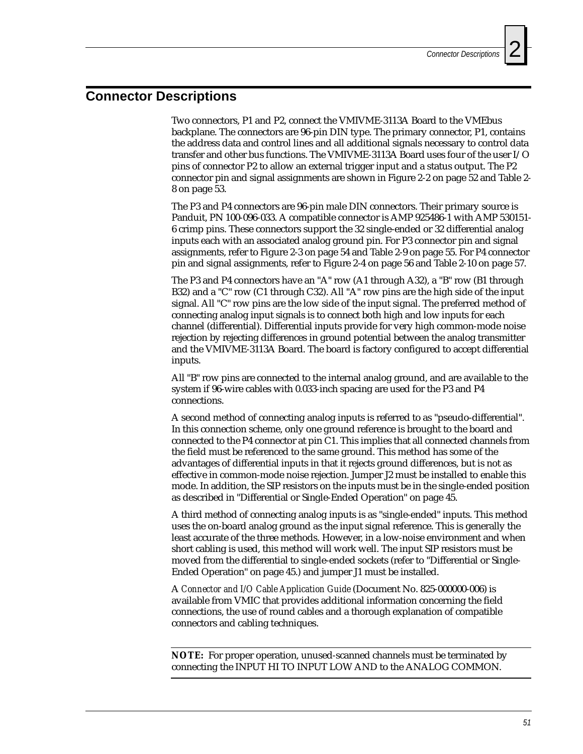## Connector Descriptions

Two connectors, P1 and P2, connect the VMIVME-3113A Board to the VMEbus backplane. The connectors are 96-pin DIN type. The primary connector, P1, contains the address data and control lines and all additional signals necessary to control data transfer and other bus functions. The VMIVME-3113A Board uses four of the user I/O pins of connector P2 to allow an external trigger input and a status output. The P2 connector pin and signal assignments are shown in Figure 2-2 on page 52 and Table 2-8 on page 53.

The P3 and P4 connectors are 96-pin male DIN connectors. Their primary source is Panduit, PN 100-096-033. A compatible connector is AMP 925486-1 with AMP 530151-6 crimp pins. These connectors support the 32 single-ended or 32 differential analog inputs each with an associated analog ground pin. For P3 connector pin and signal assignments, refer to Figure 2-3 on page 54 and Table 2-9 on page 55. For P4 connector pin and signal assignments, refer to Figure 2-4 on page 56 and Table 2-10 on page 57.

The P3 and P4 connectors have an "A" row (A1 through A32), a "B" row (B1 through B32) and a "C" row (C1 through C32). All "A" row pins are the high side of the input signal. All "C" row pins are the low side of the input signal. The preferred method of connecting analog input signals is to connect both high and low inputs for each channel (differential). Differential inputs provide for very high common-mode noise rejection by rejecting differences in ground potential between the analog transmitter and the VMIVME-3113A Board. The board is factory configured to accept differential inputs.

All "B" row pins are connected to the internal analog ground, and are available to the system if 96-wire cables with 0.033-inch spacing are used for the P3 and P4 connections.

A second method of connecting analog inputs is referred to as "pseudo-differential". In this connection scheme, only one ground reference is brought to the board and connected to the P4 connector at pin C1. This implies that all connected channels from the field must be referenced to the same ground. This method has some of the advantages of differential inputs in that it rejects ground differences, but is not as effective in common-mode noise rejection. Jumper J2 must be installed to enable this mode. In addition, the SIP resistors on the inputs must be in the single-ended position as described in "Differential or Single-Ended Operation" on page 45.

A third method of connecting analog inputs is as "single-ended" inputs. This method uses the on-board analog ground as the input signal reference. This is generally the least accurate of the three methods. However, in a low-noise environment and when short cabling is used, this method will work well. The input SIP resistors must be moved from the differential to single-ended sockets (refer to "Differential or Single-Ended Operation" on page 45.) and jumper J1 must be installed.

A *Connector and I/O Cable Application Guide* (Document No. 825-000000-006) is available from VMIC that provides additional information concerning the field connections, the use of round cables and a thorough explanation of compatible connectors and cabling techniques.

---

**NOTE:** For proper operation, unused-scanned channels must be terminated by connecting the INPUT HI TO INPUT LOW AND to the ANALOG COMMON.

---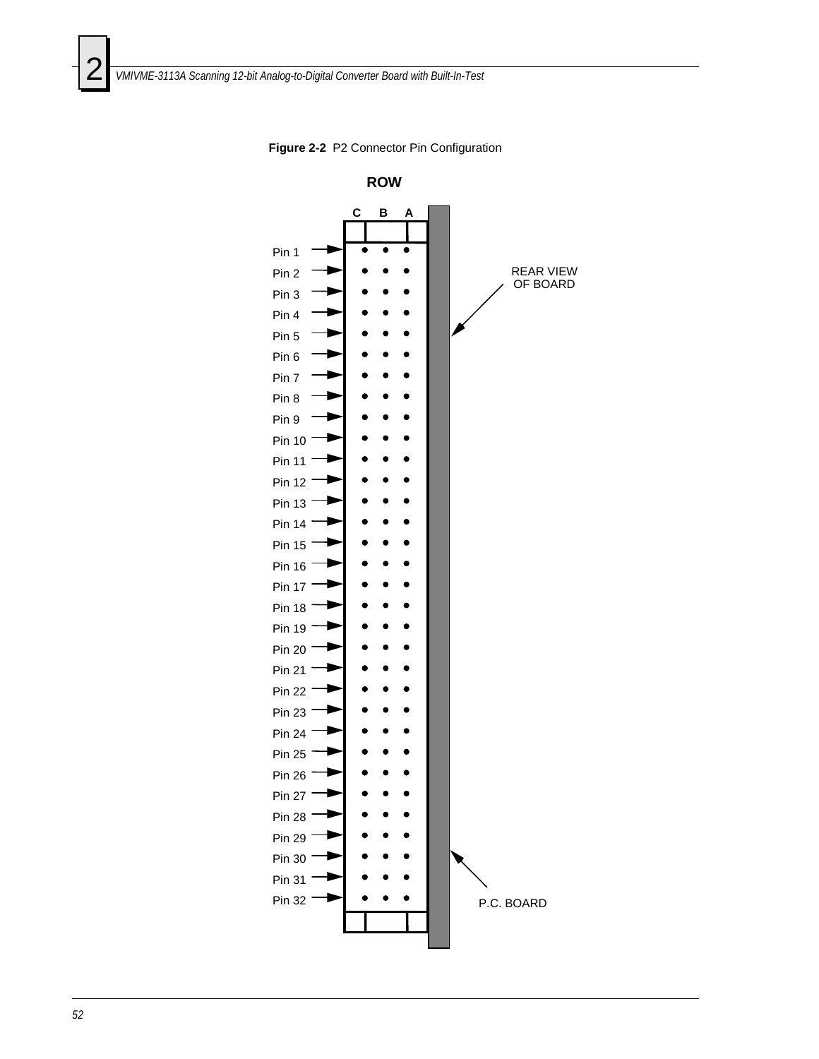**Figure 2-2** P2 Connector Pin Configuration

**ROW**

C B A

Pin 1
Pin 2
Pin 3
Pin 4
Pin 5
Pin 6
Pin 7
Pin 8
Pin 9
Pin 10
Pin 11
Pin 12
Pin 13
Pin 14
Pin 15
Pin 16
Pin 17
Pin 18
Pin 19
Pin 20
Pin 21
Pin 22
Pin 23
Pin 24
Pin 25
Pin 26
Pin 27
Pin 28
Pin 29
Pin 30
Pin 31
Pin 32

REAR VIEW OF BOARD

P.C. BOARD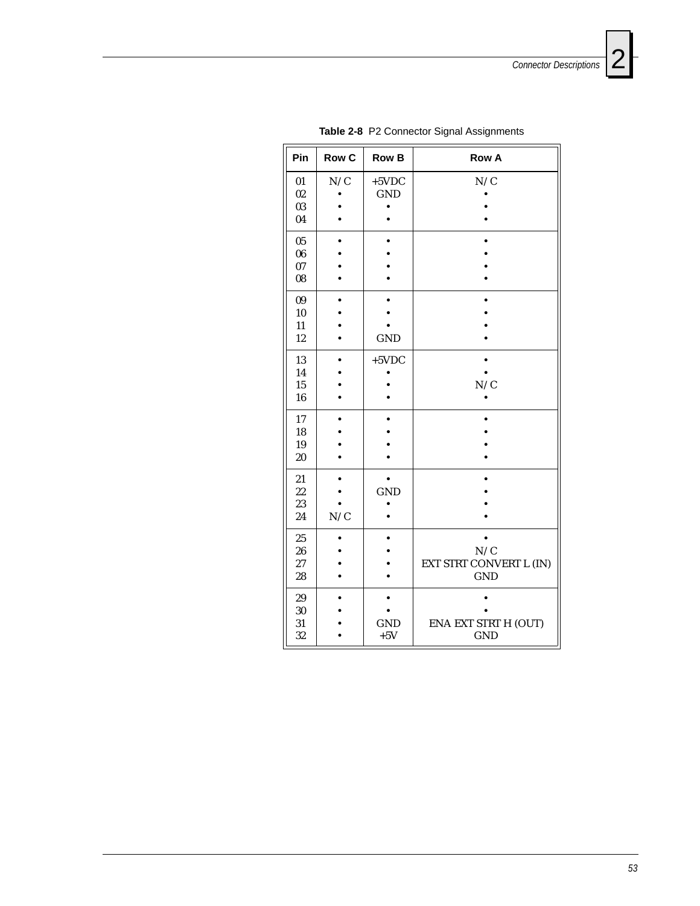**Table 2-8** P2 Connector Signal Assignments

| Pin | Row C | Row B | Row A |
|---|---|---|---|
| 01 | N/C | +5VDC | N/C |
| 02 | • | GND | • |
| 03 | • | • | • |
| 04 | • | • | • |
| 05 | • | • | • |
| 06 | • | • | • |
| 07 | • | • | • |
| 08 | • | • | • |
| 09 | • | • | • |
| 10 | • | • | • |
| 11 | • | • | • |
| 12 | • | GND | • |
| 13 | • | +5VDC | • |
| 14 | • | • | • |
| 15 | • | • | N/C |
| 16 | • | • | • |
| 17 | • | • | • |
| 18 | • | • | • |
| 19 | • | • | • |
| 20 | • | • | • |
| 21 | • | • | • |
| 22 | • | GND | • |
| 23 | • | • | • |
| 24 | N/C | • | • |
| 25 | • | • | • |
| 26 | • | • | N/C |
| 27 | • | • | EXT STRT CONVERT L (IN) |
| 28 | • | • | GND |
| 29 | • | • | • |
| 30 | • | • | • |
| 31 | • | GND | ENA EXT STRT H (OUT) |
| 32 | • | +5V | GND |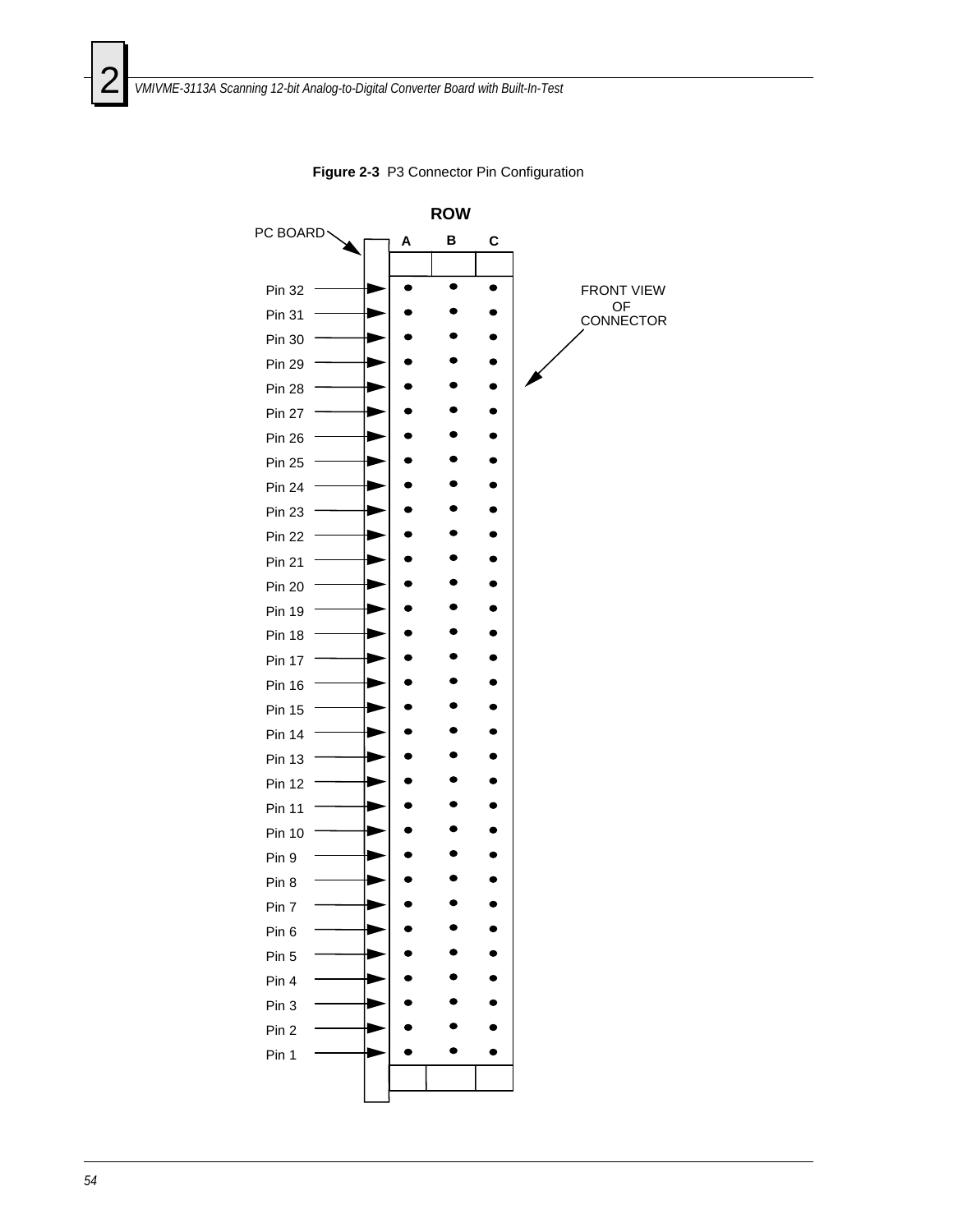**Figure 2-3** P3 Connector Pin Configuration

ROW

PC BOARD

A B C

Pin 32
Pin 31
Pin 30
Pin 29
Pin 28
Pin 27
Pin 26
Pin 25
Pin 24
Pin 23
Pin 22
Pin 21
Pin 20
Pin 19
Pin 18
Pin 17
Pin 16
Pin 15
Pin 14
Pin 13
Pin 12
Pin 11
Pin 10
Pin 9
Pin 8
Pin 7
Pin 6
Pin 5
Pin 4
Pin 3
Pin 2
Pin 1

FRONT VIEW OF CONNECTOR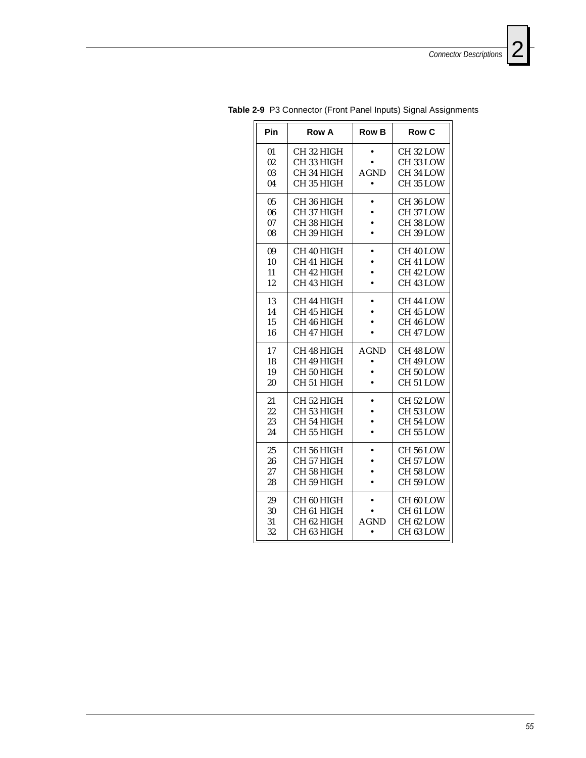**Table 2-9** P3 Connector (Front Panel Inputs) Signal Assignments

| Pin | Row A | Row B | Row C |
|---|---|---|---|
| 01 | CH 32 HIGH | • | CH 32 LOW |
| 02 | CH 33 HIGH | • | CH 33 LOW |
| 03 | CH 34 HIGH | AGND | CH 34 LOW |
| 04 | CH 35 HIGH | • | CH 35 LOW |
| 05 | CH 36 HIGH | • | CH 36 LOW |
| 06 | CH 37 HIGH | • | CH 37 LOW |
| 07 | CH 38 HIGH | • | CH 38 LOW |
| 08 | CH 39 HIGH | • | CH 39 LOW |
| 09 | CH 40 HIGH | • | CH 40 LOW |
| 10 | CH 41 HIGH | • | CH 41 LOW |
| 11 | CH 42 HIGH | • | CH 42 LOW |
| 12 | CH 43 HIGH | • | CH 43 LOW |
| 13 | CH 44 HIGH | • | CH 44 LOW |
| 14 | CH 45 HIGH | • | CH 45 LOW |
| 15 | CH 46 HIGH | • | CH 46 LOW |
| 16 | CH 47 HIGH | • | CH 47 LOW |
| 17 | CH 48 HIGH | AGND | CH 48 LOW |
| 18 | CH 49 HIGH | • | CH 49 LOW |
| 19 | CH 50 HIGH | • | CH 50 LOW |
| 20 | CH 51 HIGH | • | CH 51 LOW |
| 21 | CH 52 HIGH | • | CH 52 LOW |
| 22 | CH 53 HIGH | • | CH 53 LOW |
| 23 | CH 54 HIGH | • | CH 54 LOW |
| 24 | CH 55 HIGH | • | CH 55 LOW |
| 25 | CH 56 HIGH | • | CH 56 LOW |
| 26 | CH 57 HIGH | • | CH 57 LOW |
| 27 | CH 58 HIGH | • | CH 58 LOW |
| 28 | CH 59 HIGH | • | CH 59 LOW |
| 29 | CH 60 HIGH | • | CH 60 LOW |
| 30 | CH 61 HIGH | • | CH 61 LOW |
| 31 | CH 62 HIGH | AGND | CH 62 LOW |
| 32 | CH 63 HIGH | • | CH 63 LOW |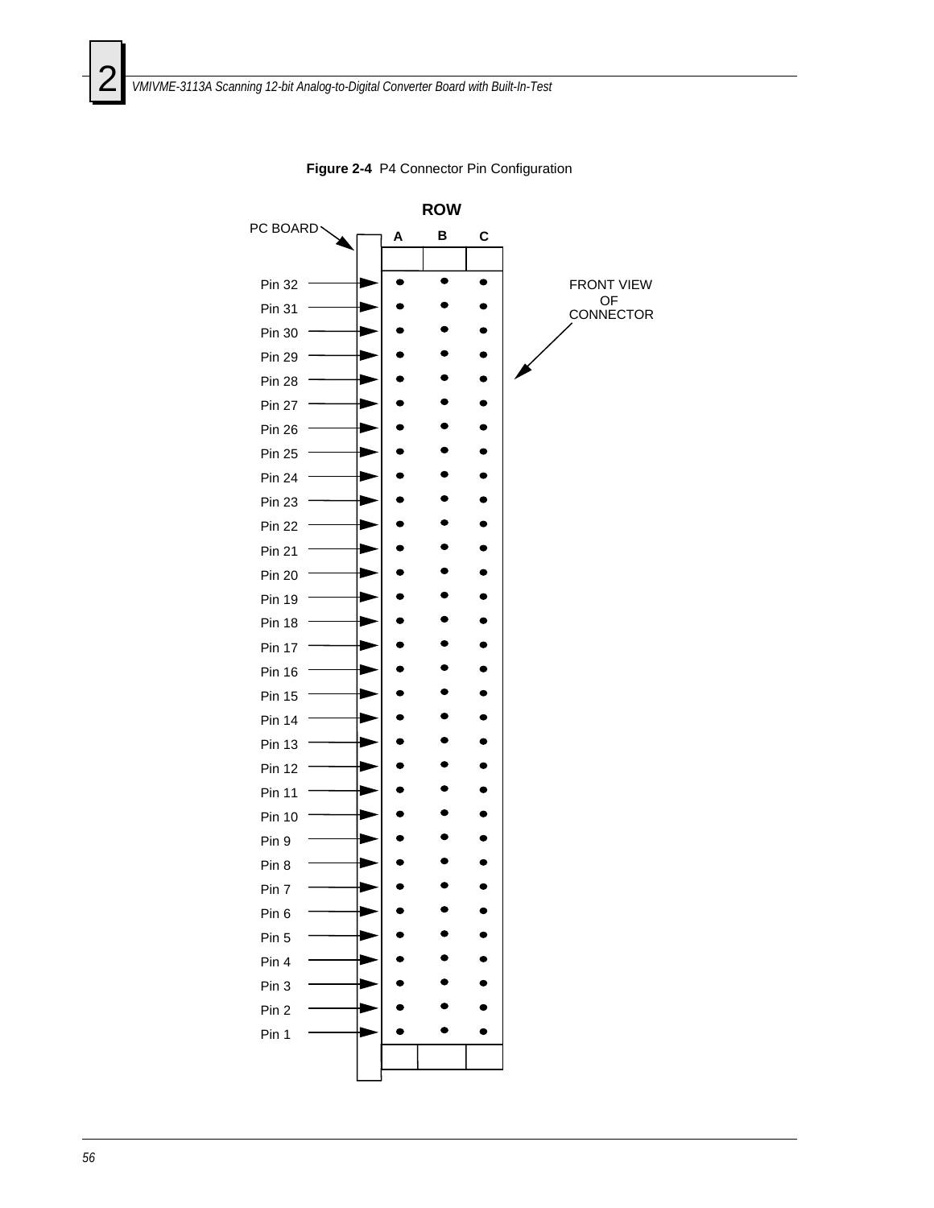**Figure 2-4** P4 Connector Pin Configuration

ROW

PC BOARD

A B C

Pin 32
Pin 31
Pin 30
Pin 29
Pin 28
Pin 27
Pin 26
Pin 25
Pin 24
Pin 23
Pin 22
Pin 21
Pin 20
Pin 19
Pin 18
Pin 17
Pin 16
Pin 15
Pin 14
Pin 13
Pin 12
Pin 11
Pin 10
Pin 9
Pin 8
Pin 7
Pin 6
Pin 5
Pin 4
Pin 3
Pin 2
Pin 1

FRONT VIEW OF CONNECTOR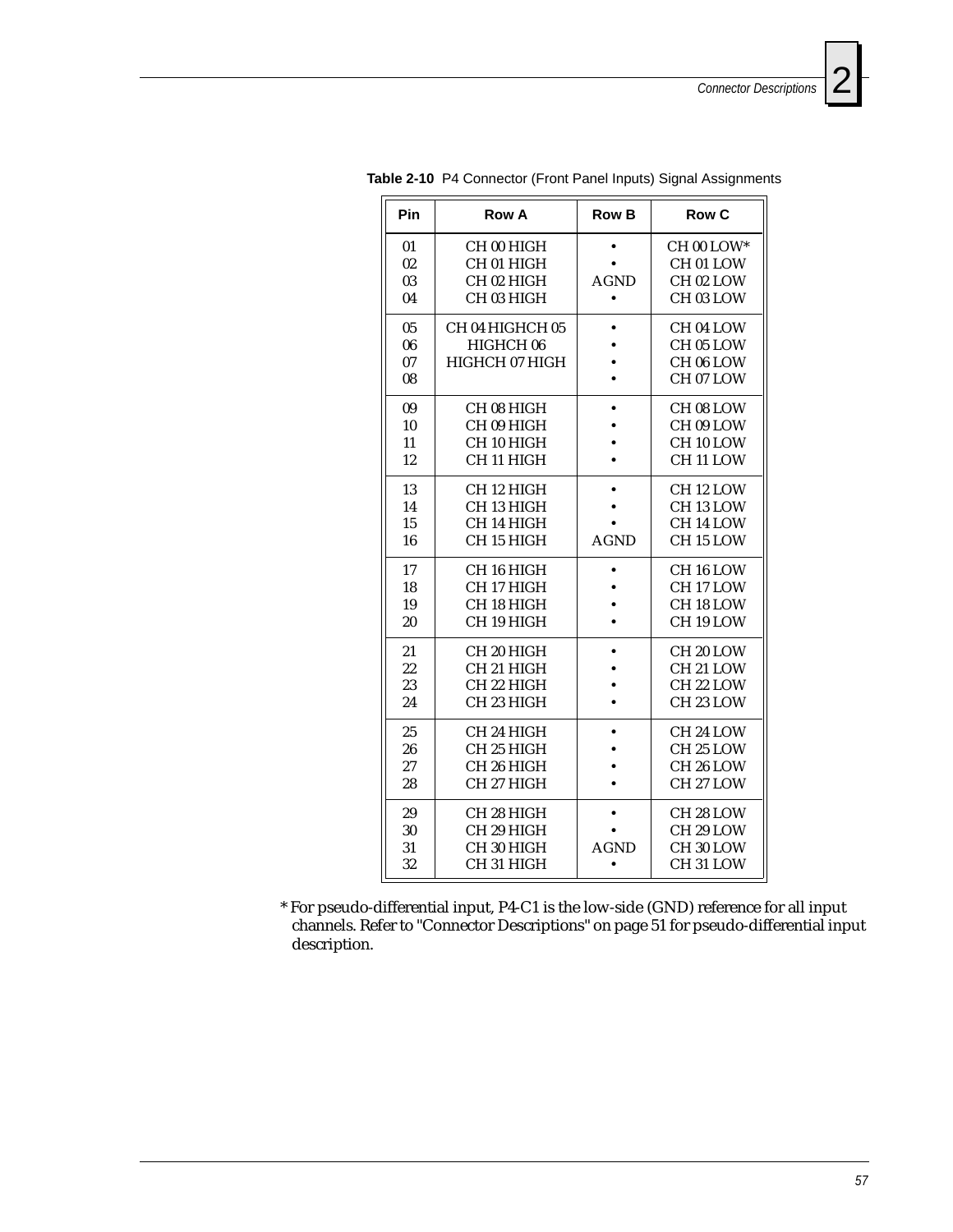**Table 2-10** P4 Connector (Front Panel Inputs) Signal Assignments

| Pin | Row A | Row B | Row C |
|---|---|---|---|
| 01 | CH 00 HIGH | • | CH 00 LOW* |
| 02 | CH 01 HIGH | • | CH 01 LOW |
| 03 | CH 02 HIGH | AGND | CH 02 LOW |
| 04 | CH 03 HIGH | • | CH 03 LOW |
| 05 | CH 04 HIGHCH 05 | • | CH 04 LOW |
| 06 | HIGHCH 06 | • | CH 05 LOW |
| 07 | HIGHCH 07 HIGH | • | CH 06 LOW |
| 08 | | • | CH 07 LOW |
| 09 | CH 08 HIGH | • | CH 08 LOW |
| 10 | CH 09 HIGH | • | CH 09 LOW |
| 11 | CH 10 HIGH | • | CH 10 LOW |
| 12 | CH 11 HIGH | • | CH 11 LOW |
| 13 | CH 12 HIGH | • | CH 12 LOW |
| 14 | CH 13 HIGH | • | CH 13 LOW |
| 15 | CH 14 HIGH | • | CH 14 LOW |
| 16 | CH 15 HIGH | AGND | CH 15 LOW |
| 17 | CH 16 HIGH | • | CH 16 LOW |
| 18 | CH 17 HIGH | • | CH 17 LOW |
| 19 | CH 18 HIGH | • | CH 18 LOW |
| 20 | CH 19 HIGH | • | CH 19 LOW |
| 21 | CH 20 HIGH | • | CH 20 LOW |
| 22 | CH 21 HIGH | • | CH 21 LOW |
| 23 | CH 22 HIGH | • | CH 22 LOW |
| 24 | CH 23 HIGH | • | CH 23 LOW |
| 25 | CH 24 HIGH | • | CH 24 LOW |
| 26 | CH 25 HIGH | • | CH 25 LOW |
| 27 | CH 26 HIGH | • | CH 26 LOW |
| 28 | CH 27 HIGH | • | CH 27 LOW |
| 29 | CH 28 HIGH | • | CH 28 LOW |
| 30 | CH 29 HIGH | • | CH 29 LOW |
| 31 | CH 30 HIGH | AGND | CH 30 LOW |
| 32 | CH 31 HIGH | • | CH 31 LOW |

* For pseudo-differential input, P4-C1 is the low-side (GND) reference for all input channels. Refer to "Connector Descriptions" on page 51 for pseudo-differential input description.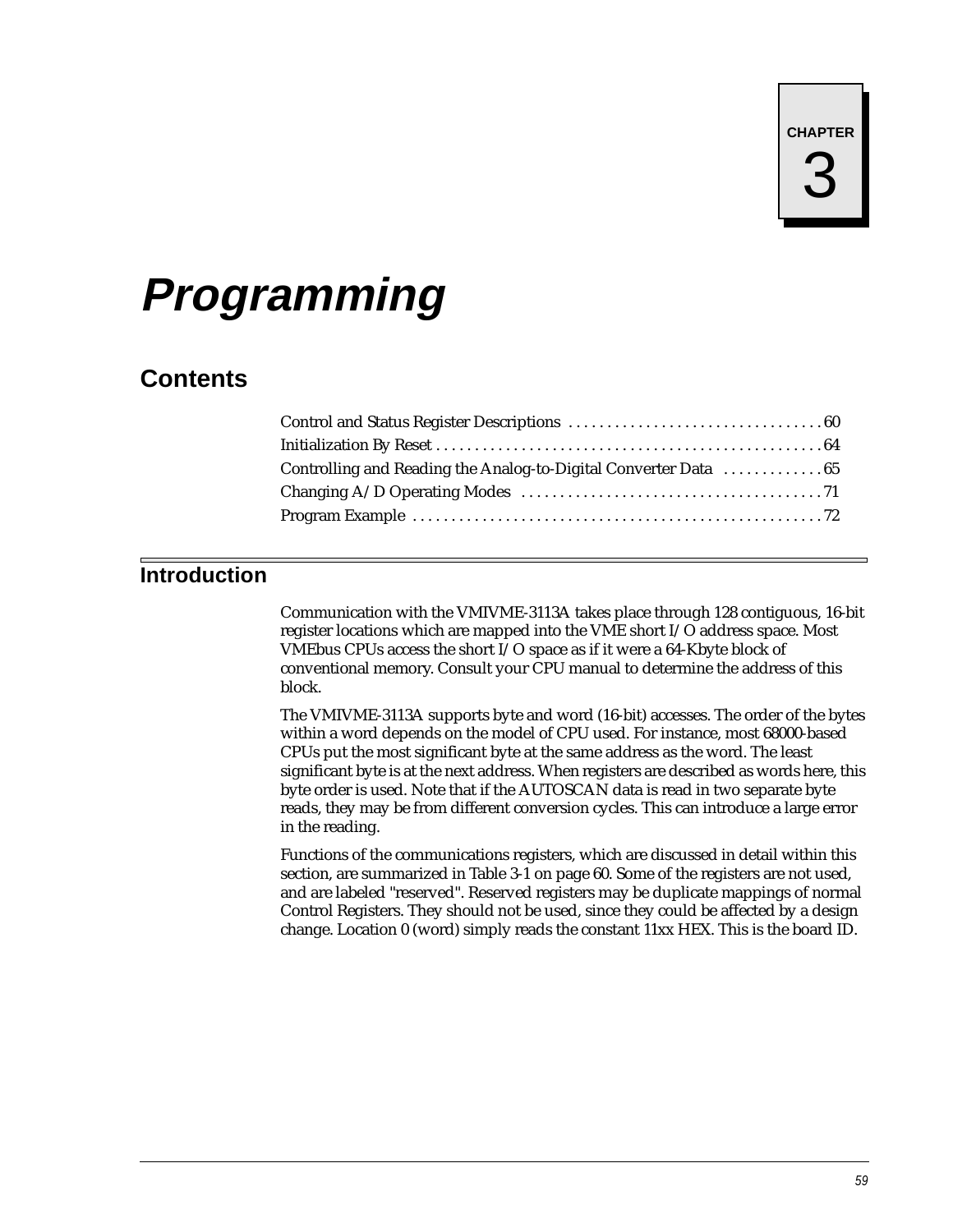CHAPTER 3

# Programming

## Contents

Control and Status Register Descriptions . . . . . . . . . . . . . . . . . . . . . . . . . . . . . . . . 60
Initialization By Reset . . . . . . . . . . . . . . . . . . . . . . . . . . . . . . . . . . . . . . . . . . . . . . . . 64
Controlling and Reading the Analog-to-Digital Converter Data . . . . . . . . . . . . . 65
Changing A/D Operating Modes . . . . . . . . . . . . . . . . . . . . . . . . . . . . . . . . . . . . . . 71
Program Example . . . . . . . . . . . . . . . . . . . . . . . . . . . . . . . . . . . . . . . . . . . . . . . . . . . 72

## Introduction

Communication with the VMIVME-3113A takes place through 128 contiguous, 16-bit register locations which are mapped into the VME short I/O address space. Most VMEbus CPUs access the short I/O space as if it were a 64-Kbyte block of conventional memory. Consult your CPU manual to determine the address of this block.

The VMIVME-3113A supports byte and word (16-bit) accesses. The order of the bytes within a word depends on the model of CPU used. For instance, most 68000-based CPUs put the most significant byte at the same address as the word. The least significant byte is at the next address. When registers are described as words here, this byte order is used. Note that if the AUTOSCAN data is read in two separate byte reads, they may be from different conversion cycles. This can introduce a large error in the reading.

Functions of the communications registers, which are discussed in detail within this section, are summarized in Table 3-1 on page 60. Some of the registers are not used, and are labeled "reserved". Reserved registers may be duplicate mappings of normal Control Registers. They should not be used, since they could be affected by a design change. Location 0 (word) simply reads the constant 11xx HEX. This is the board ID.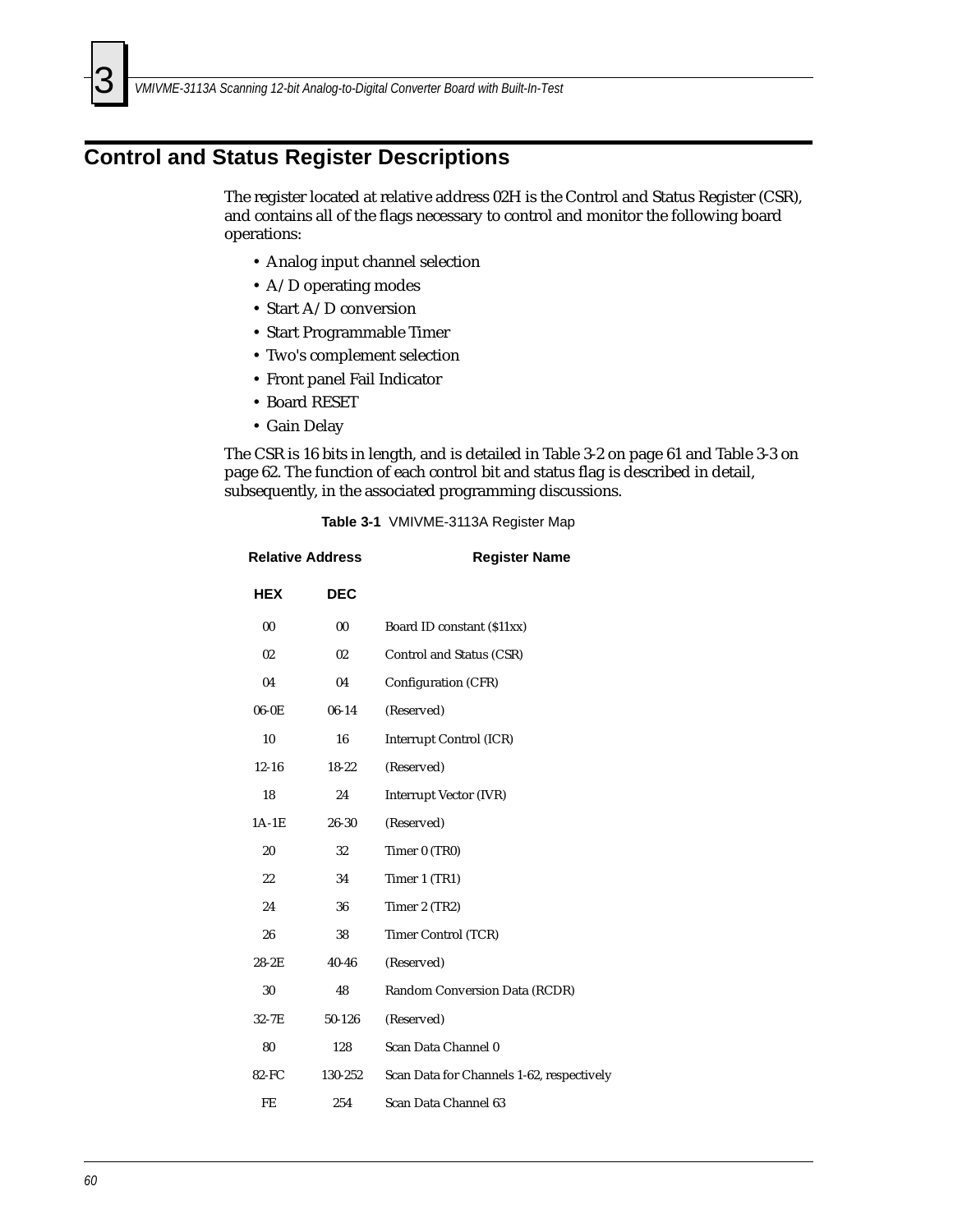## Control and Status Register Descriptions

The register located at relative address 02H is the Control and Status Register (CSR), and contains all of the flags necessary to control and monitor the following board operations:

- Analog input channel selection
- A/D operating modes
- Start A/D conversion
- Start Programmable Timer
- Two's complement selection
- Front panel Fail Indicator
- Board RESET
- Gain Delay

The CSR is 16 bits in length, and is detailed in Table 3-2 on page 61 and Table 3-3 on page 62. The function of each control bit and status flag is described in detail, subsequently, in the associated programming discussions.

**Table 3-1** VMIVME-3113A Register Map

| Relative Address | | Register Name |
|---|---|---|
| **HEX** | **DEC** | |
| 00 | 00 | Board ID constant ($11xx) |
| 02 | 02 | Control and Status (CSR) |
| 04 | 04 | Configuration (CFR) |
| 06-0E | 06-14 | (Reserved) |
| 10 | 16 | Interrupt Control (ICR) |
| 12-16 | 18-22 | (Reserved) |
| 18 | 24 | Interrupt Vector (IVR) |
| 1A-1E | 26-30 | (Reserved) |
| 20 | 32 | Timer 0 (TR0) |
| 22 | 34 | Timer 1 (TR1) |
| 24 | 36 | Timer 2 (TR2) |
| 26 | 38 | Timer Control (TCR) |
| 28-2E | 40-46 | (Reserved) |
| 30 | 48 | Random Conversion Data (RCDR) |
| 32-7E | 50-126 | (Reserved) |
| 80 | 128 | Scan Data Channel 0 |
| 82-FC | 130-252 | Scan Data for Channels 1-62, respectively |
| FE | 254 | Scan Data Channel 63 |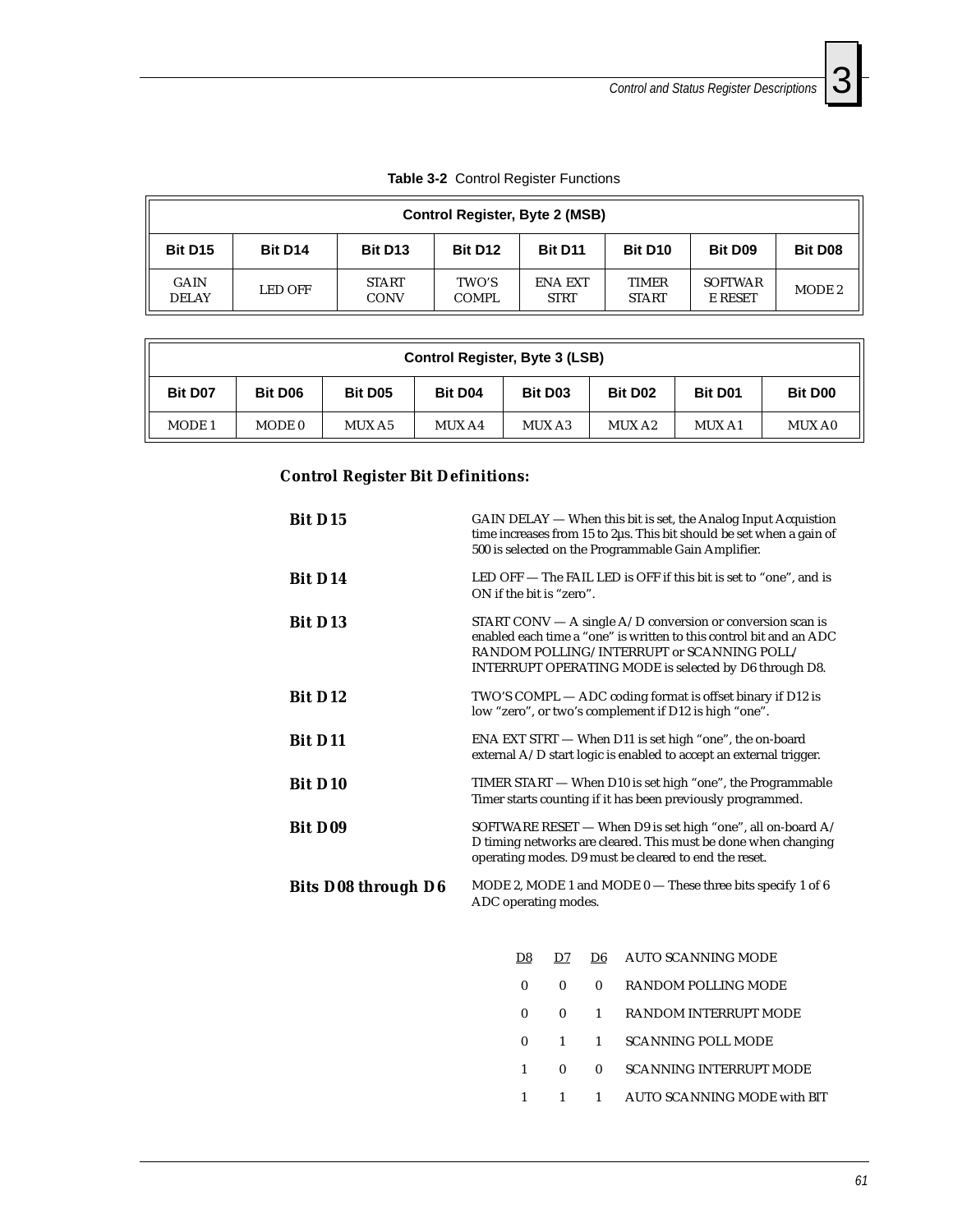**Table 3-2** Control Register Functions

| Control Register, Byte 2 (MSB) | | | | | | | |
|---|---|---|---|---|---|---|---|
| **Bit D15** | **Bit D14** | **Bit D13** | **Bit D12** | **Bit D11** | **Bit D10** | **Bit D09** | **Bit D08** |
| GAIN DELAY | LED OFF | START CONV | TWO'S COMPL | ENA EXT STRT | TIMER START | SOFTWAR E RESET | MODE 2 |

| Control Register, Byte 3 (LSB) | | | | | | | |
|---|---|---|---|---|---|---|---|
| **Bit D07** | **Bit D06** | **Bit D05** | **Bit D04** | **Bit D03** | **Bit D02** | **Bit D01** | **Bit D00** |
| MODE 1 | MODE 0 | MUX A5 | MUX A4 | MUX A3 | MUX A2 | MUX A1 | MUX A0 |

### Control Register Bit Definitions:

**Bit D15** — GAIN DELAY — When this bit is set, the Analog Input Acquistion time increases from 15 to 2µs. This bit should be set when a gain of 500 is selected on the Programmable Gain Amplifier.

**Bit D14** — LED OFF — The FAIL LED is OFF if this bit is set to "one", and is ON if the bit is "zero".

**Bit D13** — START CONV — A single A/D conversion or conversion scan is enabled each time a "one" is written to this control bit and an ADC RANDOM POLLING/INTERRUPT or SCANNING POLL/INTERRUPT OPERATING MODE is selected by D6 through D8.

**Bit D12** — TWO'S COMPL — ADC coding format is offset binary if D12 is low "zero", or two's complement if D12 is high "one".

**Bit D11** — ENA EXT STRT — When D11 is set high "one", the on-board external A/D start logic is enabled to accept an external trigger.

**Bit D10** — TIMER START — When D10 is set high "one", the Programmable Timer starts counting if it has been previously programmed.

**Bit D09** — SOFTWARE RESET — When D9 is set high "one", all on-board A/D timing networks are cleared. This must be done when changing operating modes. D9 must be cleared to end the reset.

**Bits D08 through D6** — MODE 2, MODE 1 and MODE 0 — These three bits specify 1 of 6 ADC operating modes.

| D8 | D7 | D6 | AUTO SCANNING MODE |
|---|---|---|---|
| 0 | 0 | 0 | RANDOM POLLING MODE |
| 0 | 0 | 1 | RANDOM INTERRUPT MODE |
| 0 | 1 | 1 | SCANNING POLL MODE |
| 1 | 0 | 0 | SCANNING INTERRUPT MODE |
| 1 | 1 | 1 | AUTO SCANNING MODE with BIT |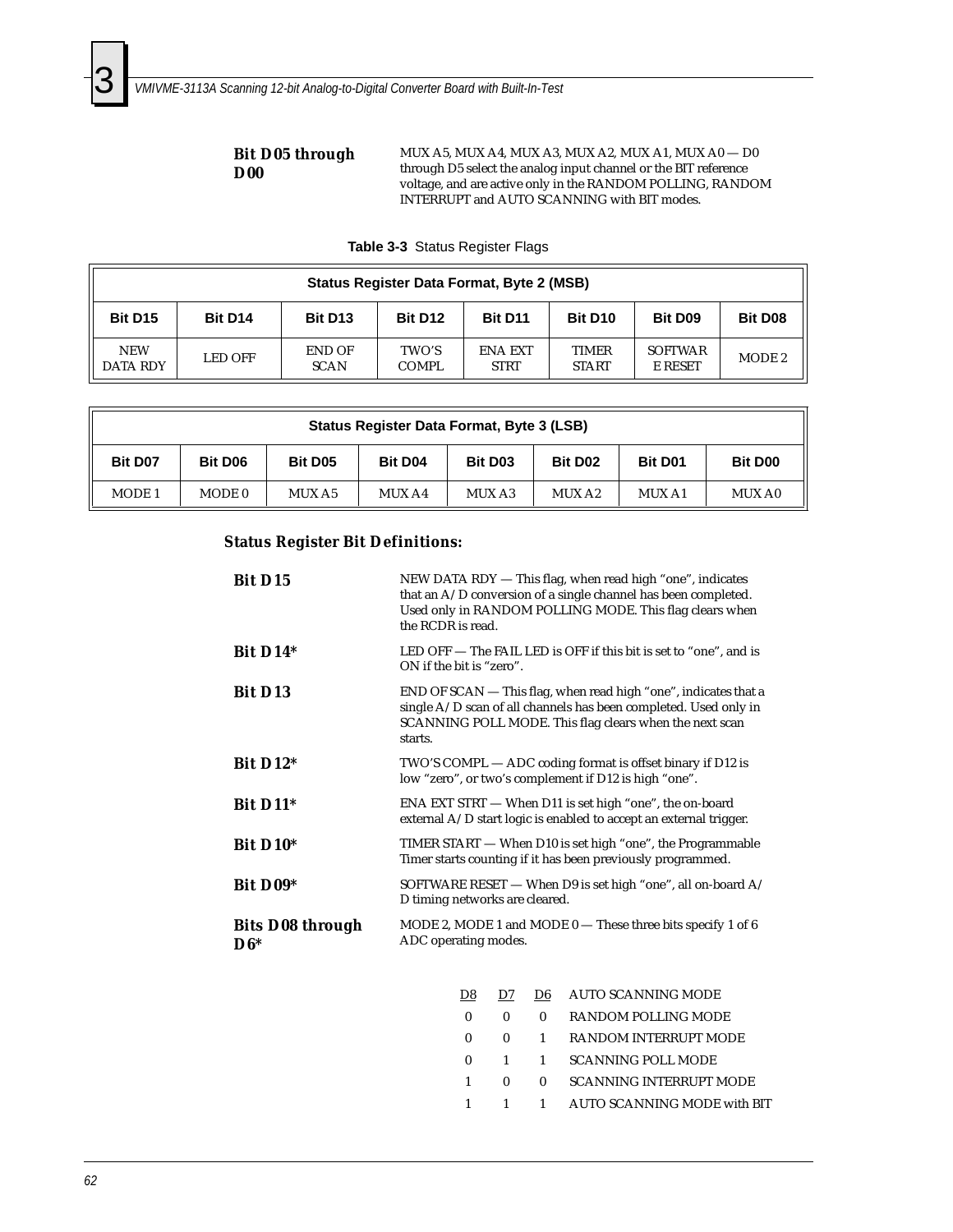**Bit D05 through D00**

MUX A5, MUX A4, MUX A3, MUX A2, MUX A1, MUX A0 — D0 through D5 select the analog input channel or the BIT reference voltage, and are active only in the RANDOM POLLING, RANDOM INTERRUPT and AUTO SCANNING with BIT modes.

**Table 3-3** Status Register Flags

| Status Register Data Format, Byte 2 (MSB) | | | | | | | |
|---|---|---|---|---|---|---|---|
| **Bit D15** | **Bit D14** | **Bit D13** | **Bit D12** | **Bit D11** | **Bit D10** | **Bit D09** | **Bit D08** |
| NEW DATA RDY | LED OFF | END OF SCAN | TWO'S COMPL | ENA EXT STRT | TIMER START | SOFTWAR E RESET | MODE 2 |

| Status Register Data Format, Byte 3 (LSB) | | | | | | | |
|---|---|---|---|---|---|---|---|
| **Bit D07** | **Bit D06** | **Bit D05** | **Bit D04** | **Bit D03** | **Bit D02** | **Bit D01** | **Bit D00** |
| MODE 1 | MODE 0 | MUX A5 | MUX A4 | MUX A3 | MUX A2 | MUX A1 | MUX A0 |

### Status Register Bit Definitions:

**Bit D15**

NEW DATA RDY — This flag, when read high "one", indicates that an A/D conversion of a single channel has been completed. Used only in RANDOM POLLING MODE. This flag clears when the RCDR is read.

**Bit D14***

LED OFF — The FAIL LED is OFF if this bit is set to "one", and is ON if the bit is "zero".

**Bit D13**

END OF SCAN — This flag, when read high "one", indicates that a single A/D scan of all channels has been completed. Used only in SCANNING POLL MODE. This flag clears when the next scan starts.

**Bit D12***

TWO'S COMPL — ADC coding format is offset binary if D12 is low "zero", or two's complement if D12 is high "one".

**Bit D11***

ENA EXT STRT — When D11 is set high "one", the on-board external A/D start logic is enabled to accept an external trigger.

**Bit D10***

TIMER START — When D10 is set high "one", the Programmable Timer starts counting if it has been previously programmed.

**Bit D09***

SOFTWARE RESET — When D9 is set high "one", all on-board A/D timing networks are cleared.

**Bits D08 through D6***

MODE 2, MODE 1 and MODE 0 — These three bits specify 1 of 6 ADC operating modes.

| D8 | D7 | D6 | AUTO SCANNING MODE |
|---|---|---|---|
| 0 | 0 | 0 | RANDOM POLLING MODE |
| 0 | 0 | 1 | RANDOM INTERRUPT MODE |
| 0 | 1 | 1 | SCANNING POLL MODE |
| 1 | 0 | 0 | SCANNING INTERRUPT MODE |
| 1 | 1 | 1 | AUTO SCANNING MODE with BIT |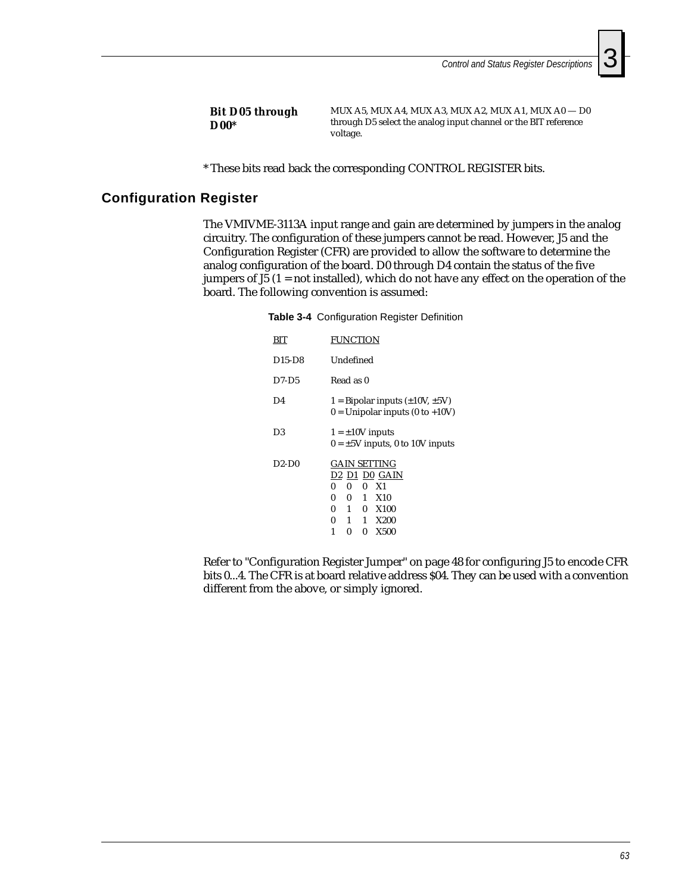| | |
|---|---|
| ***Bit D05 through D00**** | MUX A5, MUX A4, MUX A3, MUX A2, MUX A1, MUX A0 — D0 through D5 select the analog input channel or the BIT reference voltage. |

* These bits read back the corresponding CONTROL REGISTER bits.

## Configuration Register

The VMIVME-3113A input range and gain are determined by jumpers in the analog circuitry. The configuration of these jumpers cannot be read. However, J5 and the Configuration Register (CFR) are provided to allow the software to determine the analog configuration of the board. D0 through D4 contain the status of the five jumpers of J5 (1 = not installed), which do not have any effect on the operation of the board. The following convention is assumed:

**Table 3-4** Configuration Register Definition

| BIT | FUNCTION |
|---|---|
| D15-D8 | Undefined |
| D7-D5 | Read as 0 |
| D4 | 1 = Bipolar inputs (±10V, ±5V)<br>0 = Unipolar inputs (0 to +10V) |
| D3 | 1 = ±10V inputs<br>0 = ±5V inputs, 0 to 10V inputs |
| D2-D0 | GAIN SETTING |

| D2 | D1 | D0 | GAIN |
|---|---|---|---|
| 0 | 0 | 0 | X1 |
| 0 | 0 | 1 | X10 |
| 0 | 1 | 0 | X100 |
| 0 | 1 | 1 | X200 |
| 1 | 0 | 0 | X500 |

Refer to "Configuration Register Jumper" on page 48 for configuring J5 to encode CFR bits 0...4. The CFR is at board relative address $04. They can be used with a convention different from the above, or simply ignored.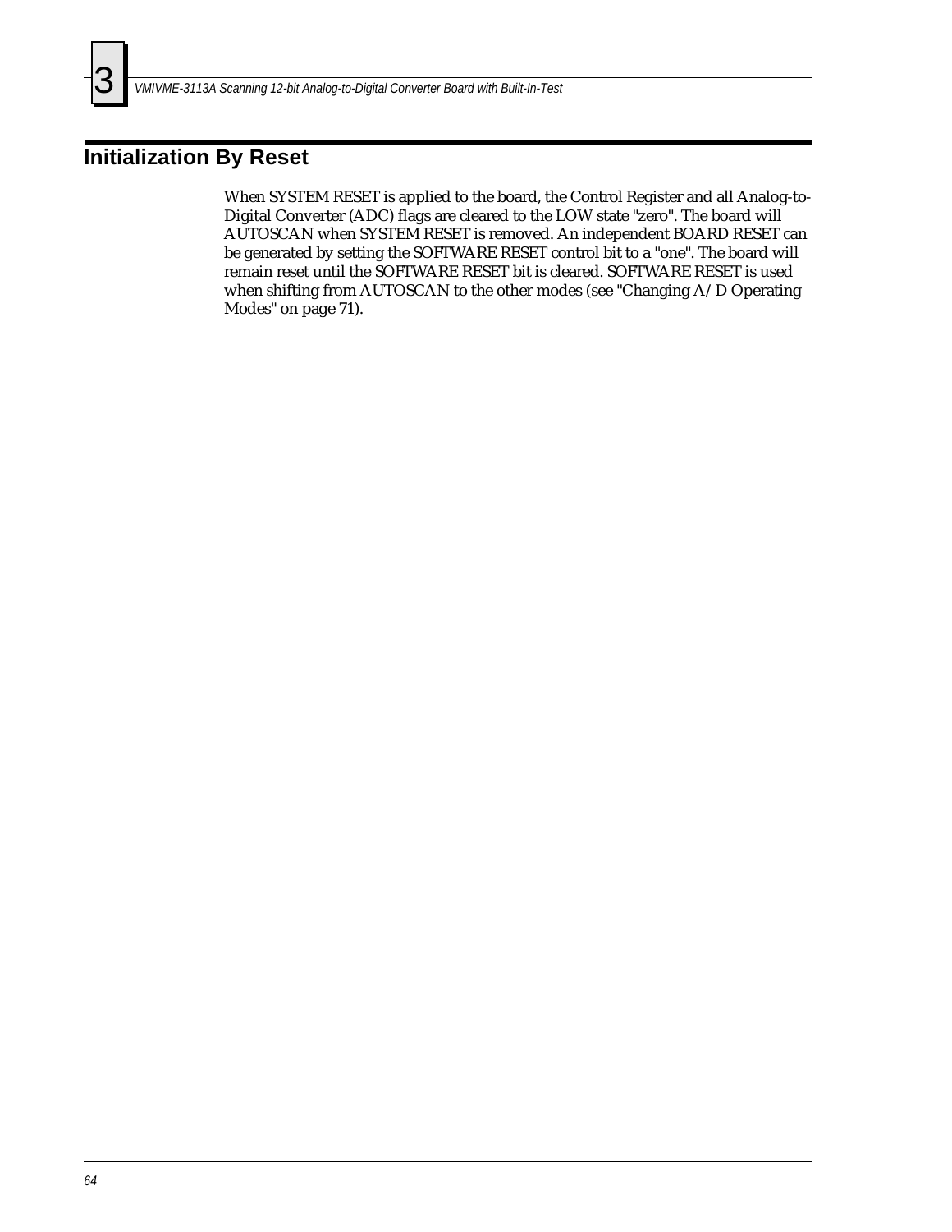## Initialization By Reset

When SYSTEM RESET is applied to the board, the Control Register and all Analog-to-Digital Converter (ADC) flags are cleared to the LOW state "zero". The board will AUTOSCAN when SYSTEM RESET is removed. An independent BOARD RESET can be generated by setting the SOFTWARE RESET control bit to a "one". The board will remain reset until the SOFTWARE RESET bit is cleared. SOFTWARE RESET is used when shifting from AUTOSCAN to the other modes (see "Changing A/D Operating Modes" on page 71).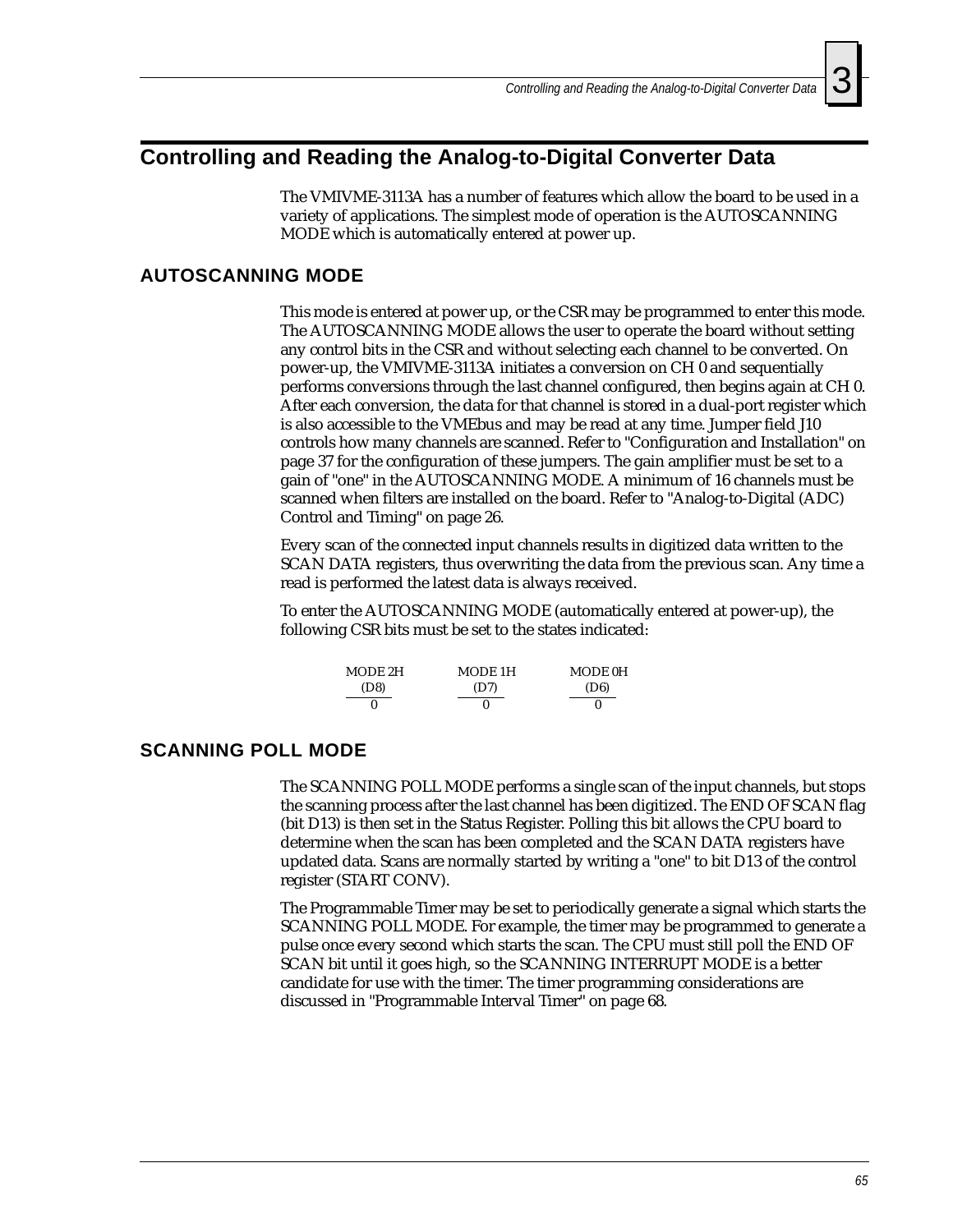## Controlling and Reading the Analog-to-Digital Converter Data

The VMIVME-3113A has a number of features which allow the board to be used in a variety of applications. The simplest mode of operation is the AUTOSCANNING MODE which is automatically entered at power up.

### AUTOSCANNING MODE

This mode is entered at power up, or the CSR may be programmed to enter this mode. The AUTOSCANNING MODE allows the user to operate the board without setting any control bits in the CSR and without selecting each channel to be converted. On power-up, the VMIVME-3113A initiates a conversion on CH 0 and sequentially performs conversions through the last channel configured, then begins again at CH 0. After each conversion, the data for that channel is stored in a dual-port register which is also accessible to the VMEbus and may be read at any time. Jumper field J10 controls how many channels are scanned. Refer to "Configuration and Installation" on page 37 for the configuration of these jumpers. The gain amplifier must be set to a gain of "one" in the AUTOSCANNING MODE. A minimum of 16 channels must be scanned when filters are installed on the board. Refer to "Analog-to-Digital (ADC) Control and Timing" on page 26.

Every scan of the connected input channels results in digitized data written to the SCAN DATA registers, thus overwriting the data from the previous scan. Any time a read is performed the latest data is always received.

To enter the AUTOSCANNING MODE (automatically entered at power-up), the following CSR bits must be set to the states indicated:

| MODE 2H (D8) | MODE 1H (D7) | MODE 0H (D6) |
|---|---|---|
| 0 | 0 | 0 |

### SCANNING POLL MODE

The SCANNING POLL MODE performs a single scan of the input channels, but stops the scanning process after the last channel has been digitized. The END OF SCAN flag (bit D13) is then set in the Status Register. Polling this bit allows the CPU board to determine when the scan has been completed and the SCAN DATA registers have updated data. Scans are normally started by writing a "one" to bit D13 of the control register (START CONV).

The Programmable Timer may be set to periodically generate a signal which starts the SCANNING POLL MODE. For example, the timer may be programmed to generate a pulse once every second which starts the scan. The CPU must still poll the END OF SCAN bit until it goes high, so the SCANNING INTERRUPT MODE is a better candidate for use with the timer. The timer programming considerations are discussed in "Programmable Interval Timer" on page 68.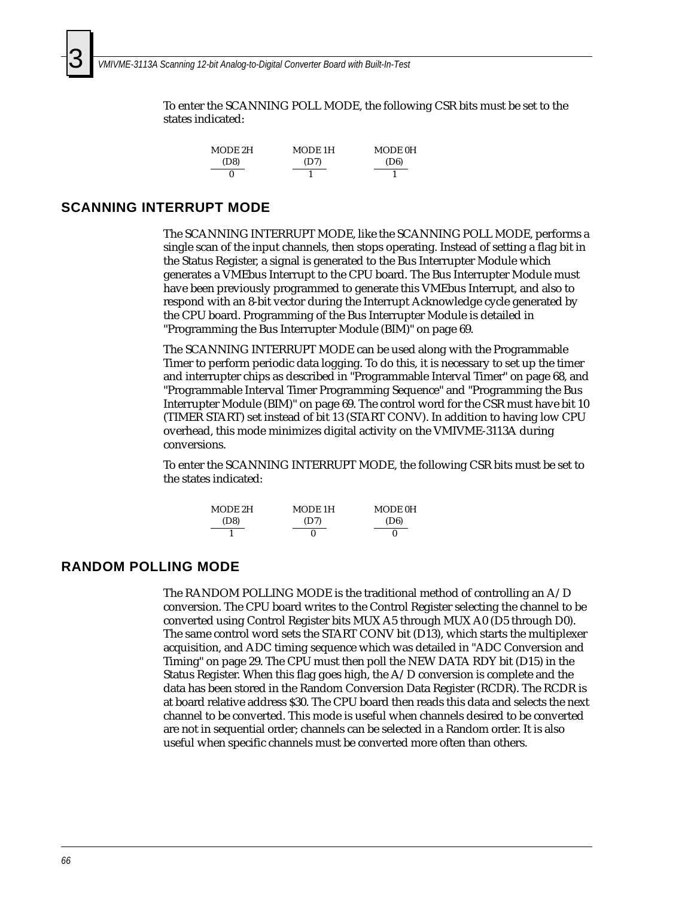To enter the SCANNING POLL MODE, the following CSR bits must be set to the states indicated:

| MODE 2H (D8) | MODE 1H (D7) | MODE 0H (D6) |
|---|---|---|
| 0 | 1 | 1 |

## SCANNING INTERRUPT MODE

The SCANNING INTERRUPT MODE, like the SCANNING POLL MODE, performs a single scan of the input channels, then stops operating. Instead of setting a flag bit in the Status Register, a signal is generated to the Bus Interrupter Module which generates a VMEbus Interrupt to the CPU board. The Bus Interrupter Module must have been previously programmed to generate this VMEbus Interrupt, and also to respond with an 8-bit vector during the Interrupt Acknowledge cycle generated by the CPU board. Programming of the Bus Interrupter Module is detailed in "Programming the Bus Interrupter Module (BIM)" on page 69.

The SCANNING INTERRUPT MODE can be used along with the Programmable Timer to perform periodic data logging. To do this, it is necessary to set up the timer and interrupter chips as described in "Programmable Interval Timer" on page 68, and "Programmable Interval Timer Programming Sequence" and "Programming the Bus Interrupter Module (BIM)" on page 69. The control word for the CSR must have bit 10 (TIMER START) set instead of bit 13 (START CONV). In addition to having low CPU overhead, this mode minimizes digital activity on the VMIVME-3113A during conversions.

To enter the SCANNING INTERRUPT MODE, the following CSR bits must be set to the states indicated:

| MODE 2H (D8) | MODE 1H (D7) | MODE 0H (D6) |
|---|---|---|
| 1 | 0 | 0 |

## RANDOM POLLING MODE

The RANDOM POLLING MODE is the traditional method of controlling an A/D conversion. The CPU board writes to the Control Register selecting the channel to be converted using Control Register bits MUX A5 through MUX A0 (D5 through D0). The same control word sets the START CONV bit (D13), which starts the multiplexer acquisition, and ADC timing sequence which was detailed in "ADC Conversion and Timing" on page 29. The CPU must then poll the NEW DATA RDY bit (D15) in the Status Register. When this flag goes high, the A/D conversion is complete and the data has been stored in the Random Conversion Data Register (RCDR). The RCDR is at board relative address $30. The CPU board then reads this data and selects the next channel to be converted. This mode is useful when channels desired to be converted are not in sequential order; channels can be selected in a Random order. It is also useful when specific channels must be converted more often than others.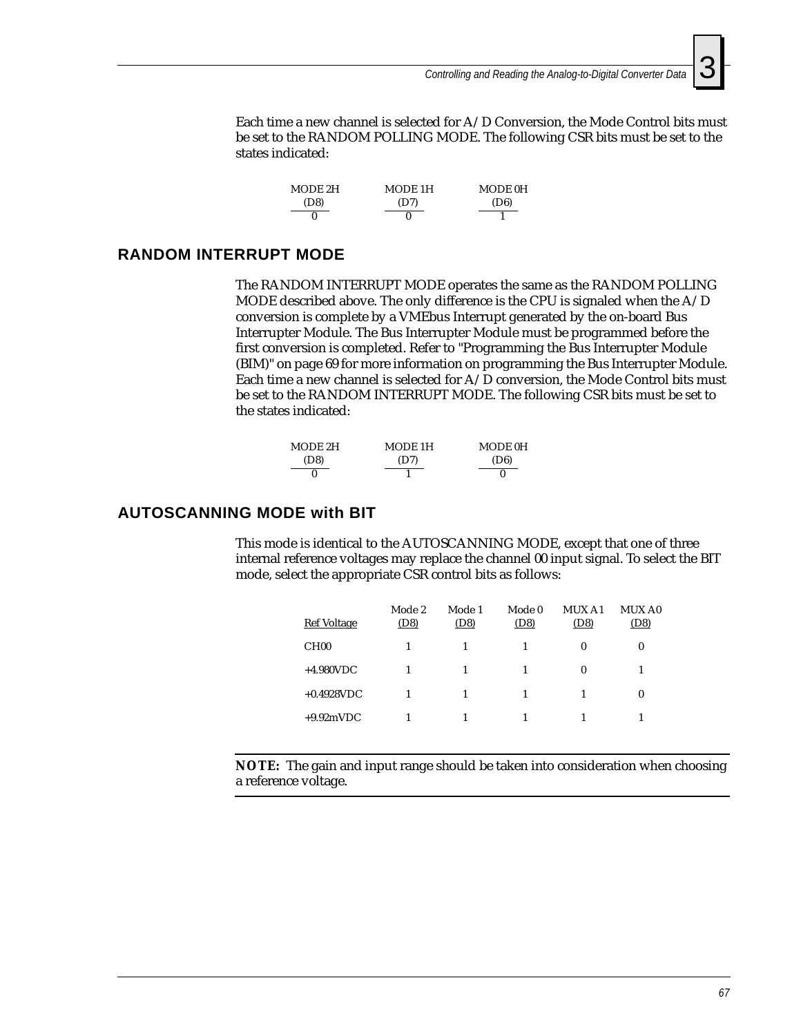Each time a new channel is selected for A/D Conversion, the Mode Control bits must be set to the RANDOM POLLING MODE. The following CSR bits must be set to the states indicated:

| MODE 2H (D8) | MODE 1H (D7) | MODE 0H (D6) |
|---|---|---|
| 0 | 0 | 1 |

## RANDOM INTERRUPT MODE

The RANDOM INTERRUPT MODE operates the same as the RANDOM POLLING MODE described above. The only difference is the CPU is signaled when the A/D conversion is complete by a VMEbus Interrupt generated by the on-board Bus Interrupter Module. The Bus Interrupter Module must be programmed before the first conversion is completed. Refer to "Programming the Bus Interrupter Module (BIM)" on page 69 for more information on programming the Bus Interrupter Module. Each time a new channel is selected for A/D conversion, the Mode Control bits must be set to the RANDOM INTERRUPT MODE. The following CSR bits must be set to the states indicated:

| MODE 2H (D8) | MODE 1H (D7) | MODE 0H (D6) |
|---|---|---|
| 0 | 1 | 0 |

## AUTOSCANNING MODE with BIT

This mode is identical to the AUTOSCANNING MODE, except that one of three internal reference voltages may replace the channel 00 input signal. To select the BIT mode, select the appropriate CSR control bits as follows:

| Ref Voltage | Mode 2 (D8) | Mode 1 (D8) | Mode 0 (D8) | MUX A1 (D8) | MUX A0 (D8) |
|---|---|---|---|---|---|
| CH00 | 1 | 1 | 1 | 0 | 0 |
| +4.980VDC | 1 | 1 | 1 | 0 | 1 |
| +0.4928VDC | 1 | 1 | 1 | 1 | 0 |
| +9.92mVDC | 1 | 1 | 1 | 1 | 1 |

---

**NOTE:** The gain and input range should be taken into consideration when choosing a reference voltage.

---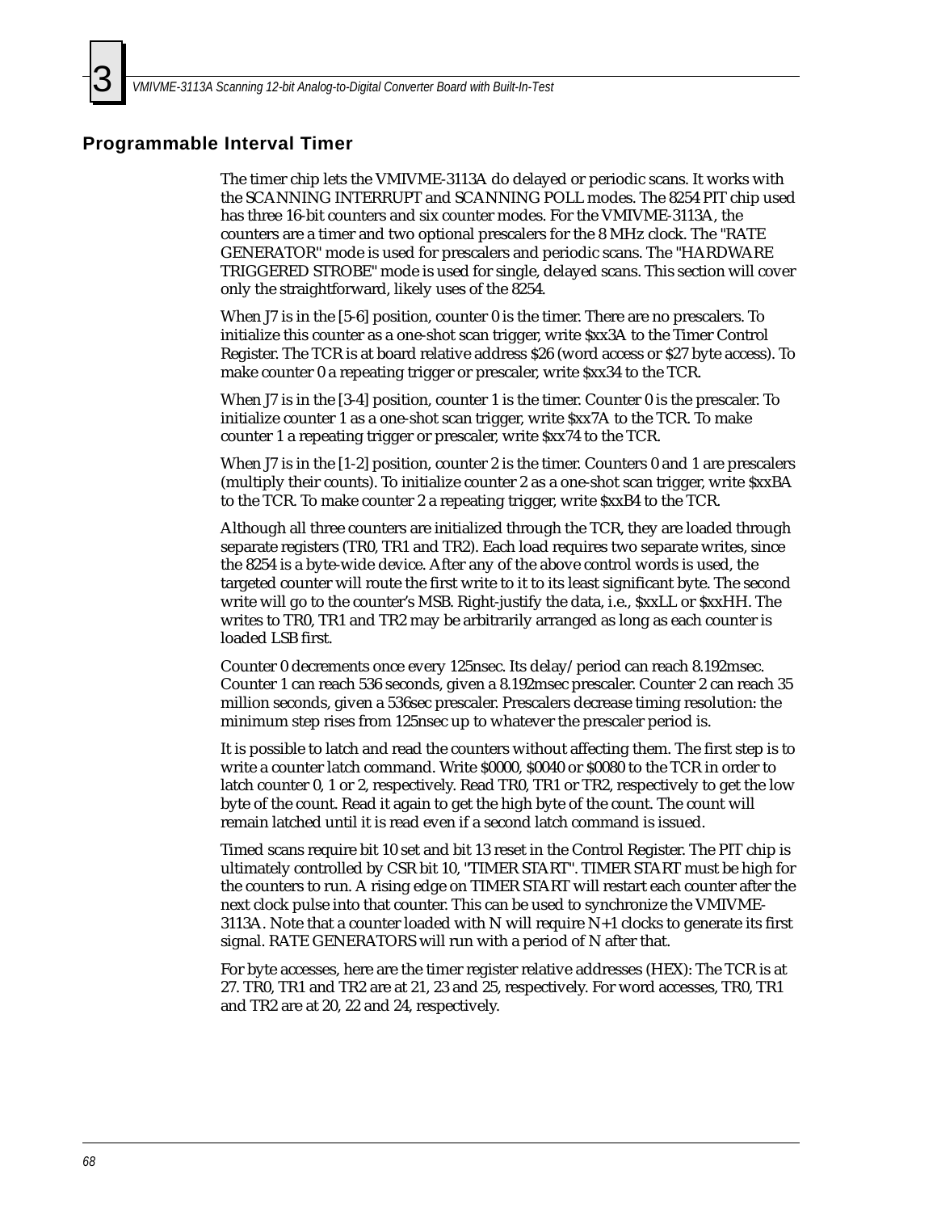## Programmable Interval Timer

The timer chip lets the VMIVME-3113A do delayed or periodic scans. It works with the SCANNING INTERRUPT and SCANNING POLL modes. The 8254 PIT chip used has three 16-bit counters and six counter modes. For the VMIVME-3113A, the counters are a timer and two optional prescalers for the 8 MHz clock. The "RATE GENERATOR" mode is used for prescalers and periodic scans. The "HARDWARE TRIGGERED STROBE" mode is used for single, delayed scans. This section will cover only the straightforward, likely uses of the 8254.

When J7 is in the [5-6] position, counter 0 is the timer. There are no prescalers. To initialize this counter as a one-shot scan trigger, write $xx3A to the Timer Control Register. The TCR is at board relative address $26 (word access or $27 byte access). To make counter 0 a repeating trigger or prescaler, write $xx34 to the TCR.

When J7 is in the [3-4] position, counter 1 is the timer. Counter 0 is the prescaler. To initialize counter 1 as a one-shot scan trigger, write $xx7A to the TCR. To make counter 1 a repeating trigger or prescaler, write $xx74 to the TCR.

When J7 is in the [1-2] position, counter 2 is the timer. Counters 0 and 1 are prescalers (multiply their counts). To initialize counter 2 as a one-shot scan trigger, write $xxBA to the TCR. To make counter 2 a repeating trigger, write $xxB4 to the TCR.

Although all three counters are initialized through the TCR, they are loaded through separate registers (TR0, TR1 and TR2). Each load requires two separate writes, since the 8254 is a byte-wide device. After any of the above control words is used, the targeted counter will route the first write to it to its least significant byte. The second write will go to the counter's MSB. Right-justify the data, i.e., $xxLL or $xxHH. The writes to TR0, TR1 and TR2 may be arbitrarily arranged as long as each counter is loaded LSB first.

Counter 0 decrements once every 125nsec. Its delay/period can reach 8.192msec. Counter 1 can reach 536 seconds, given a 8.192msec prescaler. Counter 2 can reach 35 million seconds, given a 536sec prescaler. Prescalers decrease timing resolution: the minimum step rises from 125nsec up to whatever the prescaler period is.

It is possible to latch and read the counters without affecting them. The first step is to write a counter latch command. Write $0000, $0040 or $0080 to the TCR in order to latch counter 0, 1 or 2, respectively. Read TR0, TR1 or TR2, respectively to get the low byte of the count. Read it again to get the high byte of the count. The count will remain latched until it is read even if a second latch command is issued.

Timed scans require bit 10 set and bit 13 reset in the Control Register. The PIT chip is ultimately controlled by CSR bit 10, "TIMER START". TIMER START must be high for the counters to run. A rising edge on TIMER START will restart each counter after the next clock pulse into that counter. This can be used to synchronize the VMIVME-3113A. Note that a counter loaded with N will require N+1 clocks to generate its first signal. RATE GENERATORS will run with a period of N after that.

For byte accesses, here are the timer register relative addresses (HEX): The TCR is at 27. TR0, TR1 and TR2 are at 21, 23 and 25, respectively. For word accesses, TR0, TR1 and TR2 are at 20, 22 and 24, respectively.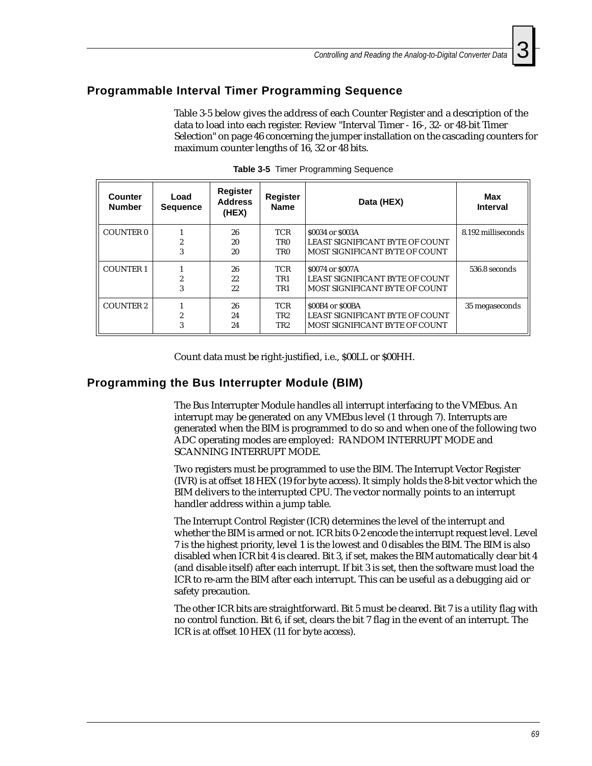## Programmable Interval Timer Programming Sequence

Table 3-5 below gives the address of each Counter Register and a description of the data to load into each register. Review "Interval Timer - 16-, 32- or 48-bit Timer Selection" on page 46 concerning the jumper installation on the cascading counters for maximum counter lengths of 16, 32 or 48 bits.

**Table 3-5** Timer Programming Sequence

| Counter Number | Load Sequence | Register Address (HEX) | Register Name | Data (HEX) | Max Interval |
|---|---|---|---|---|---|
| COUNTER 0 | 1<br>2<br>3 | 26<br>20<br>20 | TCR<br>TR0<br>TR0 | $0034 or $003A<br>LEAST SIGNIFICANT BYTE OF COUNT<br>MOST SIGNIFICANT BYTE OF COUNT | 8.192 milliseconds |
| COUNTER 1 | 1<br>2<br>3 | 26<br>22<br>22 | TCR<br>TR1<br>TR1 | $0074 or $007A<br>LEAST SIGNIFICANT BYTE OF COUNT<br>MOST SIGNIFICANT BYTE OF COUNT | 536.8 seconds |
| COUNTER 2 | 1<br>2<br>3 | 26<br>24<br>24 | TCR<br>TR2<br>TR2 | $00B4 or $00BA<br>LEAST SIGNIFICANT BYTE OF COUNT<br>MOST SIGNIFICANT BYTE OF COUNT | 35 megaseconds |

Count data must be right-justified, i.e., $00LL or $00HH.

## Programming the Bus Interrupter Module (BIM)

The Bus Interrupter Module handles all interrupt interfacing to the VMEbus. An interrupt may be generated on any VMEbus level (1 through 7). Interrupts are generated when the BIM is programmed to do so and when one of the following two ADC operating modes are employed: RANDOM INTERRUPT MODE and SCANNING INTERRUPT MODE.

Two registers must be programmed to use the BIM. The Interrupt Vector Register (IVR) is at offset 18 HEX (19 for byte access). It simply holds the 8-bit vector which the BIM delivers to the interrupted CPU. The vector normally points to an interrupt handler address within a jump table.

The Interrupt Control Register (ICR) determines the level of the interrupt and whether the BIM is armed or not. ICR bits 0-2 encode the interrupt request level. Level 7 is the highest priority, level 1 is the lowest and 0 disables the BIM. The BIM is also disabled when ICR bit 4 is cleared. Bit 3, if set, makes the BIM automatically clear bit 4 (and disable itself) after each interrupt. If bit 3 is set, then the software must load the ICR to re-arm the BIM after each interrupt. This can be useful as a debugging aid or safety precaution.

The other ICR bits are straightforward. Bit 5 must be cleared. Bit 7 is a utility flag with no control function. Bit 6, if set, clears the bit 7 flag in the event of an interrupt. The ICR is at offset 10 HEX (11 for byte access).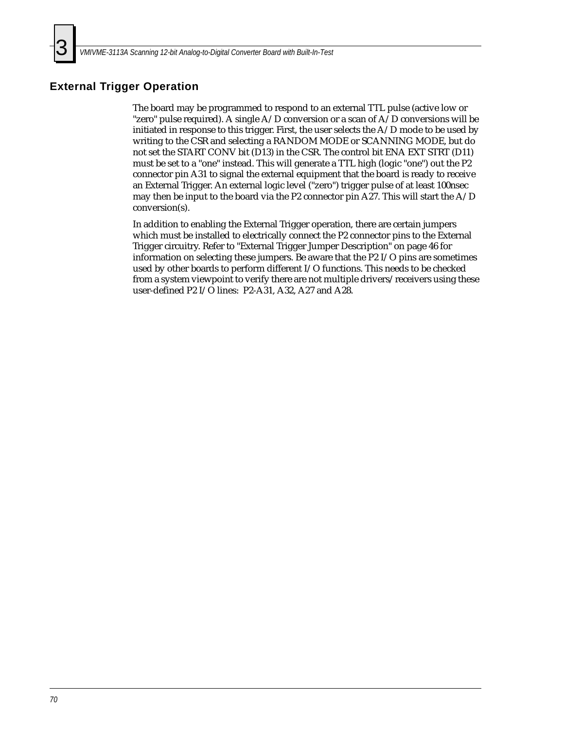## External Trigger Operation

The board may be programmed to respond to an external TTL pulse (active low or "zero" pulse required). A single A/D conversion or a scan of A/D conversions will be initiated in response to this trigger. First, the user selects the A/D mode to be used by writing to the CSR and selecting a RANDOM MODE or SCANNING MODE, but do not set the START CONV bit (D13) in the CSR. The control bit ENA EXT STRT (D11) must be set to a "one" instead. This will generate a TTL high (logic "one") out the P2 connector pin A31 to signal the external equipment that the board is ready to receive an External Trigger. An external logic level ("zero") trigger pulse of at least 100nsec may then be input to the board via the P2 connector pin A27. This will start the A/D conversion(s).

In addition to enabling the External Trigger operation, there are certain jumpers which must be installed to electrically connect the P2 connector pins to the External Trigger circuitry. Refer to "External Trigger Jumper Description" on page 46 for information on selecting these jumpers. Be aware that the P2 I/O pins are sometimes used by other boards to perform different I/O functions. This needs to be checked from a system viewpoint to verify there are not multiple drivers/receivers using these user-defined P2 I/O lines: P2-A31, A32, A27 and A28.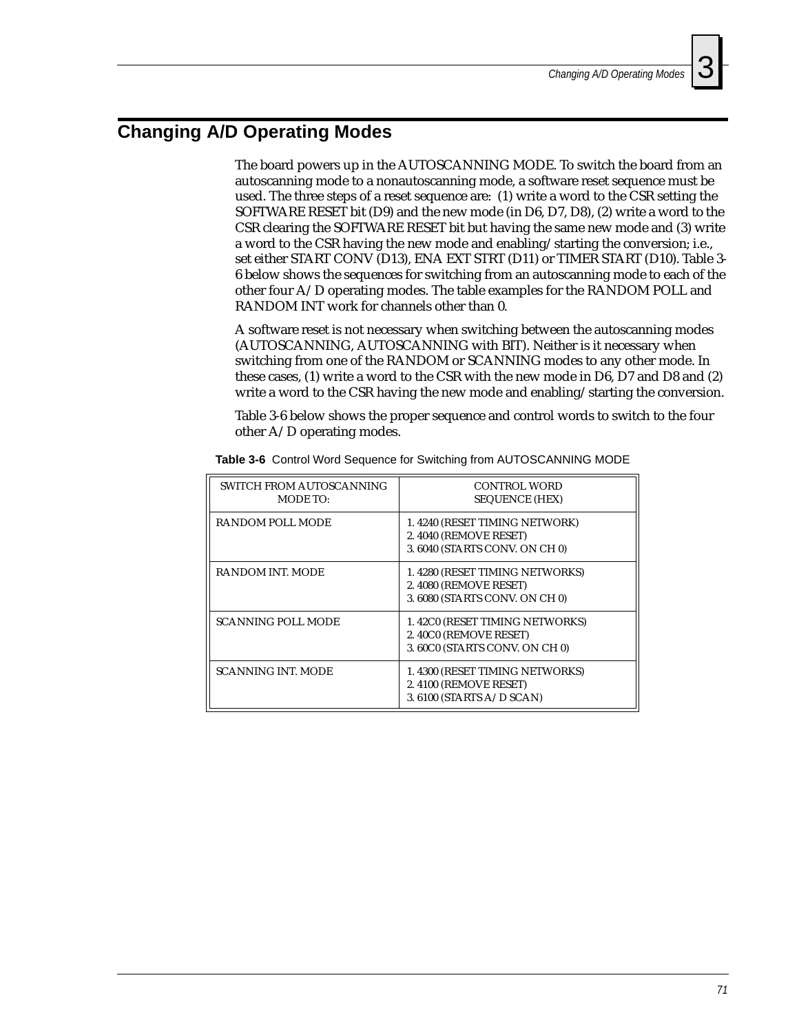## Changing A/D Operating Modes

The board powers up in the AUTOSCANNING MODE. To switch the board from an autoscanning mode to a nonautoscanning mode, a software reset sequence must be used. The three steps of a reset sequence are: (1) write a word to the CSR setting the SOFTWARE RESET bit (D9) and the new mode (in D6, D7, D8), (2) write a word to the CSR clearing the SOFTWARE RESET bit but having the same new mode and (3) write a word to the CSR having the new mode and enabling/starting the conversion; i.e., set either START CONV (D13), ENA EXT STRT (D11) or TIMER START (D10). Table 3-6 below shows the sequences for switching from an autoscanning mode to each of the other four A/D operating modes. The table examples for the RANDOM POLL and RANDOM INT work for channels other than 0.

A software reset is not necessary when switching between the autoscanning modes (AUTOSCANNING, AUTOSCANNING with BIT). Neither is it necessary when switching from one of the RANDOM or SCANNING modes to any other mode. In these cases, (1) write a word to the CSR with the new mode in D6, D7 and D8 and (2) write a word to the CSR having the new mode and enabling/starting the conversion.

Table 3-6 below shows the proper sequence and control words to switch to the four other A/D operating modes.

**Table 3-6** Control Word Sequence for Switching from AUTOSCANNING MODE

| SWITCH FROM AUTOSCANNING MODE TO: | CONTROL WORD SEQUENCE (HEX) |
|---|---|
| RANDOM POLL MODE | 1. 4240 (RESET TIMING NETWORK)<br>2. 4040 (REMOVE RESET)<br>3. 6040 (STARTS CONV. ON CH 0) |
| RANDOM INT. MODE | 1. 4280 (RESET TIMING NETWORKS)<br>2. 4080 (REMOVE RESET)<br>3. 6080 (STARTS CONV. ON CH 0) |
| SCANNING POLL MODE | 1. 42C0 (RESET TIMING NETWORKS)<br>2. 40C0 (REMOVE RESET)<br>3. 60C0 (STARTS CONV. ON CH 0) |
| SCANNING INT. MODE | 1. 4300 (RESET TIMING NETWORKS)<br>2. 4100 (REMOVE RESET)<br>3. 6100 (STARTS A/D SCAN) |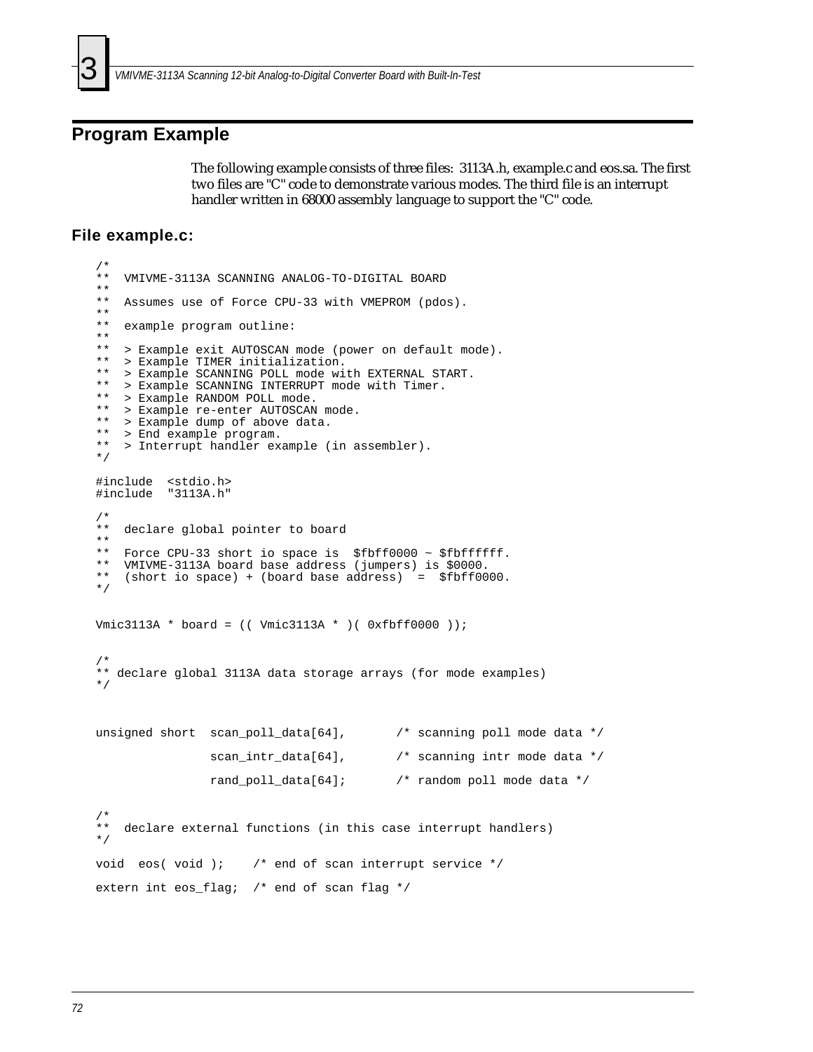## Program Example

The following example consists of three files: 3113A.h, example.c and eos.sa. The first two files are "C" code to demonstrate various modes. The third file is an interrupt handler written in 68000 assembly language to support the "C" code.

### File example.c:

```
/*
**  VMIVME-3113A SCANNING ANALOG-TO-DIGITAL BOARD
**
**  Assumes use of Force CPU-33 with VMEPROM (pdos).
**
**  example program outline:
**
**  > Example exit AUTOSCAN mode (power on default mode).
**  > Example TIMER initialization.
**  > Example SCANNING POLL mode with EXTERNAL START.
**  > Example SCANNING INTERRUPT mode with Timer.
**  > Example RANDOM POLL mode.
**  > Example re-enter AUTOSCAN mode.
**  > Example dump of above data.
**  > End example program.
**  > Interrupt handler example (in assembler).
*/

#include  <stdio.h>
#include  "3113A.h"

/*
**  declare global pointer to board
**
**  Force CPU-33 short io space is  $fbff0000 ~ $fbffffff.
**  VMIVME-3113A board base address (jumpers) is $0000.
**  (short io space) + (board base address)  =  $fbff0000.
*/


Vmic3113A * board = (( Vmic3113A * )( 0xfbff0000 ));


/*
** declare global 3113A data storage arrays (for mode examples)
*/


unsigned short  scan_poll_data[64],       /* scanning poll mode data */

                scan_intr_data[64],       /* scanning intr mode data */

                rand_poll_data[64];       /* random poll mode data */


/*
**  declare external functions (in this case interrupt handlers)
*/

void  eos( void );    /* end of scan interrupt service */

extern int eos_flag;  /* end of scan flag */
```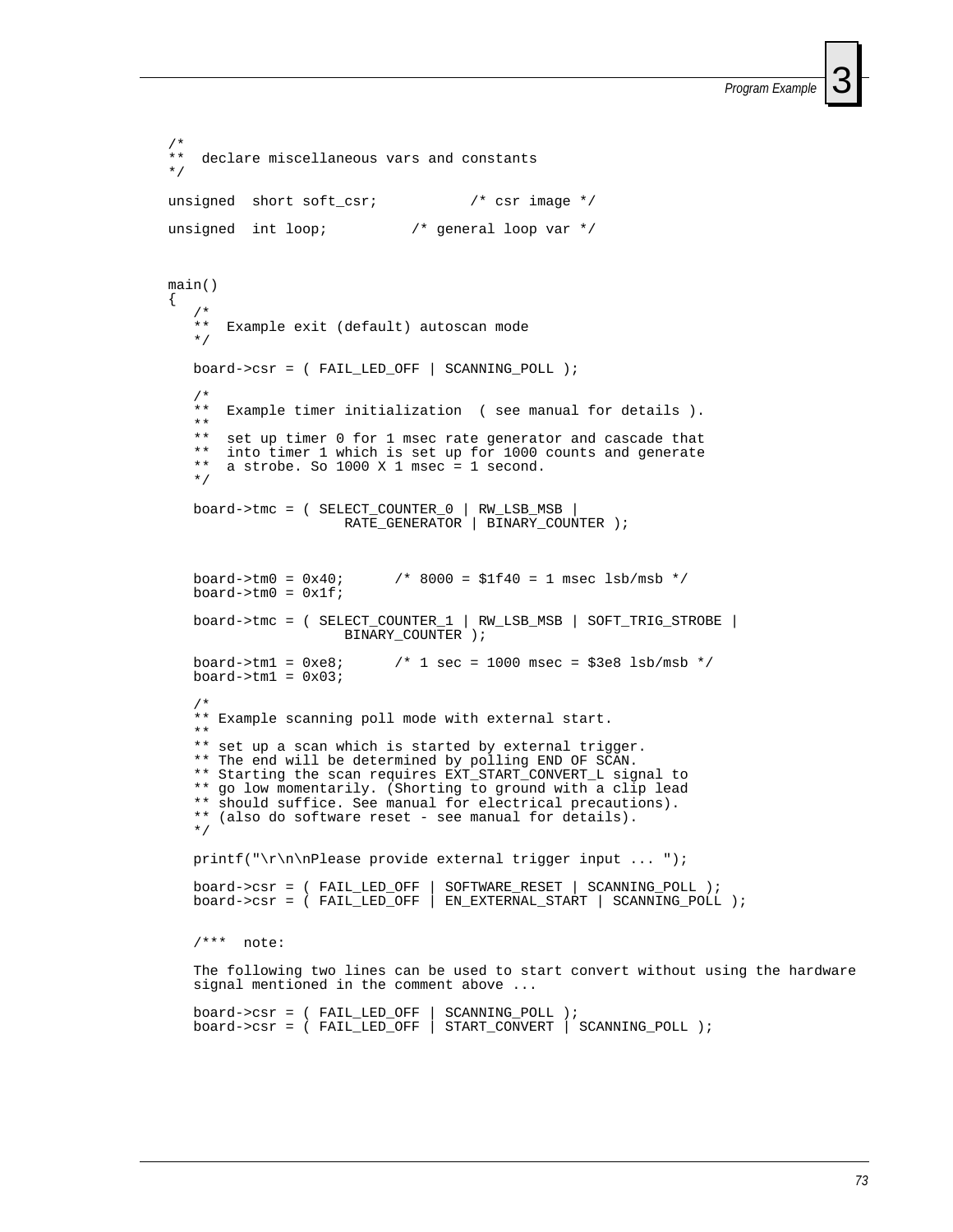```
/*
**  declare miscellaneous vars and constants
*/

unsigned  short soft_csr;           /* csr image */

unsigned  int loop;          /* general loop var */



main()
{
   /*
   **  Example exit (default) autoscan mode
   */

   board->csr = ( FAIL_LED_OFF | SCANNING_POLL );

   /*
   **  Example timer initialization  ( see manual for details ).
   **
   **  set up timer 0 for 1 msec rate generator and cascade that
   **  into timer 1 which is set up for 1000 counts and generate
   **  a strobe. So 1000 X 1 msec = 1 second.
   */

   board->tmc = ( SELECT_COUNTER_0 | RW_LSB_MSB |
                  RATE_GENERATOR | BINARY_COUNTER );



   board->tm0 = 0x40;      /* 8000 = $1f40 = 1 msec lsb/msb */
   board->tm0 = 0x1f;

   board->tmc = ( SELECT_COUNTER_1 | RW_LSB_MSB | SOFT_TRIG_STROBE |
                  BINARY_COUNTER );

   board->tm1 = 0xe8;      /* 1 sec = 1000 msec = $3e8 lsb/msb */
   board->tm1 = 0x03;

   /*
   ** Example scanning poll mode with external start.
   **
   ** set up a scan which is started by external trigger.
   ** The end will be determined by polling END OF SCAN.
   ** Starting the scan requires EXT_START_CONVERT_L signal to
   ** go low momentarily. (Shorting to ground with a clip lead
   ** should suffice. See manual for electrical precautions).
   ** (also do software reset - see manual for details).
   */

   printf("\r\n\nPlease provide external trigger input ... ");

   board->csr = ( FAIL_LED_OFF | SOFTWARE_RESET | SCANNING_POLL );
   board->csr = ( FAIL_LED_OFF | EN_EXTERNAL_START | SCANNING_POLL );


   /***  note:

   The following two lines can be used to start convert without using the hardware
   signal mentioned in the comment above ...

   board->csr = ( FAIL_LED_OFF | SCANNING_POLL );
   board->csr = ( FAIL_LED_OFF | START_CONVERT | SCANNING_POLL );
```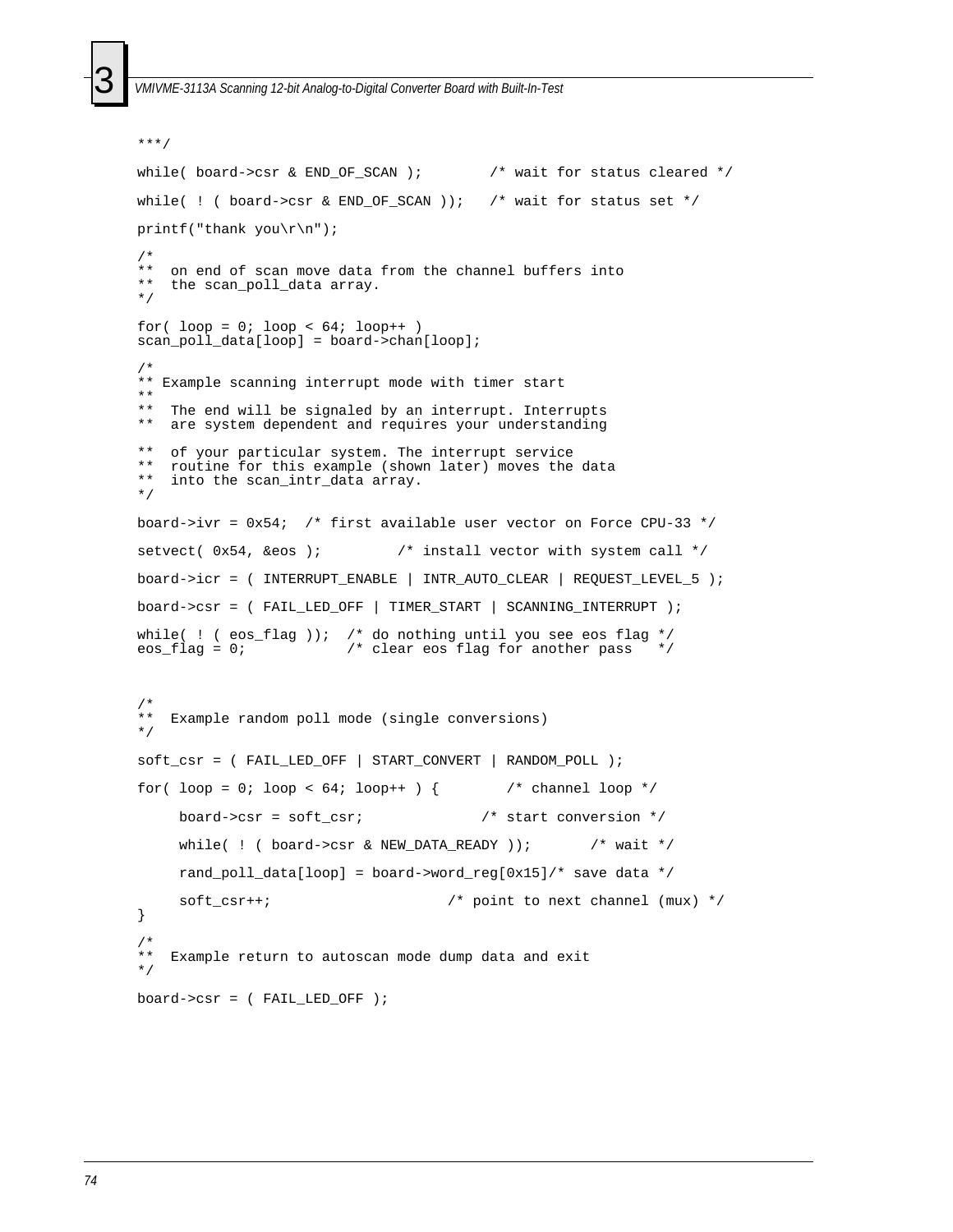```
***/

while( board->csr & END_OF_SCAN );        /* wait for status cleared */

while( ! ( board->csr & END_OF_SCAN ));   /* wait for status set */

printf("thank you\r\n");

/*
**  on end of scan move data from the channel buffers into
**  the scan_poll_data array.
*/

for( loop = 0; loop < 64; loop++ )
scan_poll_data[loop] = board->chan[loop];

/*
** Example scanning interrupt mode with timer start
**
**  The end will be signaled by an interrupt. Interrupts
**  are system dependent and requires your understanding

**  of your particular system. The interrupt service
**  routine for this example (shown later) moves the data
**  into the scan_intr_data array.
*/

board->ivr = 0x54;  /* first available user vector on Force CPU-33 */

setvect( 0x54, &eos );         /* install vector with system call */

board->icr = ( INTERRUPT_ENABLE | INTR_AUTO_CLEAR | REQUEST_LEVEL_5 );

board->csr = ( FAIL_LED_OFF | TIMER_START | SCANNING_INTERRUPT );

while( ! ( eos_flag ));  /* do nothing until you see eos flag */
eos_flag = 0;            /* clear eos flag for another pass   */



/*
**  Example random poll mode (single conversions)
*/

soft_csr = ( FAIL_LED_OFF | START_CONVERT | RANDOM_POLL );

for( loop = 0; loop < 64; loop++ ) {        /* channel loop */

     board->csr = soft_csr;              /* start conversion */

     while( ! ( board->csr & NEW_DATA_READY ));       /* wait */

     rand_poll_data[loop] = board->word_reg[0x15]/* save data */

     soft_csr++;                     /* point to next channel (mux) */
}

/*
**  Example return to autoscan mode dump data and exit
*/

board->csr = ( FAIL_LED_OFF );
```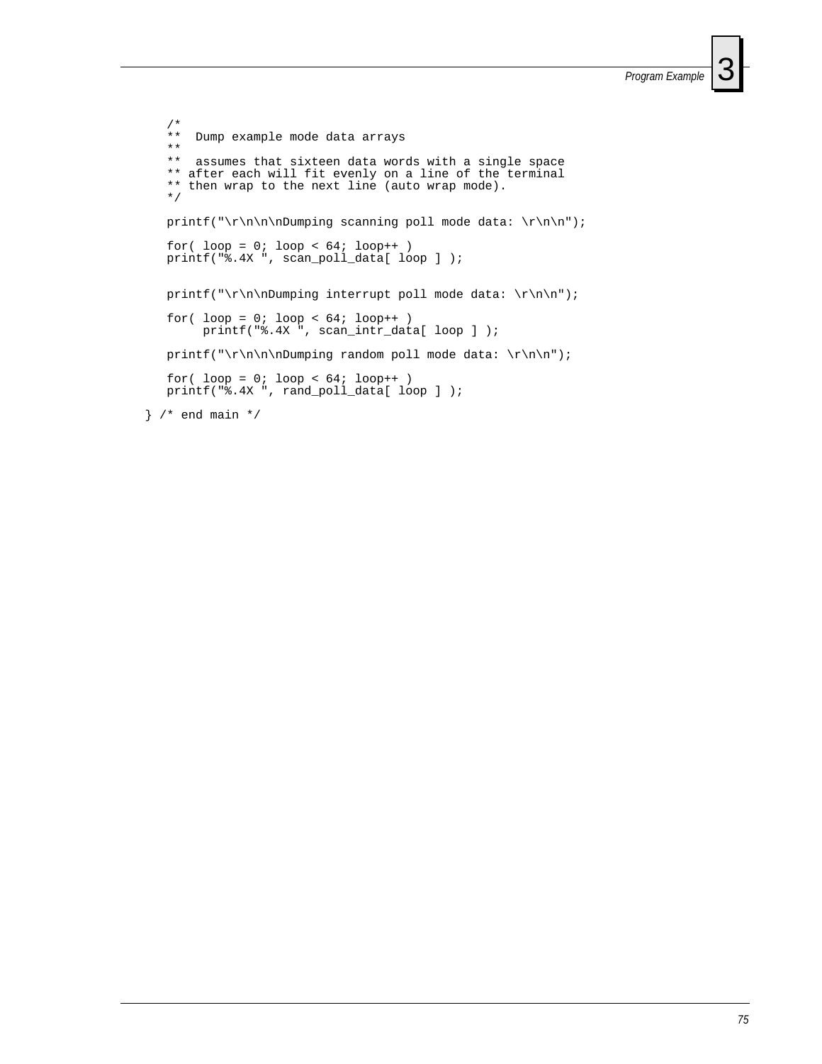```
    /*
    **  Dump example mode data arrays
    **
    **  assumes that sixteen data words with a single space
    ** after each will fit evenly on a line of the terminal
    ** then wrap to the next line (auto wrap mode).
    */

    printf("\r\n\n\nDumping scanning poll mode data: \r\n\n");

    for( loop = 0; loop < 64; loop++ )
    printf("%.4X ", scan_poll_data[ loop ] );


    printf("\r\n\nDumping interrupt poll mode data: \r\n\n");

    for( loop = 0; loop < 64; loop++ )
         printf("%.4X ", scan_intr_data[ loop ] );

    printf("\r\n\n\nDumping random poll mode data: \r\n\n");

    for( loop = 0; loop < 64; loop++ )
    printf("%.4X ", rand_poll_data[ loop ] );

 } /* end main */
```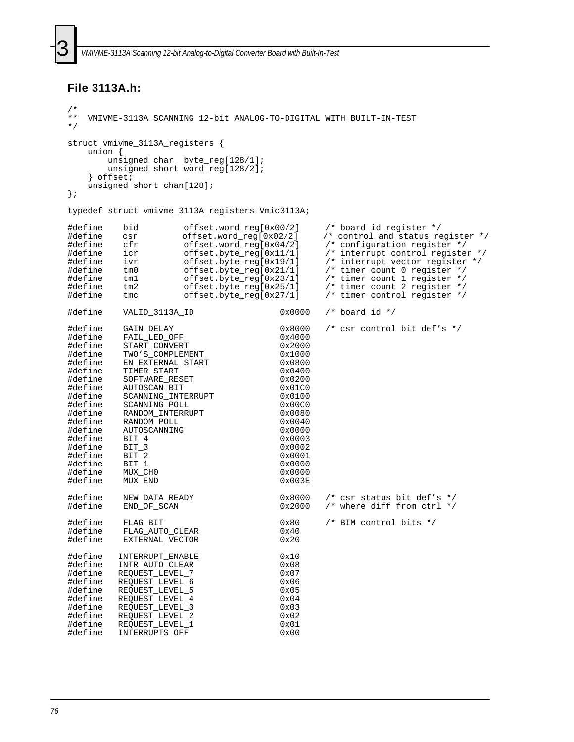### File 3113A.h:

```
/*
**  VMIVME-3113A SCANNING 12-bit ANALOG-TO-DIGITAL WITH BUILT-IN-TEST
*/

struct vmivme_3113A_registers {
    union {
        unsigned char  byte_reg[128/1];
        unsigned short word_reg[128/2];
    } offset;
    unsigned short chan[128];
};

typedef struct vmivme_3113A_registers Vmic3113A;

#define    bid         offset.word_reg[0x00/2]     /* board id register */
#define    csr         offset.word_reg[0x02/2]     /* control and status register */
#define    cfr         offset.word_reg[0x04/2]     /* configuration register */
#define    icr         offset.byte_reg[0x11/1]     /* interrupt control register */
#define    ivr         offset.byte_reg[0x19/1]     /* interrupt vector register */
#define    tm0         offset.byte_reg[0x21/1]     /* timer count 0 register */
#define    tm1         offset.byte_reg[0x23/1]     /* timer count 1 register */
#define    tm2         offset.byte_reg[0x25/1]     /* timer count 2 register */
#define    tmc         offset.byte_reg[0x27/1]     /* timer control register */

#define    VALID_3113A_ID                  0x0000   /* board id */

#define    GAIN_DELAY                      0x8000   /* csr control bit def's */
#define    FAIL_LED_OFF                    0x4000
#define    START_CONVERT                   0x2000
#define    TWO'S_COMPLEMENT                0x1000
#define    EN_EXTERNAL_START               0x0800
#define    TIMER_START                     0x0400
#define    SOFTWARE_RESET                  0x0200
#define    AUTOSCAN_BIT                    0x01C0
#define    SCANNING_INTERRUPT              0x0100
#define    SCANNING_POLL                   0x00C0
#define    RANDOM_INTERRUPT                0x0080
#define    RANDOM_POLL                     0x0040
#define    AUTOSCANNING                    0x0000
#define    BIT_4                           0x0003
#define    BIT_3                           0x0002
#define    BIT_2                           0x0001
#define    BIT_1                           0x0000
#define    MUX_CH0                         0x0000
#define    MUX_END                         0x003E

#define    NEW_DATA_READY                  0x8000   /* csr status bit def's */
#define    END_OF_SCAN                     0x2000   /* where diff from ctrl */

#define    FLAG_BIT                        0x80     /* BIM control bits */
#define    FLAG_AUTO_CLEAR                 0x40
#define    EXTERNAL_VECTOR                 0x20

#define   INTERRUPT_ENABLE                 0x10
#define   INTR_AUTO_CLEAR                  0x08
#define   REQUEST_LEVEL_7                  0x07
#define   REQUEST_LEVEL_6                  0x06
#define   REQUEST_LEVEL_5                  0x05
#define   REQUEST_LEVEL_4                  0x04
#define   REQUEST_LEVEL_3                  0x03
#define   REQUEST_LEVEL_2                  0x02
#define   REQUEST_LEVEL_1                  0x01
#define   INTERRUPTS_OFF                   0x00
```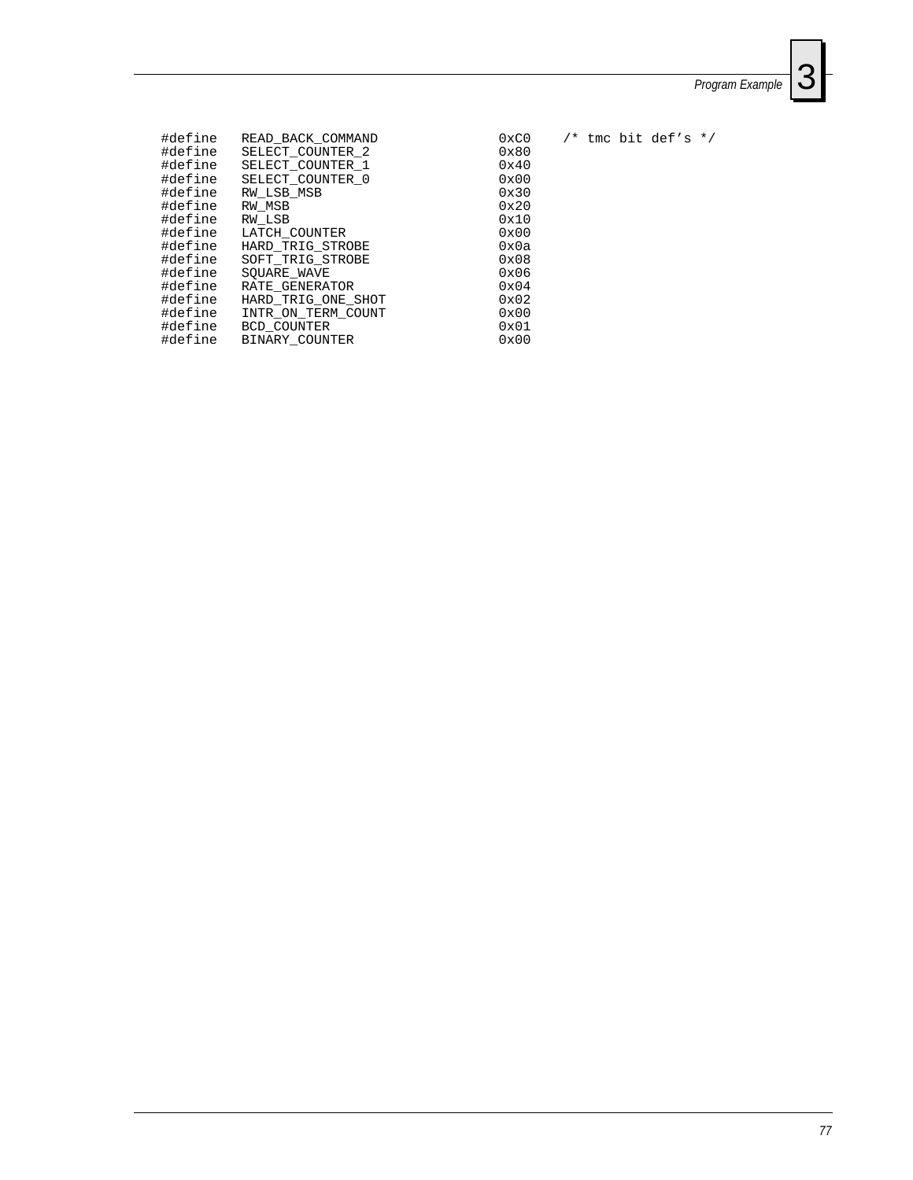```
#define   READ_BACK_COMMAND           0xC0    /* tmc bit def's */
#define   SELECT_COUNTER_2            0x80
#define   SELECT_COUNTER_1            0x40
#define   SELECT_COUNTER_0            0x00
#define   RW_LSB_MSB                  0x30
#define   RW_MSB                      0x20
#define   RW_LSB                      0x10
#define   LATCH_COUNTER               0x00
#define   HARD_TRIG_STROBE            0x0a
#define   SOFT_TRIG_STROBE            0x08
#define   SQUARE_WAVE                 0x06
#define   RATE_GENERATOR              0x04
#define   HARD_TRIG_ONE_SHOT          0x02
#define   INTR_ON_TERM_COUNT          0x00
#define   BCD_COUNTER                 0x01
#define   BINARY_COUNTER              0x00
```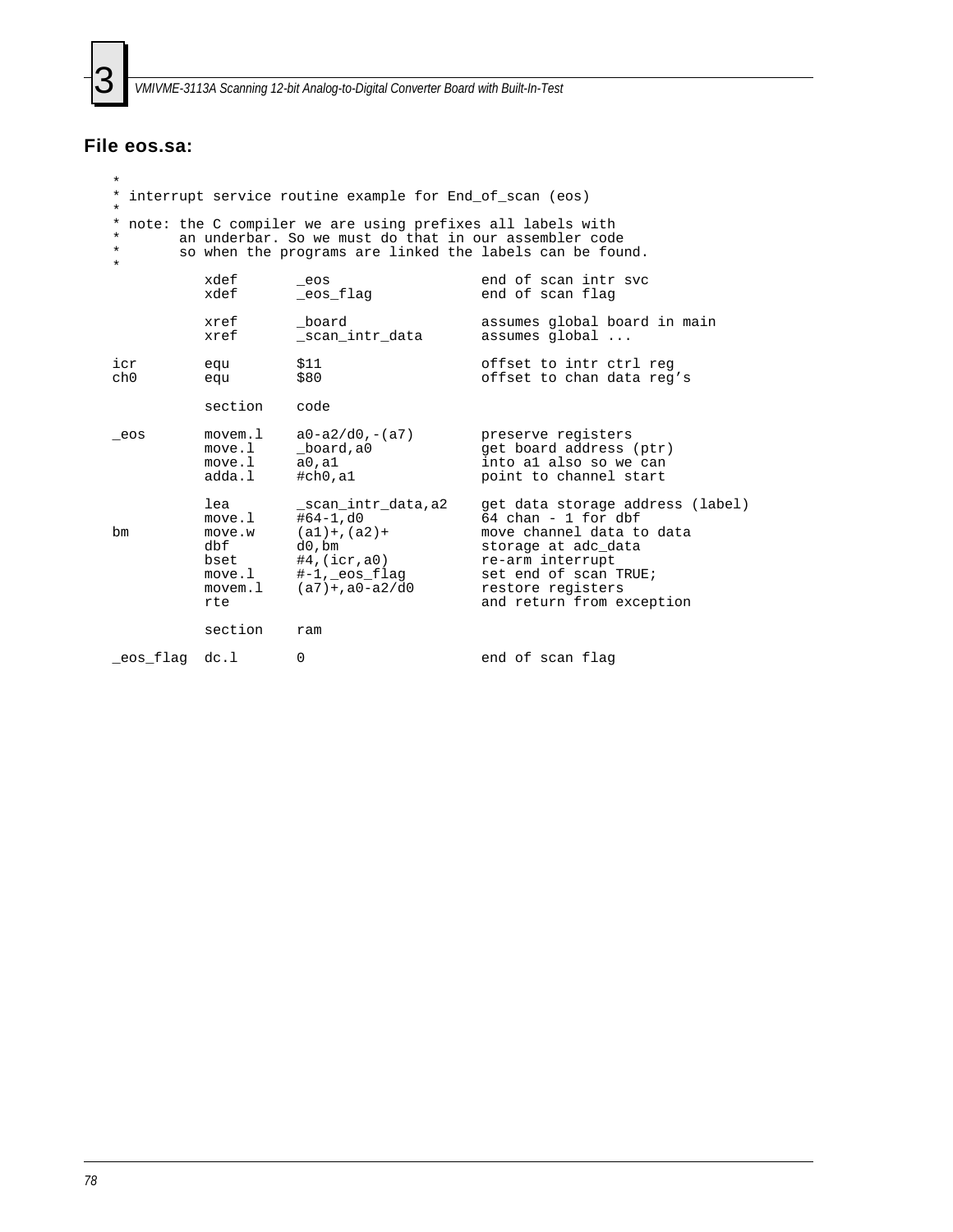## File eos.sa:

```
*
* interrupt service routine example for End_of_scan (eos)
*
* note: the C compiler we are using prefixes all labels with
*       an underbar. So we must do that in our assembler code
*       so when the programs are linked the labels can be found.
*
          xdef      _eos                 end of scan intr svc
          xdef      _eos_flag            end of scan flag

          xref      _board               assumes global board in main
          xref      _scan_intr_data      assumes global ...

icr       equ       $11                  offset to intr ctrl reg
ch0       equ       $80                  offset to chan data reg's

          section   code

_eos      movem.l   a0-a2/d0,-(a7)       preserve registers
          move.l    _board,a0            get board address (ptr)
          move.l    a0,a1                into a1 also so we can
          adda.l    #ch0,a1              point to channel start

          lea       _scan_intr_data,a2   get data storage address (label)
          move.l    #64-1,d0             64 chan - 1 for dbf
bm        move.w    (a1)+,(a2)+          move channel data to data
          dbf       d0,bm                storage at adc_data
          bset      #4,(icr,a0)          re-arm interrupt
          move.l    #-1,_eos_flag        set end of scan TRUE;
          movem.l   (a7)+,a0-a2/d0       restore registers
          rte                            and return from exception

          section   ram

_eos_flag dc.l      0                    end of scan flag
```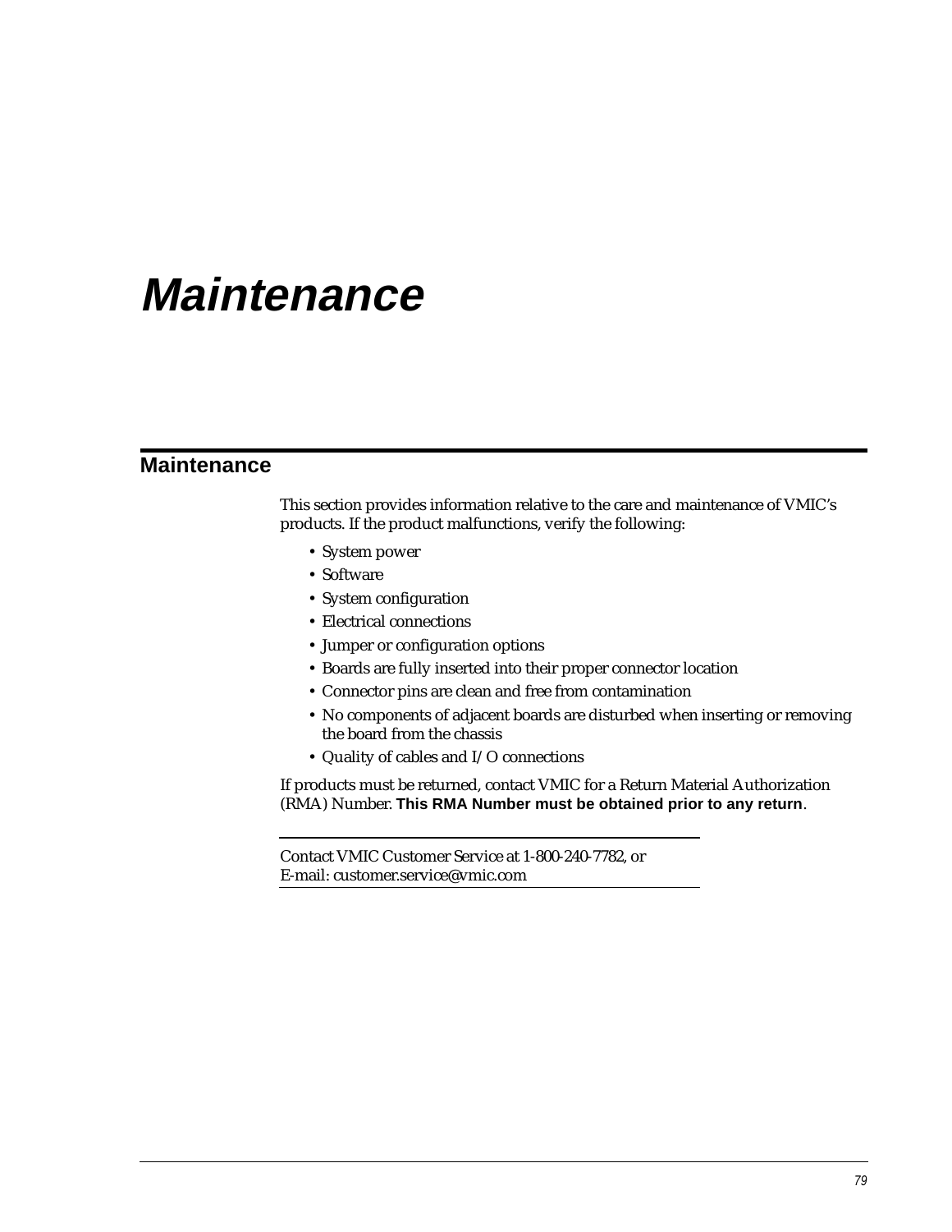# Maintenance

## Maintenance

This section provides information relative to the care and maintenance of VMIC's products. If the product malfunctions, verify the following:

- System power
- Software
- System configuration
- Electrical connections
- Jumper or configuration options
- Boards are fully inserted into their proper connector location
- Connector pins are clean and free from contamination
- No components of adjacent boards are disturbed when inserting or removing the board from the chassis
- Quality of cables and I/O connections

If products must be returned, contact VMIC for a Return Material Authorization (RMA) Number. **This RMA Number must be obtained prior to any return**.

---

Contact VMIC Customer Service at 1-800-240-7782, or
E-mail: customer.service@vmic.com

---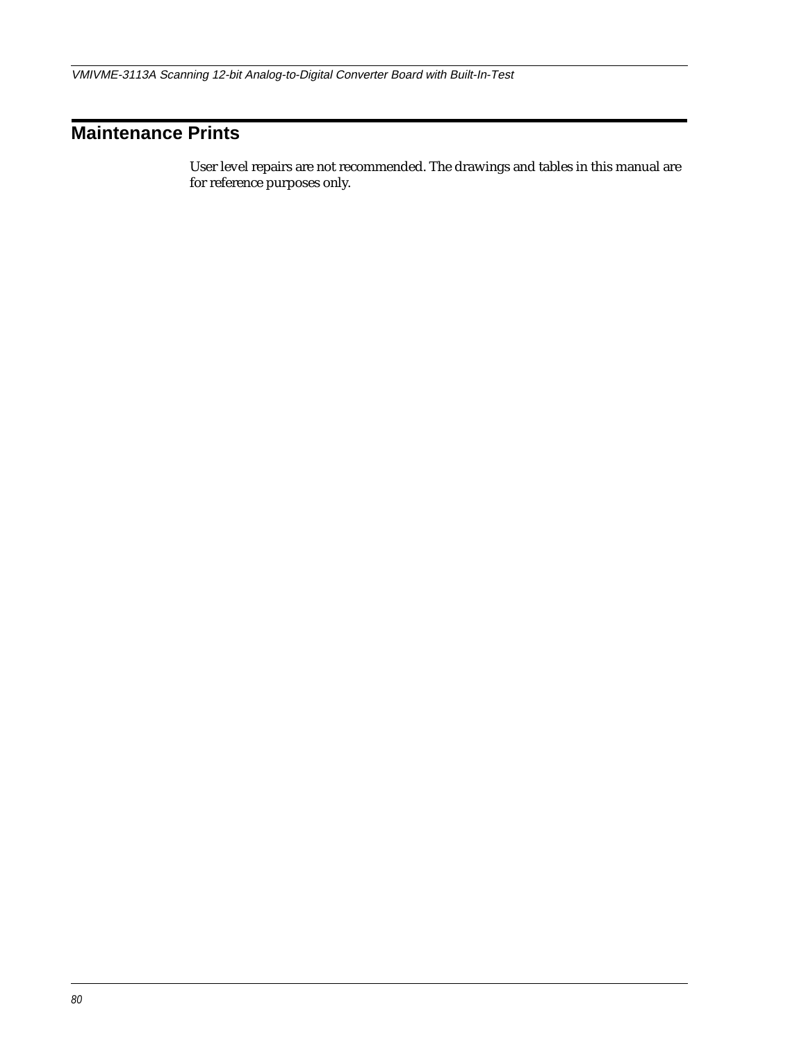## Maintenance Prints

User level repairs are not recommended. The drawings and tables in this manual are for reference purposes only.